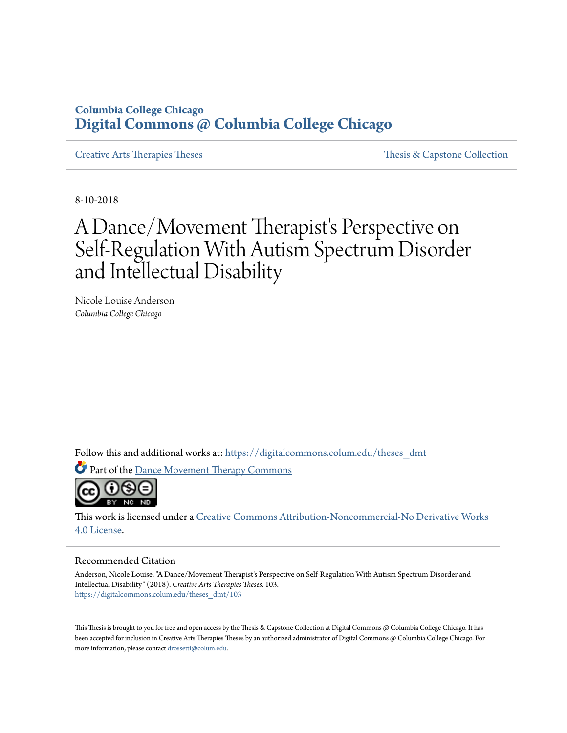Columbia College Chicago

**Digital Commons @ Columbia College Chicago**

Creative Arts Therapies Theses | Thesis & Capstone Collection

8-10-2018

# A Dance/Movement Therapist's Perspective on Self-Regulation With Autism Spectrum Disorder and Intellectual Disability

Nicole Louise Anderson
*Columbia College Chicago*

Follow this and additional works at: https://digitalcommons.colum.edu/theses_dmt

Part of the Dance Movement Therapy Commons

This work is licensed under a Creative Commons Attribution-Noncommercial-No Derivative Works 4.0 License.

## Recommended Citation

Anderson, Nicole Louise, "A Dance/Movement Therapist's Perspective on Self-Regulation With Autism Spectrum Disorder and Intellectual Disability" (2018). *Creative Arts Therapies Theses*. 103.
https://digitalcommons.colum.edu/theses_dmt/103

This Thesis is brought to you for free and open access by the Thesis & Capstone Collection at Digital Commons @ Columbia College Chicago. It has been accepted for inclusion in Creative Arts Therapies Theses by an authorized administrator of Digital Commons @ Columbia College Chicago. For more information, please contact drossetti@colum.edu.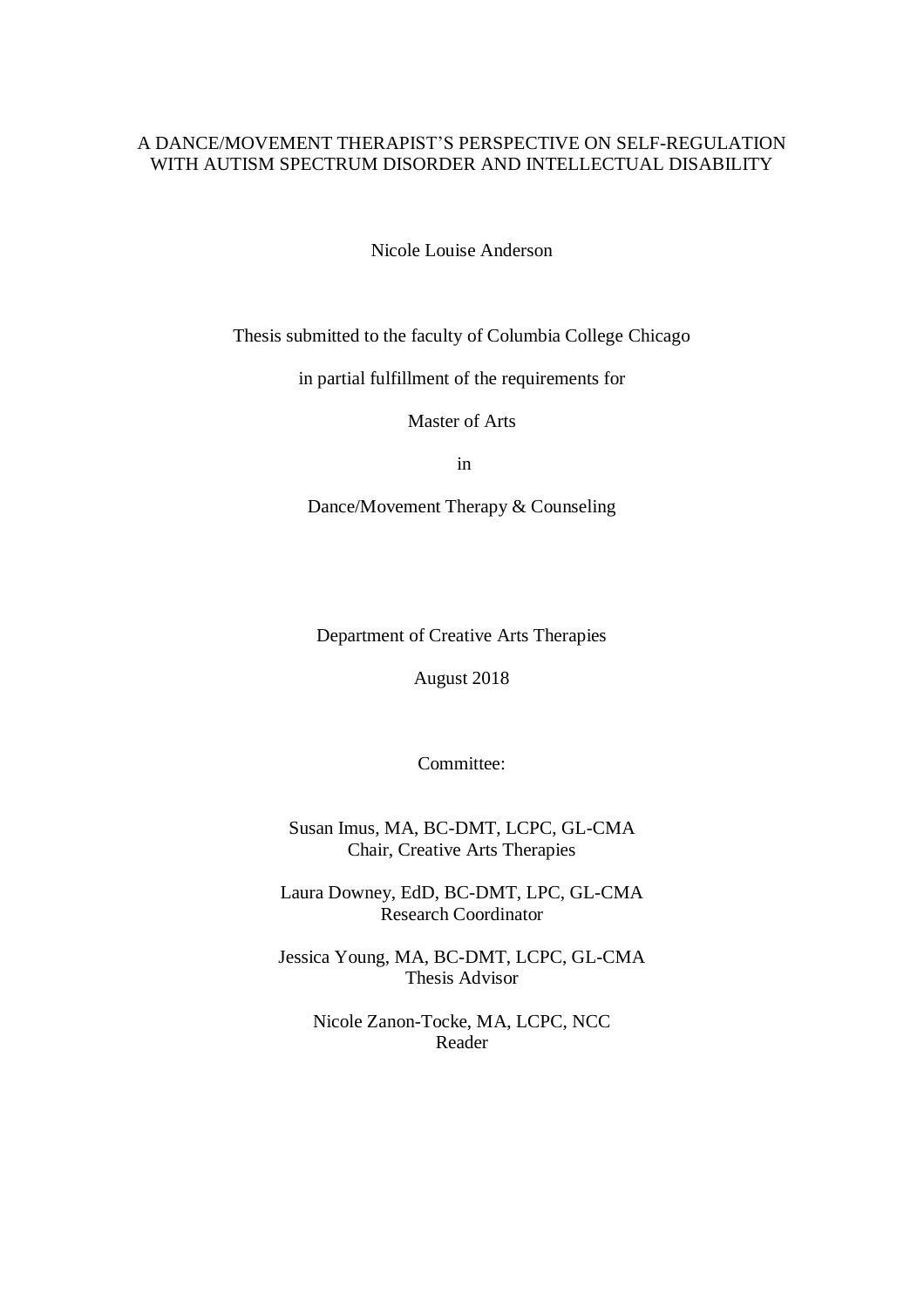# A DANCE/MOVEMENT THERAPIST'S PERSPECTIVE ON SELF-REGULATION WITH AUTISM SPECTRUM DISORDER AND INTELLECTUAL DISABILITY

Nicole Louise Anderson

Thesis submitted to the faculty of Columbia College Chicago

in partial fulfillment of the requirements for

Master of Arts

in

Dance/Movement Therapy & Counseling

Department of Creative Arts Therapies

August 2018

Committee:

Susan Imus, MA, BC-DMT, LCPC, GL-CMA
Chair, Creative Arts Therapies

Laura Downey, EdD, BC-DMT, LPC, GL-CMA
Research Coordinator

Jessica Young, MA, BC-DMT, LCPC, GL-CMA
Thesis Advisor

Nicole Zanon-Tocke, MA, LCPC, NCC
Reader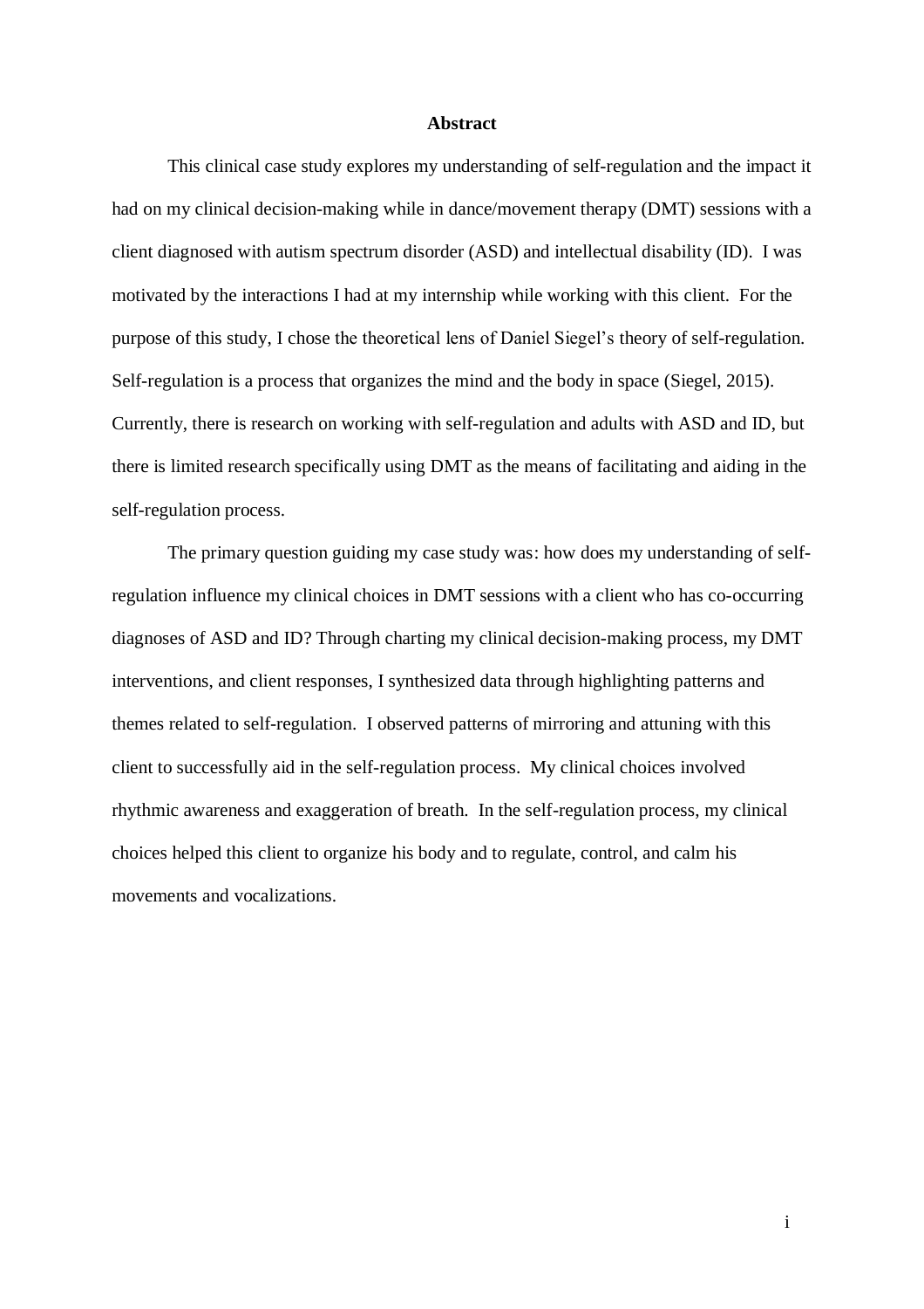# Abstract

This clinical case study explores my understanding of self-regulation and the impact it had on my clinical decision-making while in dance/movement therapy (DMT) sessions with a client diagnosed with autism spectrum disorder (ASD) and intellectual disability (ID). I was motivated by the interactions I had at my internship while working with this client. For the purpose of this study, I chose the theoretical lens of Daniel Siegel's theory of self-regulation. Self-regulation is a process that organizes the mind and the body in space (Siegel, 2015). Currently, there is research on working with self-regulation and adults with ASD and ID, but there is limited research specifically using DMT as the means of facilitating and aiding in the self-regulation process.

The primary question guiding my case study was: how does my understanding of self-regulation influence my clinical choices in DMT sessions with a client who has co-occurring diagnoses of ASD and ID? Through charting my clinical decision-making process, my DMT interventions, and client responses, I synthesized data through highlighting patterns and themes related to self-regulation. I observed patterns of mirroring and attuning with this client to successfully aid in the self-regulation process. My clinical choices involved rhythmic awareness and exaggeration of breath. In the self-regulation process, my clinical choices helped this client to organize his body and to regulate, control, and calm his movements and vocalizations.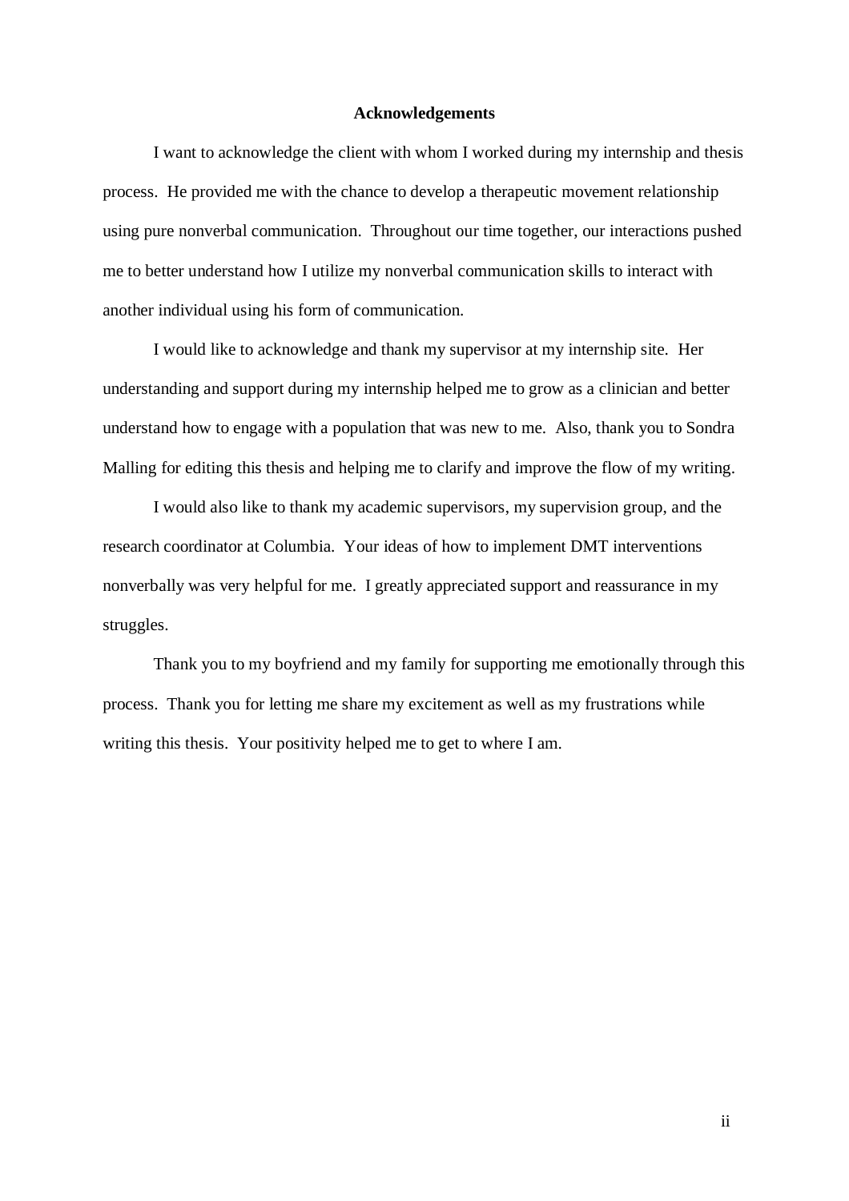# Acknowledgements

I want to acknowledge the client with whom I worked during my internship and thesis process. He provided me with the chance to develop a therapeutic movement relationship using pure nonverbal communication. Throughout our time together, our interactions pushed me to better understand how I utilize my nonverbal communication skills to interact with another individual using his form of communication.

I would like to acknowledge and thank my supervisor at my internship site. Her understanding and support during my internship helped me to grow as a clinician and better understand how to engage with a population that was new to me. Also, thank you to Sondra Malling for editing this thesis and helping me to clarify and improve the flow of my writing.

I would also like to thank my academic supervisors, my supervision group, and the research coordinator at Columbia. Your ideas of how to implement DMT interventions nonverbally was very helpful for me. I greatly appreciated support and reassurance in my struggles.

Thank you to my boyfriend and my family for supporting me emotionally through this process. Thank you for letting me share my excitement as well as my frustrations while writing this thesis. Your positivity helped me to get to where I am.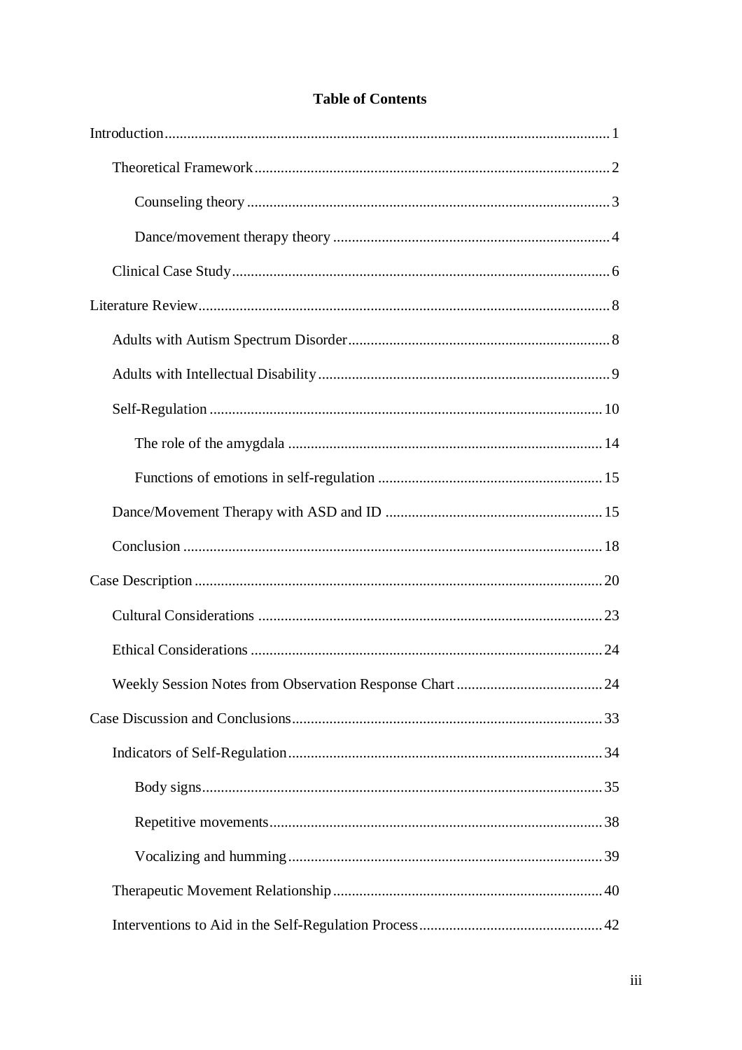**Table of Contents**

Introduction ..... 1

- Theoretical Framework ..... 2
  - Counseling theory ..... 3
  - Dance/movement therapy theory ..... 4
- Clinical Case Study ..... 6

Literature Review ..... 8

- Adults with Autism Spectrum Disorder ..... 8
- Adults with Intellectual Disability ..... 9
- Self-Regulation ..... 10
  - The role of the amygdala ..... 14
  - Functions of emotions in self-regulation ..... 15
- Dance/Movement Therapy with ASD and ID ..... 15
- Conclusion ..... 18

Case Description ..... 20

- Cultural Considerations ..... 23
- Ethical Considerations ..... 24
- Weekly Session Notes from Observation Response Chart ..... 24

Case Discussion and Conclusions ..... 33

- Indicators of Self-Regulation ..... 34
  - Body signs ..... 35
  - Repetitive movements ..... 38
  - Vocalizing and humming ..... 39
- Therapeutic Movement Relationship ..... 40
- Interventions to Aid in the Self-Regulation Process ..... 42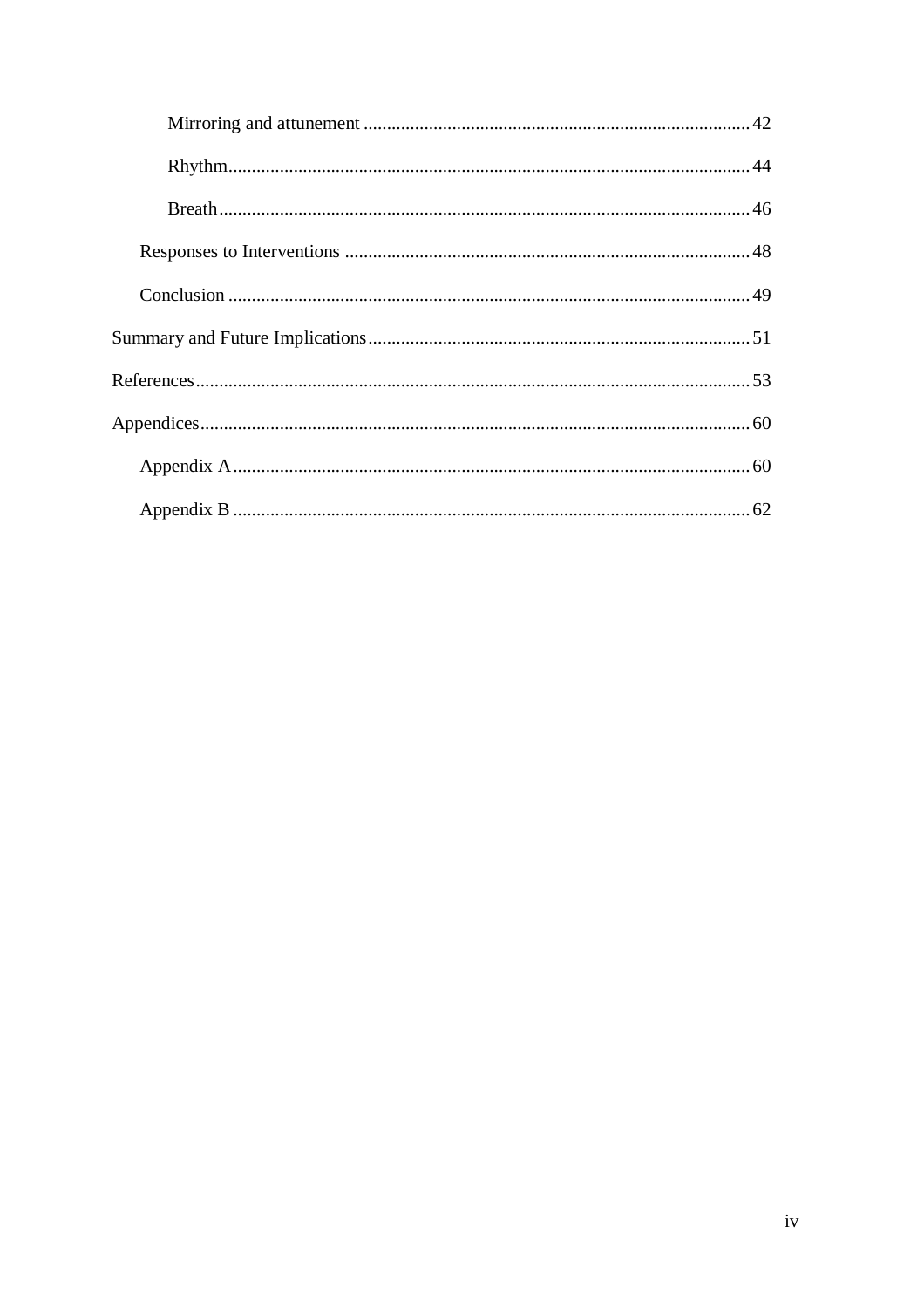Mirroring and attunement .................................................................................. 42

Rhythm ............................................................................................................. 44

Breath .............................................................................................................. 46

Responses to Interventions ....................................................................................... 48

Conclusion ............................................................................................................... 49

Summary and Future Implications .................................................................................. 51

References ....................................................................................................................... 53

Appendices ...................................................................................................................... 60

Appendix A ............................................................................................................... 60

Appendix B ............................................................................................................... 62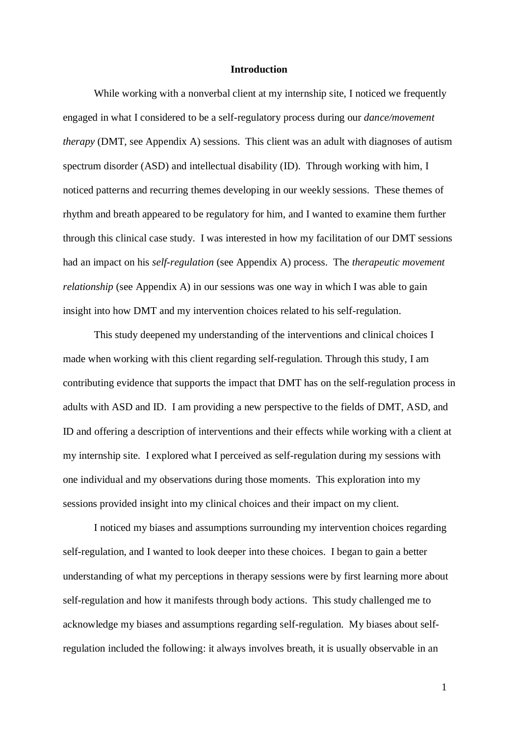## Introduction

While working with a nonverbal client at my internship site, I noticed we frequently engaged in what I considered to be a self-regulatory process during our *dance/movement therapy* (DMT, see Appendix A) sessions. This client was an adult with diagnoses of autism spectrum disorder (ASD) and intellectual disability (ID). Through working with him, I noticed patterns and recurring themes developing in our weekly sessions. These themes of rhythm and breath appeared to be regulatory for him, and I wanted to examine them further through this clinical case study. I was interested in how my facilitation of our DMT sessions had an impact on his *self-regulation* (see Appendix A) process. The *therapeutic movement relationship* (see Appendix A) in our sessions was one way in which I was able to gain insight into how DMT and my intervention choices related to his self-regulation.

This study deepened my understanding of the interventions and clinical choices I made when working with this client regarding self-regulation. Through this study, I am contributing evidence that supports the impact that DMT has on the self-regulation process in adults with ASD and ID. I am providing a new perspective to the fields of DMT, ASD, and ID and offering a description of interventions and their effects while working with a client at my internship site. I explored what I perceived as self-regulation during my sessions with one individual and my observations during those moments. This exploration into my sessions provided insight into my clinical choices and their impact on my client.

I noticed my biases and assumptions surrounding my intervention choices regarding self-regulation, and I wanted to look deeper into these choices. I began to gain a better understanding of what my perceptions in therapy sessions were by first learning more about self-regulation and how it manifests through body actions. This study challenged me to acknowledge my biases and assumptions regarding self-regulation. My biases about self-regulation included the following: it always involves breath, it is usually observable in an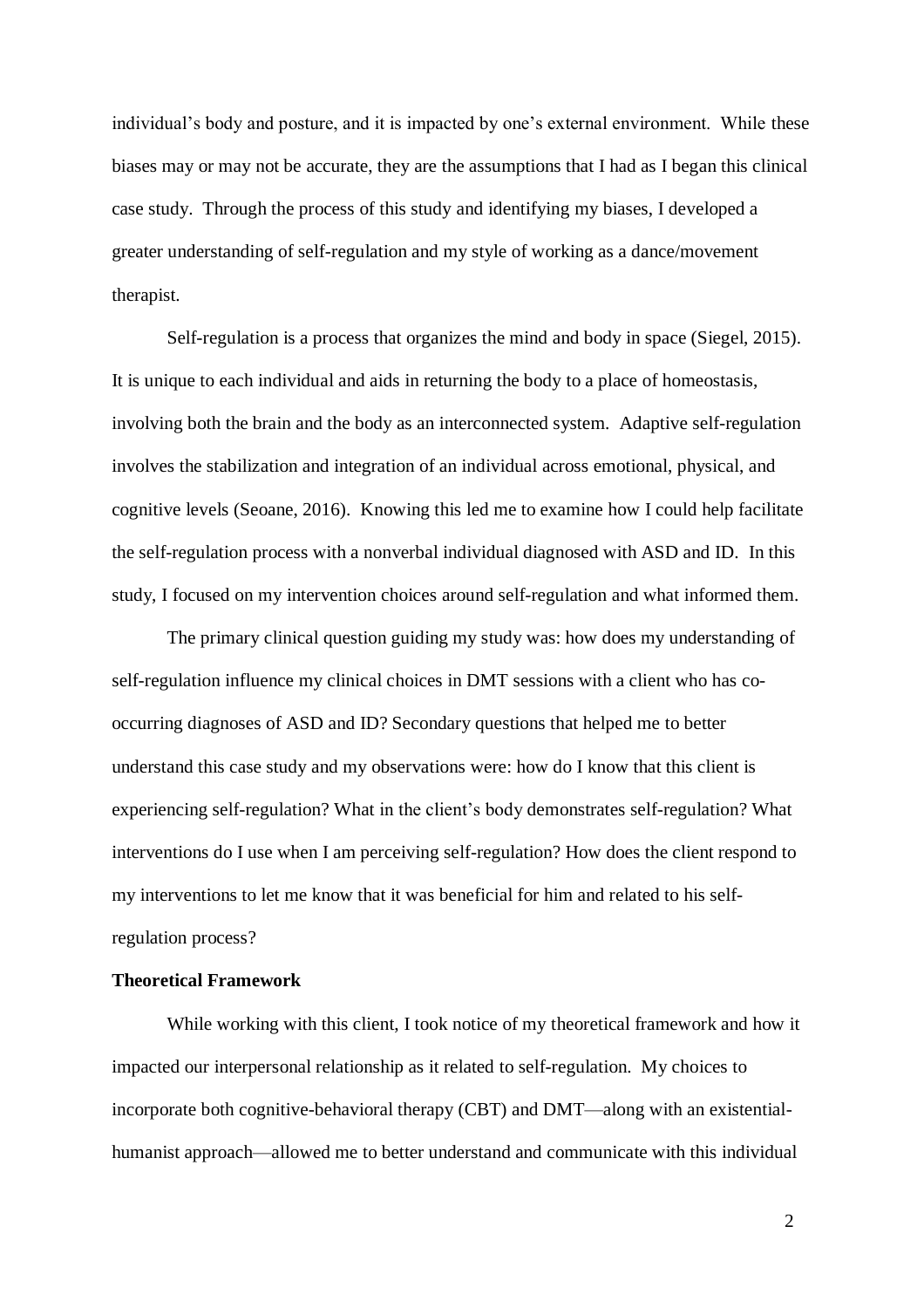individual's body and posture, and it is impacted by one's external environment. While these biases may or may not be accurate, they are the assumptions that I had as I began this clinical case study. Through the process of this study and identifying my biases, I developed a greater understanding of self-regulation and my style of working as a dance/movement therapist.

Self-regulation is a process that organizes the mind and body in space (Siegel, 2015). It is unique to each individual and aids in returning the body to a place of homeostasis, involving both the brain and the body as an interconnected system. Adaptive self-regulation involves the stabilization and integration of an individual across emotional, physical, and cognitive levels (Seoane, 2016). Knowing this led me to examine how I could help facilitate the self-regulation process with a nonverbal individual diagnosed with ASD and ID. In this study, I focused on my intervention choices around self-regulation and what informed them.

The primary clinical question guiding my study was: how does my understanding of self-regulation influence my clinical choices in DMT sessions with a client who has co-occurring diagnoses of ASD and ID? Secondary questions that helped me to better understand this case study and my observations were: how do I know that this client is experiencing self-regulation? What in the client's body demonstrates self-regulation? What interventions do I use when I am perceiving self-regulation? How does the client respond to my interventions to let me know that it was beneficial for him and related to his self-regulation process?

**Theoretical Framework**

While working with this client, I took notice of my theoretical framework and how it impacted our interpersonal relationship as it related to self-regulation. My choices to incorporate both cognitive-behavioral therapy (CBT) and DMT—along with an existential-humanist approach—allowed me to better understand and communicate with this individual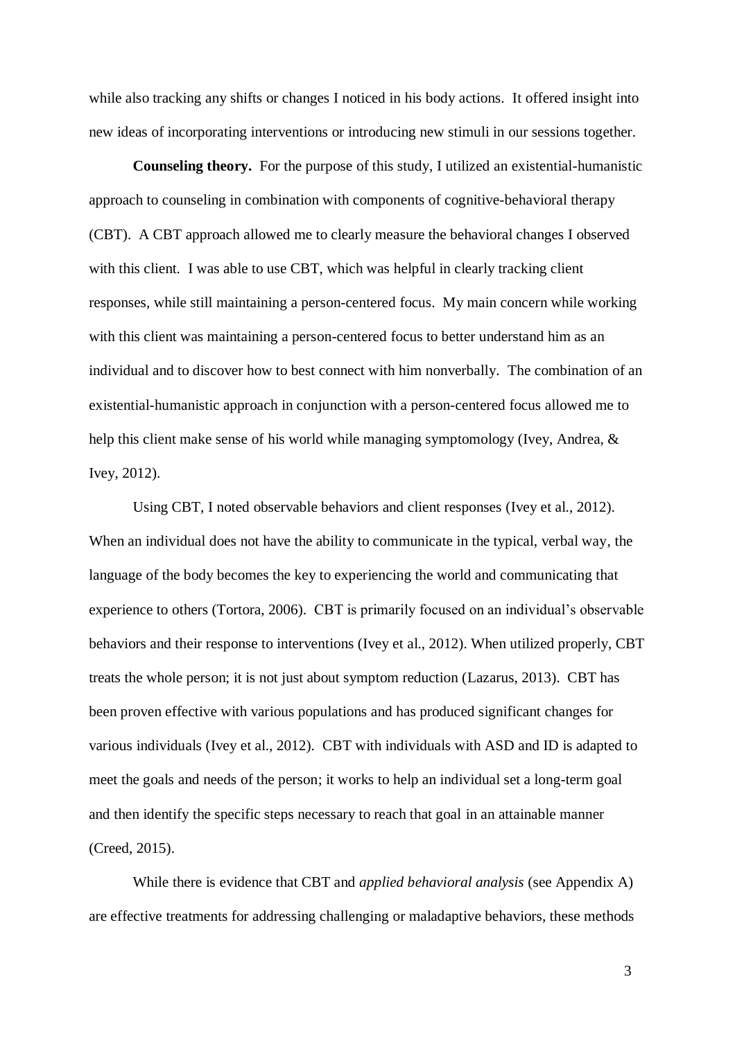while also tracking any shifts or changes I noticed in his body actions. It offered insight into new ideas of incorporating interventions or introducing new stimuli in our sessions together.

**Counseling theory.** For the purpose of this study, I utilized an existential-humanistic approach to counseling in combination with components of cognitive-behavioral therapy (CBT). A CBT approach allowed me to clearly measure the behavioral changes I observed with this client. I was able to use CBT, which was helpful in clearly tracking client responses, while still maintaining a person-centered focus. My main concern while working with this client was maintaining a person-centered focus to better understand him as an individual and to discover how to best connect with him nonverbally. The combination of an existential-humanistic approach in conjunction with a person-centered focus allowed me to help this client make sense of his world while managing symptomology (Ivey, Andrea, & Ivey, 2012).

Using CBT, I noted observable behaviors and client responses (Ivey et al., 2012). When an individual does not have the ability to communicate in the typical, verbal way, the language of the body becomes the key to experiencing the world and communicating that experience to others (Tortora, 2006). CBT is primarily focused on an individual's observable behaviors and their response to interventions (Ivey et al., 2012). When utilized properly, CBT treats the whole person; it is not just about symptom reduction (Lazarus, 2013). CBT has been proven effective with various populations and has produced significant changes for various individuals (Ivey et al., 2012). CBT with individuals with ASD and ID is adapted to meet the goals and needs of the person; it works to help an individual set a long-term goal and then identify the specific steps necessary to reach that goal in an attainable manner (Creed, 2015).

While there is evidence that CBT and *applied behavioral analysis* (see Appendix A) are effective treatments for addressing challenging or maladaptive behaviors, these methods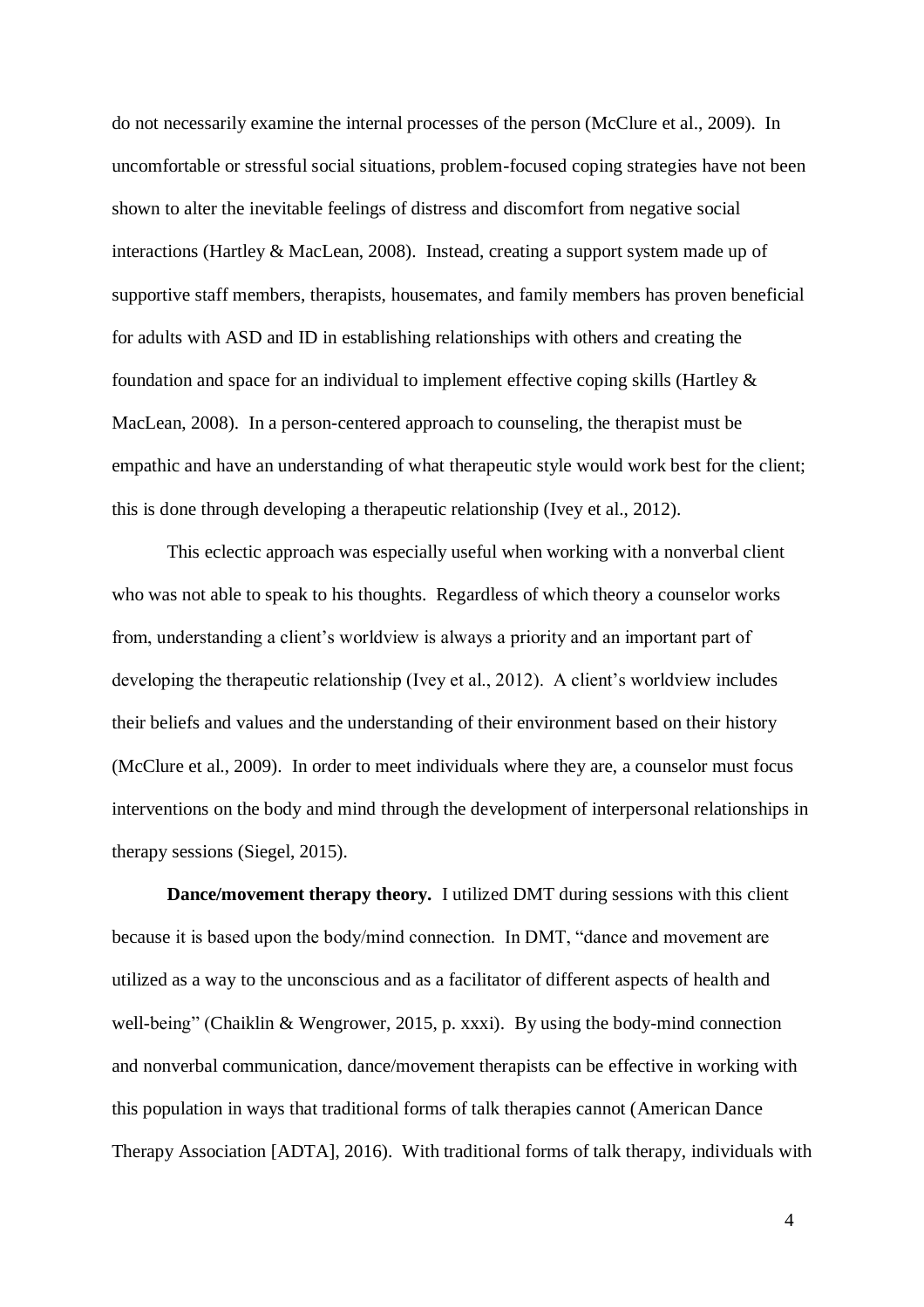do not necessarily examine the internal processes of the person (McClure et al., 2009). In uncomfortable or stressful social situations, problem-focused coping strategies have not been shown to alter the inevitable feelings of distress and discomfort from negative social interactions (Hartley & MacLean, 2008). Instead, creating a support system made up of supportive staff members, therapists, housemates, and family members has proven beneficial for adults with ASD and ID in establishing relationships with others and creating the foundation and space for an individual to implement effective coping skills (Hartley & MacLean, 2008). In a person-centered approach to counseling, the therapist must be empathic and have an understanding of what therapeutic style would work best for the client; this is done through developing a therapeutic relationship (Ivey et al., 2012).

This eclectic approach was especially useful when working with a nonverbal client who was not able to speak to his thoughts. Regardless of which theory a counselor works from, understanding a client's worldview is always a priority and an important part of developing the therapeutic relationship (Ivey et al., 2012). A client's worldview includes their beliefs and values and the understanding of their environment based on their history (McClure et al., 2009). In order to meet individuals where they are, a counselor must focus interventions on the body and mind through the development of interpersonal relationships in therapy sessions (Siegel, 2015).

**Dance/movement therapy theory.** I utilized DMT during sessions with this client because it is based upon the body/mind connection. In DMT, "dance and movement are utilized as a way to the unconscious and as a facilitator of different aspects of health and well-being" (Chaiklin & Wengrower, 2015, p. xxxi). By using the body-mind connection and nonverbal communication, dance/movement therapists can be effective in working with this population in ways that traditional forms of talk therapies cannot (American Dance Therapy Association [ADTA], 2016). With traditional forms of talk therapy, individuals with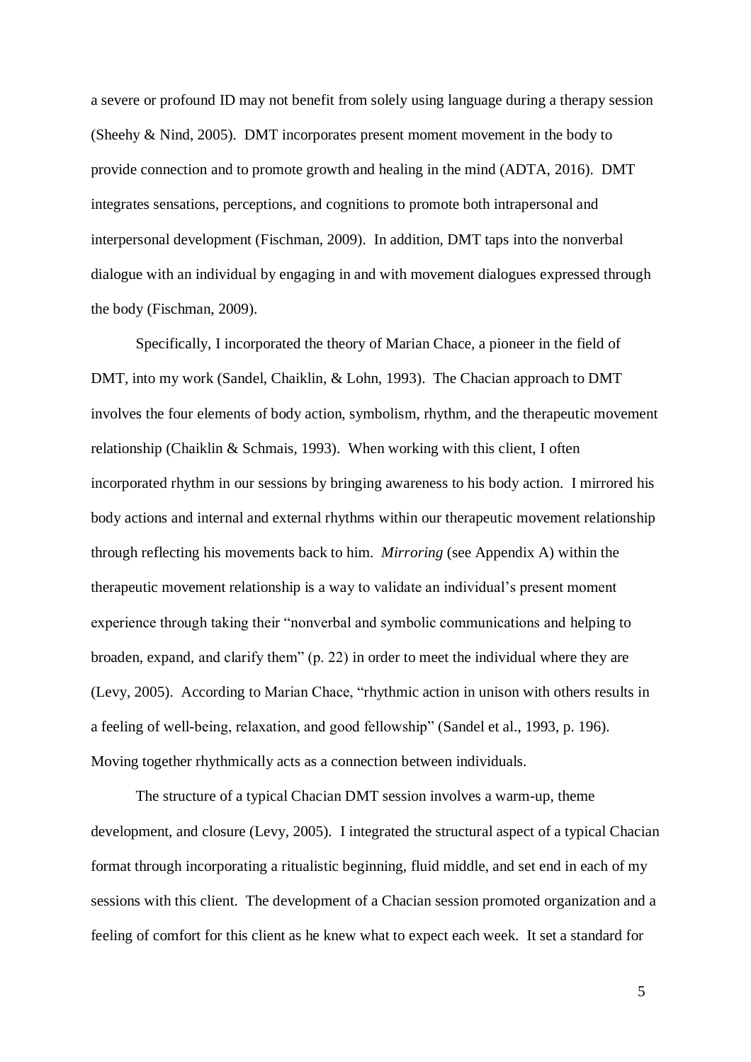a severe or profound ID may not benefit from solely using language during a therapy session (Sheehy & Nind, 2005). DMT incorporates present moment movement in the body to provide connection and to promote growth and healing in the mind (ADTA, 2016). DMT integrates sensations, perceptions, and cognitions to promote both intrapersonal and interpersonal development (Fischman, 2009). In addition, DMT taps into the nonverbal dialogue with an individual by engaging in and with movement dialogues expressed through the body (Fischman, 2009).

Specifically, I incorporated the theory of Marian Chace, a pioneer in the field of DMT, into my work (Sandel, Chaiklin, & Lohn, 1993). The Chacian approach to DMT involves the four elements of body action, symbolism, rhythm, and the therapeutic movement relationship (Chaiklin & Schmais, 1993). When working with this client, I often incorporated rhythm in our sessions by bringing awareness to his body action. I mirrored his body actions and internal and external rhythms within our therapeutic movement relationship through reflecting his movements back to him. *Mirroring* (see Appendix A) within the therapeutic movement relationship is a way to validate an individual's present moment experience through taking their "nonverbal and symbolic communications and helping to broaden, expand, and clarify them" (p. 22) in order to meet the individual where they are (Levy, 2005). According to Marian Chace, "rhythmic action in unison with others results in a feeling of well-being, relaxation, and good fellowship" (Sandel et al., 1993, p. 196). Moving together rhythmically acts as a connection between individuals.

The structure of a typical Chacian DMT session involves a warm-up, theme development, and closure (Levy, 2005). I integrated the structural aspect of a typical Chacian format through incorporating a ritualistic beginning, fluid middle, and set end in each of my sessions with this client. The development of a Chacian session promoted organization and a feeling of comfort for this client as he knew what to expect each week. It set a standard for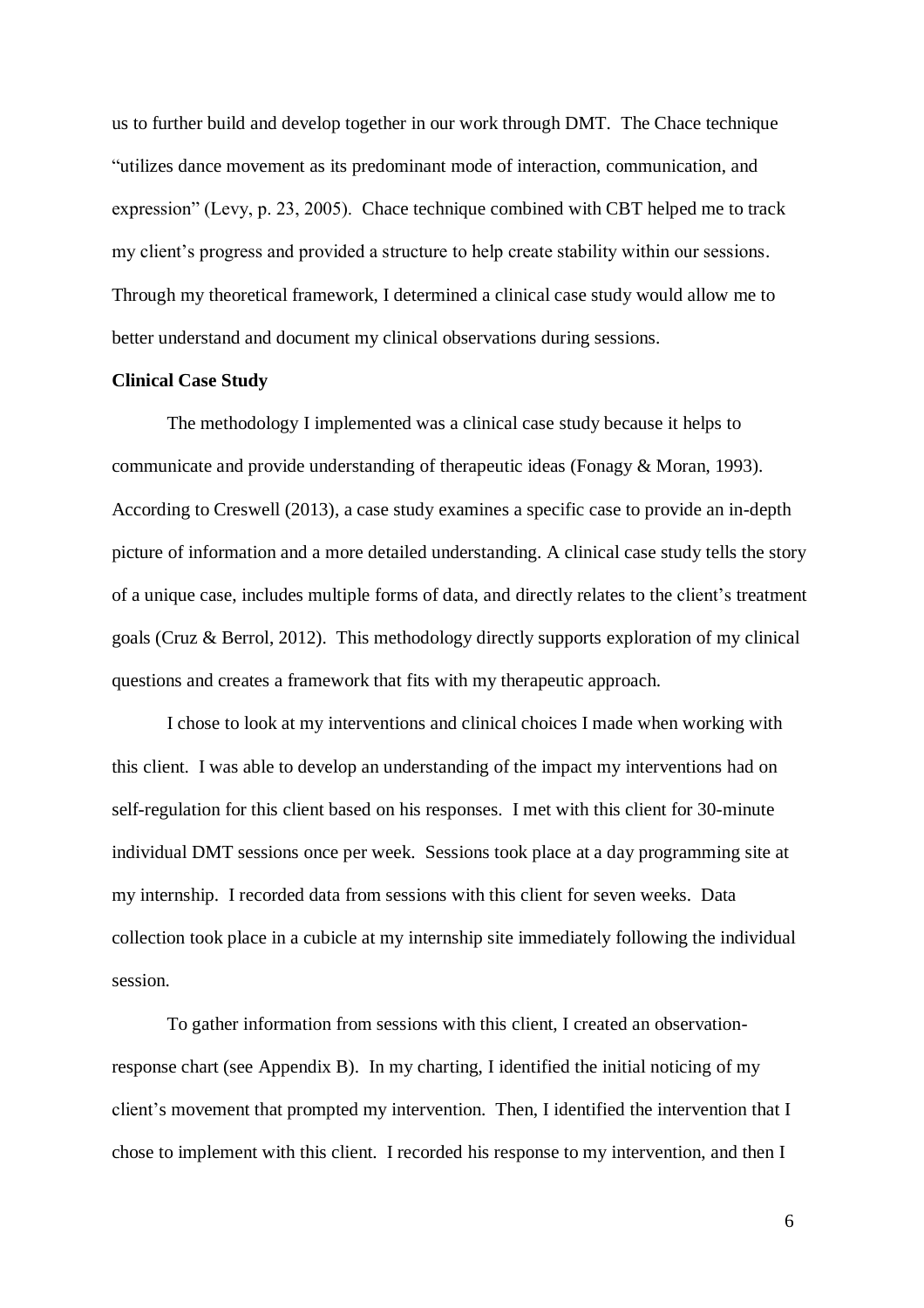us to further build and develop together in our work through DMT. The Chace technique "utilizes dance movement as its predominant mode of interaction, communication, and expression" (Levy, p. 23, 2005). Chace technique combined with CBT helped me to track my client's progress and provided a structure to help create stability within our sessions. Through my theoretical framework, I determined a clinical case study would allow me to better understand and document my clinical observations during sessions.

**Clinical Case Study**

The methodology I implemented was a clinical case study because it helps to communicate and provide understanding of therapeutic ideas (Fonagy & Moran, 1993). According to Creswell (2013), a case study examines a specific case to provide an in-depth picture of information and a more detailed understanding. A clinical case study tells the story of a unique case, includes multiple forms of data, and directly relates to the client's treatment goals (Cruz & Berrol, 2012). This methodology directly supports exploration of my clinical questions and creates a framework that fits with my therapeutic approach.

I chose to look at my interventions and clinical choices I made when working with this client. I was able to develop an understanding of the impact my interventions had on self-regulation for this client based on his responses. I met with this client for 30-minute individual DMT sessions once per week. Sessions took place at a day programming site at my internship. I recorded data from sessions with this client for seven weeks. Data collection took place in a cubicle at my internship site immediately following the individual session.

To gather information from sessions with this client, I created an observation-response chart (see Appendix B). In my charting, I identified the initial noticing of my client's movement that prompted my intervention. Then, I identified the intervention that I chose to implement with this client. I recorded his response to my intervention, and then I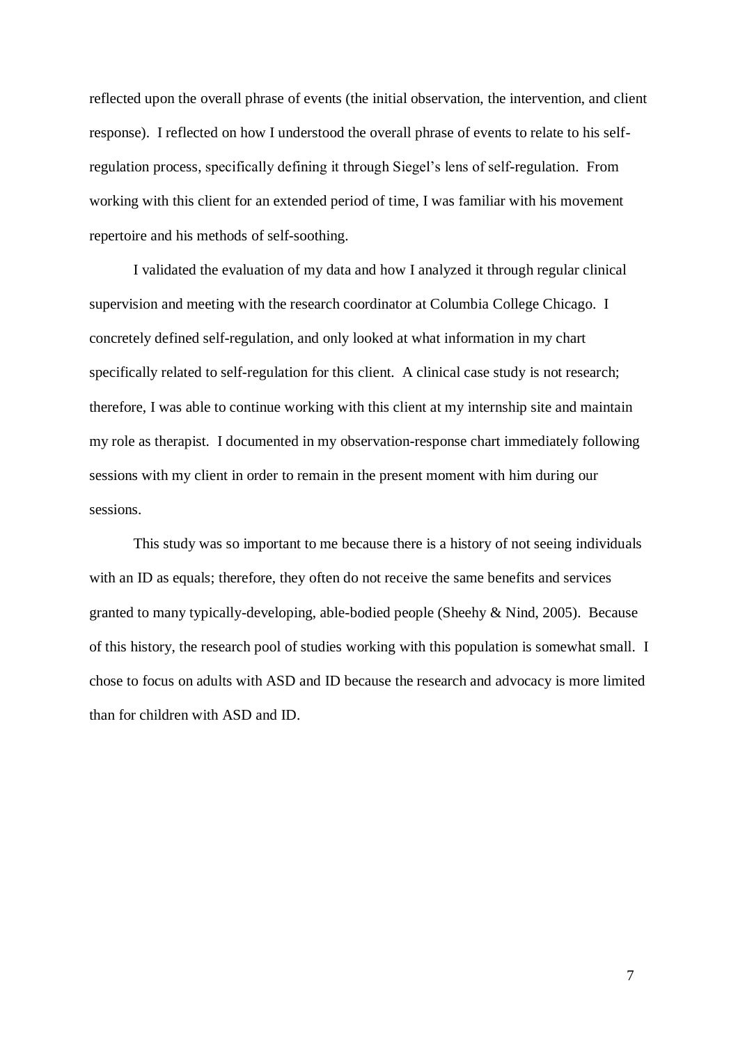reflected upon the overall phrase of events (the initial observation, the intervention, and client response). I reflected on how I understood the overall phrase of events to relate to his self-regulation process, specifically defining it through Siegel's lens of self-regulation. From working with this client for an extended period of time, I was familiar with his movement repertoire and his methods of self-soothing.

I validated the evaluation of my data and how I analyzed it through regular clinical supervision and meeting with the research coordinator at Columbia College Chicago. I concretely defined self-regulation, and only looked at what information in my chart specifically related to self-regulation for this client. A clinical case study is not research; therefore, I was able to continue working with this client at my internship site and maintain my role as therapist. I documented in my observation-response chart immediately following sessions with my client in order to remain in the present moment with him during our sessions.

This study was so important to me because there is a history of not seeing individuals with an ID as equals; therefore, they often do not receive the same benefits and services granted to many typically-developing, able-bodied people (Sheehy & Nind, 2005). Because of this history, the research pool of studies working with this population is somewhat small. I chose to focus on adults with ASD and ID because the research and advocacy is more limited than for children with ASD and ID.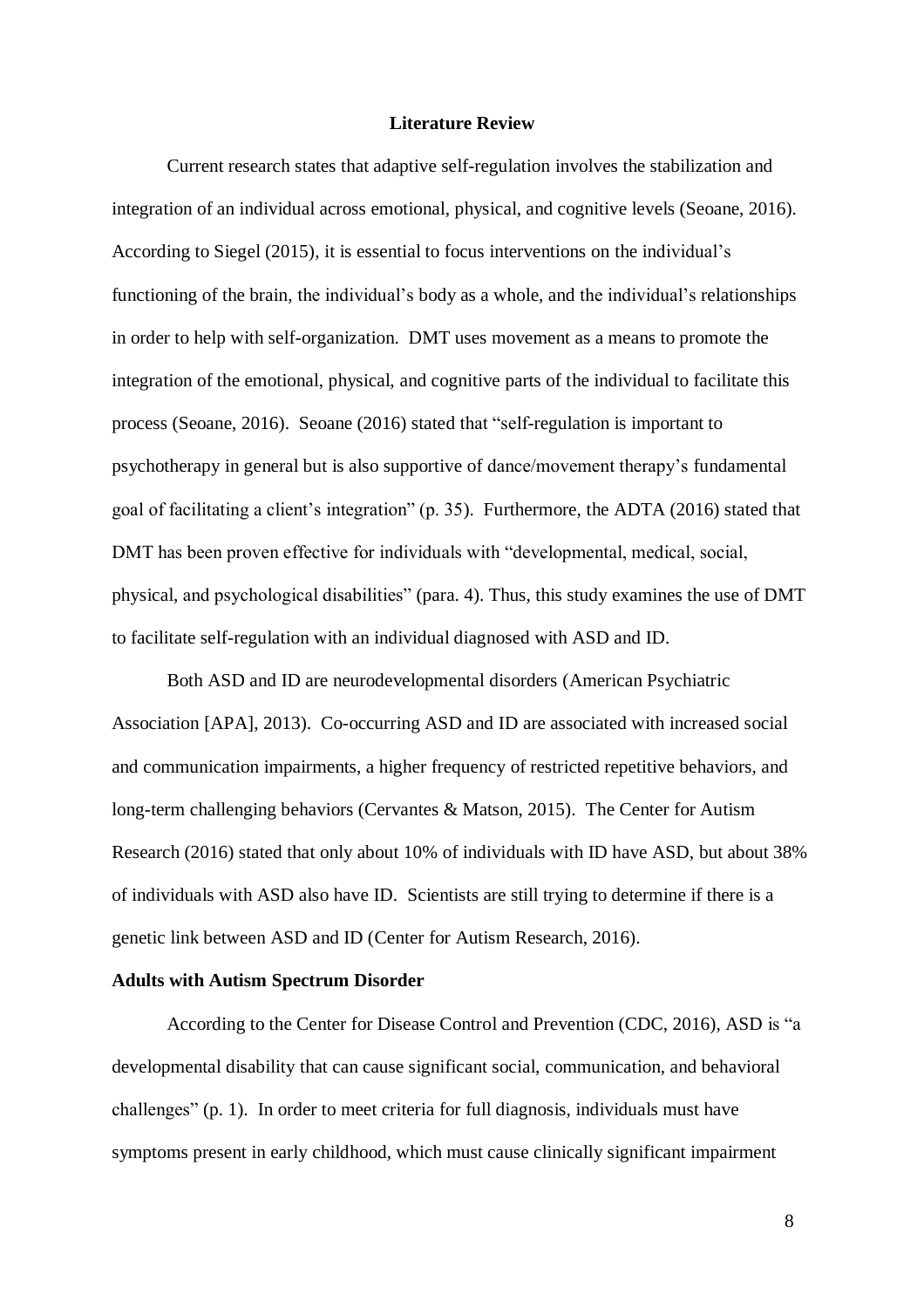## Literature Review

Current research states that adaptive self-regulation involves the stabilization and integration of an individual across emotional, physical, and cognitive levels (Seoane, 2016). According to Siegel (2015), it is essential to focus interventions on the individual's functioning of the brain, the individual's body as a whole, and the individual's relationships in order to help with self-organization. DMT uses movement as a means to promote the integration of the emotional, physical, and cognitive parts of the individual to facilitate this process (Seoane, 2016). Seoane (2016) stated that "self-regulation is important to psychotherapy in general but is also supportive of dance/movement therapy's fundamental goal of facilitating a client's integration" (p. 35). Furthermore, the ADTA (2016) stated that DMT has been proven effective for individuals with "developmental, medical, social, physical, and psychological disabilities" (para. 4). Thus, this study examines the use of DMT to facilitate self-regulation with an individual diagnosed with ASD and ID.

Both ASD and ID are neurodevelopmental disorders (American Psychiatric Association [APA], 2013). Co-occurring ASD and ID are associated with increased social and communication impairments, a higher frequency of restricted repetitive behaviors, and long-term challenging behaviors (Cervantes & Matson, 2015). The Center for Autism Research (2016) stated that only about 10% of individuals with ID have ASD, but about 38% of individuals with ASD also have ID. Scientists are still trying to determine if there is a genetic link between ASD and ID (Center for Autism Research, 2016).

### Adults with Autism Spectrum Disorder

According to the Center for Disease Control and Prevention (CDC, 2016), ASD is "a developmental disability that can cause significant social, communication, and behavioral challenges" (p. 1). In order to meet criteria for full diagnosis, individuals must have symptoms present in early childhood, which must cause clinically significant impairment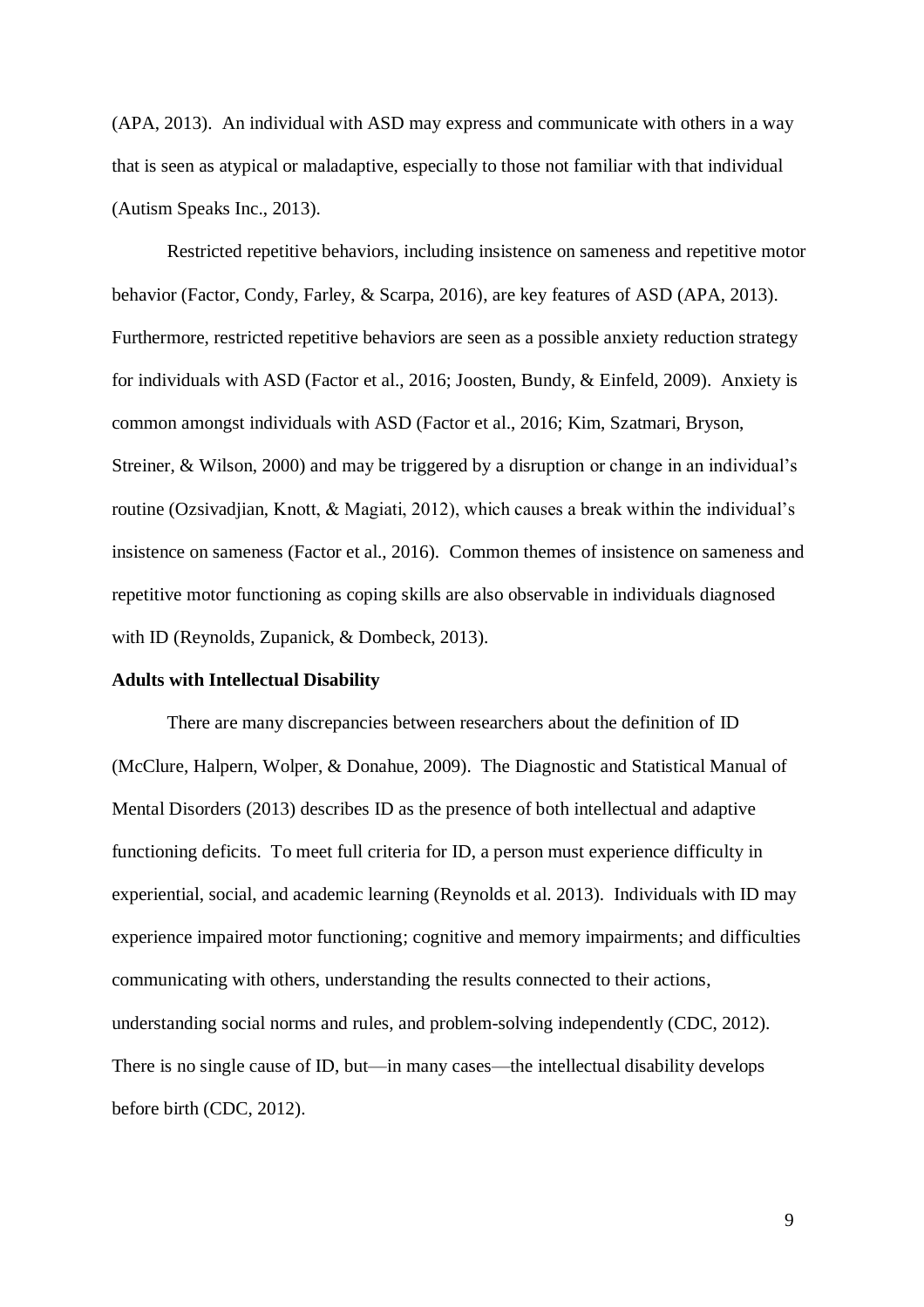(APA, 2013). An individual with ASD may express and communicate with others in a way that is seen as atypical or maladaptive, especially to those not familiar with that individual (Autism Speaks Inc., 2013).

Restricted repetitive behaviors, including insistence on sameness and repetitive motor behavior (Factor, Condy, Farley, & Scarpa, 2016), are key features of ASD (APA, 2013). Furthermore, restricted repetitive behaviors are seen as a possible anxiety reduction strategy for individuals with ASD (Factor et al., 2016; Joosten, Bundy, & Einfeld, 2009). Anxiety is common amongst individuals with ASD (Factor et al., 2016; Kim, Szatmari, Bryson, Streiner, & Wilson, 2000) and may be triggered by a disruption or change in an individual's routine (Ozsivadjian, Knott, & Magiati, 2012), which causes a break within the individual's insistence on sameness (Factor et al., 2016). Common themes of insistence on sameness and repetitive motor functioning as coping skills are also observable in individuals diagnosed with ID (Reynolds, Zupanick, & Dombeck, 2013).

**Adults with Intellectual Disability**

There are many discrepancies between researchers about the definition of ID (McClure, Halpern, Wolper, & Donahue, 2009). The Diagnostic and Statistical Manual of Mental Disorders (2013) describes ID as the presence of both intellectual and adaptive functioning deficits. To meet full criteria for ID, a person must experience difficulty in experiential, social, and academic learning (Reynolds et al. 2013). Individuals with ID may experience impaired motor functioning; cognitive and memory impairments; and difficulties communicating with others, understanding the results connected to their actions, understanding social norms and rules, and problem-solving independently (CDC, 2012). There is no single cause of ID, but—in many cases—the intellectual disability develops before birth (CDC, 2012).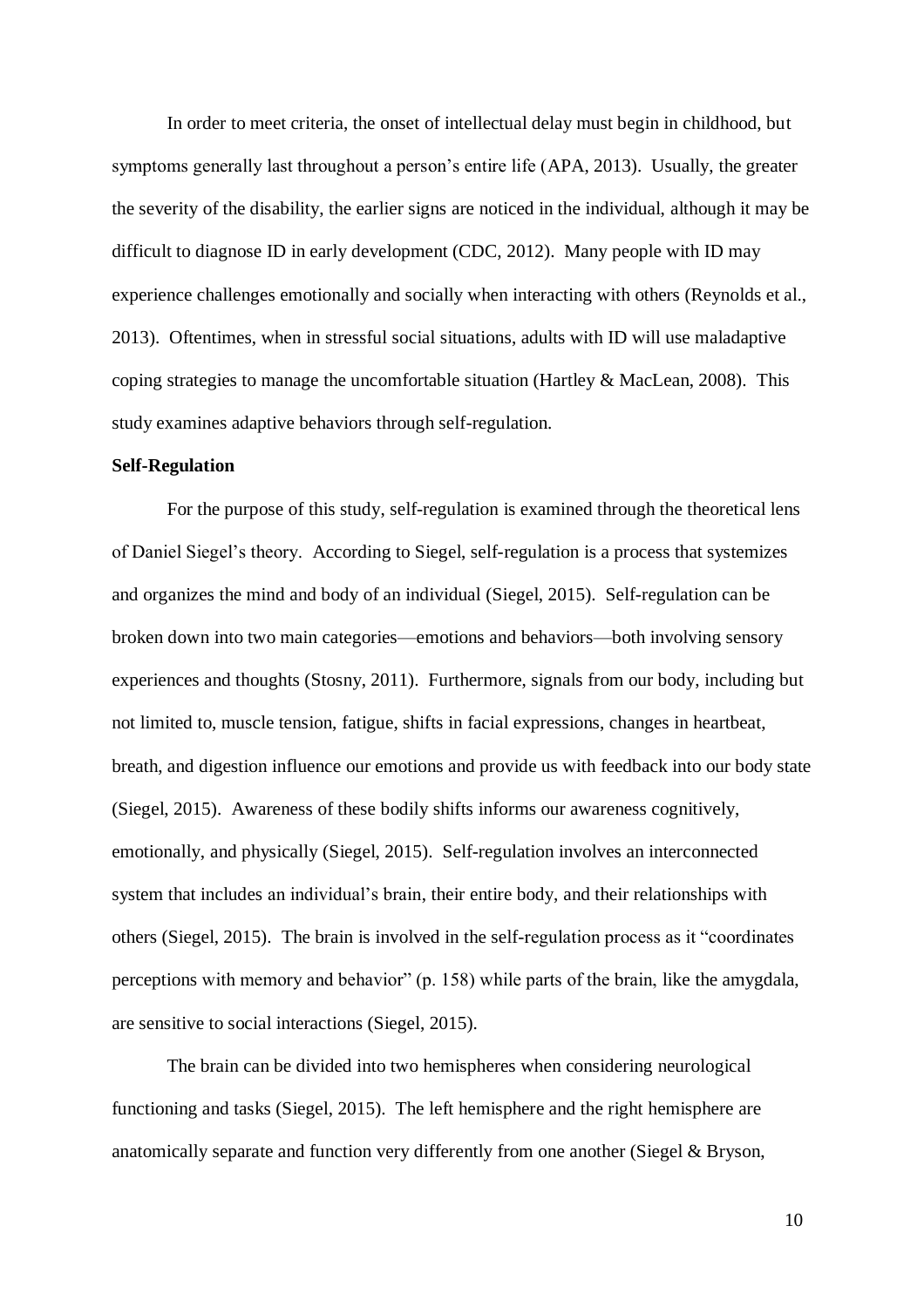In order to meet criteria, the onset of intellectual delay must begin in childhood, but symptoms generally last throughout a person's entire life (APA, 2013). Usually, the greater the severity of the disability, the earlier signs are noticed in the individual, although it may be difficult to diagnose ID in early development (CDC, 2012). Many people with ID may experience challenges emotionally and socially when interacting with others (Reynolds et al., 2013). Oftentimes, when in stressful social situations, adults with ID will use maladaptive coping strategies to manage the uncomfortable situation (Hartley & MacLean, 2008). This study examines adaptive behaviors through self-regulation.

**Self-Regulation**

For the purpose of this study, self-regulation is examined through the theoretical lens of Daniel Siegel's theory. According to Siegel, self-regulation is a process that systemizes and organizes the mind and body of an individual (Siegel, 2015). Self-regulation can be broken down into two main categories—emotions and behaviors—both involving sensory experiences and thoughts (Stosny, 2011). Furthermore, signals from our body, including but not limited to, muscle tension, fatigue, shifts in facial expressions, changes in heartbeat, breath, and digestion influence our emotions and provide us with feedback into our body state (Siegel, 2015). Awareness of these bodily shifts informs our awareness cognitively, emotionally, and physically (Siegel, 2015). Self-regulation involves an interconnected system that includes an individual's brain, their entire body, and their relationships with others (Siegel, 2015). The brain is involved in the self-regulation process as it "coordinates perceptions with memory and behavior" (p. 158) while parts of the brain, like the amygdala, are sensitive to social interactions (Siegel, 2015).

The brain can be divided into two hemispheres when considering neurological functioning and tasks (Siegel, 2015). The left hemisphere and the right hemisphere are anatomically separate and function very differently from one another (Siegel & Bryson,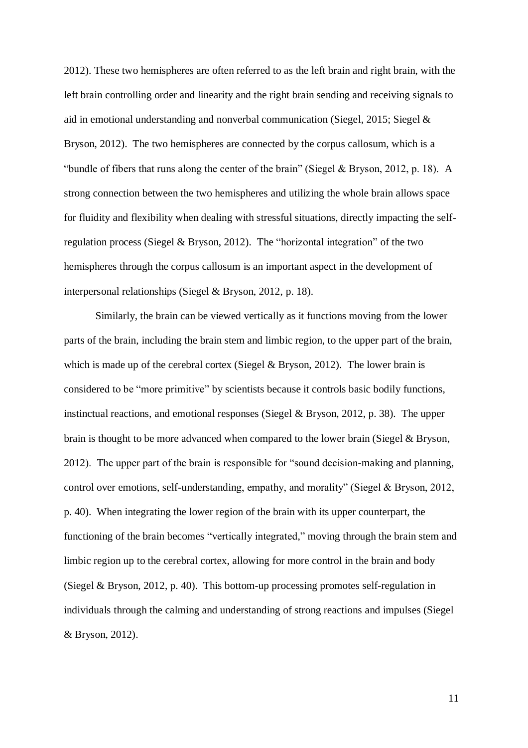2012). These two hemispheres are often referred to as the left brain and right brain, with the left brain controlling order and linearity and the right brain sending and receiving signals to aid in emotional understanding and nonverbal communication (Siegel, 2015; Siegel & Bryson, 2012). The two hemispheres are connected by the corpus callosum, which is a "bundle of fibers that runs along the center of the brain" (Siegel & Bryson, 2012, p. 18). A strong connection between the two hemispheres and utilizing the whole brain allows space for fluidity and flexibility when dealing with stressful situations, directly impacting the self-regulation process (Siegel & Bryson, 2012). The "horizontal integration" of the two hemispheres through the corpus callosum is an important aspect in the development of interpersonal relationships (Siegel & Bryson, 2012, p. 18).

Similarly, the brain can be viewed vertically as it functions moving from the lower parts of the brain, including the brain stem and limbic region, to the upper part of the brain, which is made up of the cerebral cortex (Siegel & Bryson, 2012). The lower brain is considered to be "more primitive" by scientists because it controls basic bodily functions, instinctual reactions, and emotional responses (Siegel & Bryson, 2012, p. 38). The upper brain is thought to be more advanced when compared to the lower brain (Siegel & Bryson, 2012). The upper part of the brain is responsible for "sound decision-making and planning, control over emotions, self-understanding, empathy, and morality" (Siegel & Bryson, 2012, p. 40). When integrating the lower region of the brain with its upper counterpart, the functioning of the brain becomes "vertically integrated," moving through the brain stem and limbic region up to the cerebral cortex, allowing for more control in the brain and body (Siegel & Bryson, 2012, p. 40). This bottom-up processing promotes self-regulation in individuals through the calming and understanding of strong reactions and impulses (Siegel & Bryson, 2012).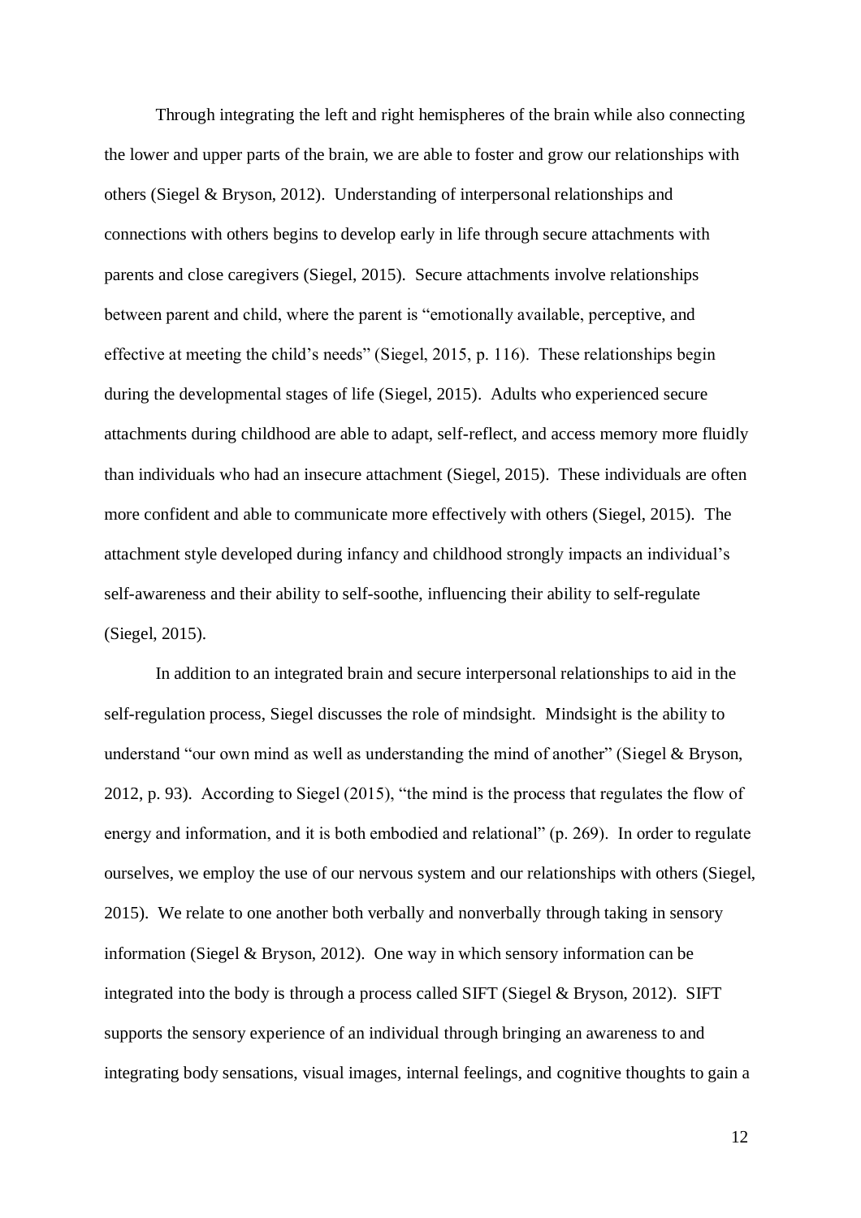Through integrating the left and right hemispheres of the brain while also connecting the lower and upper parts of the brain, we are able to foster and grow our relationships with others (Siegel & Bryson, 2012). Understanding of interpersonal relationships and connections with others begins to develop early in life through secure attachments with parents and close caregivers (Siegel, 2015). Secure attachments involve relationships between parent and child, where the parent is "emotionally available, perceptive, and effective at meeting the child's needs" (Siegel, 2015, p. 116). These relationships begin during the developmental stages of life (Siegel, 2015). Adults who experienced secure attachments during childhood are able to adapt, self-reflect, and access memory more fluidly than individuals who had an insecure attachment (Siegel, 2015). These individuals are often more confident and able to communicate more effectively with others (Siegel, 2015). The attachment style developed during infancy and childhood strongly impacts an individual's self-awareness and their ability to self-soothe, influencing their ability to self-regulate (Siegel, 2015).

In addition to an integrated brain and secure interpersonal relationships to aid in the self-regulation process, Siegel discusses the role of mindsight. Mindsight is the ability to understand "our own mind as well as understanding the mind of another" (Siegel & Bryson, 2012, p. 93). According to Siegel (2015), "the mind is the process that regulates the flow of energy and information, and it is both embodied and relational" (p. 269). In order to regulate ourselves, we employ the use of our nervous system and our relationships with others (Siegel, 2015). We relate to one another both verbally and nonverbally through taking in sensory information (Siegel & Bryson, 2012). One way in which sensory information can be integrated into the body is through a process called SIFT (Siegel & Bryson, 2012). SIFT supports the sensory experience of an individual through bringing an awareness to and integrating body sensations, visual images, internal feelings, and cognitive thoughts to gain a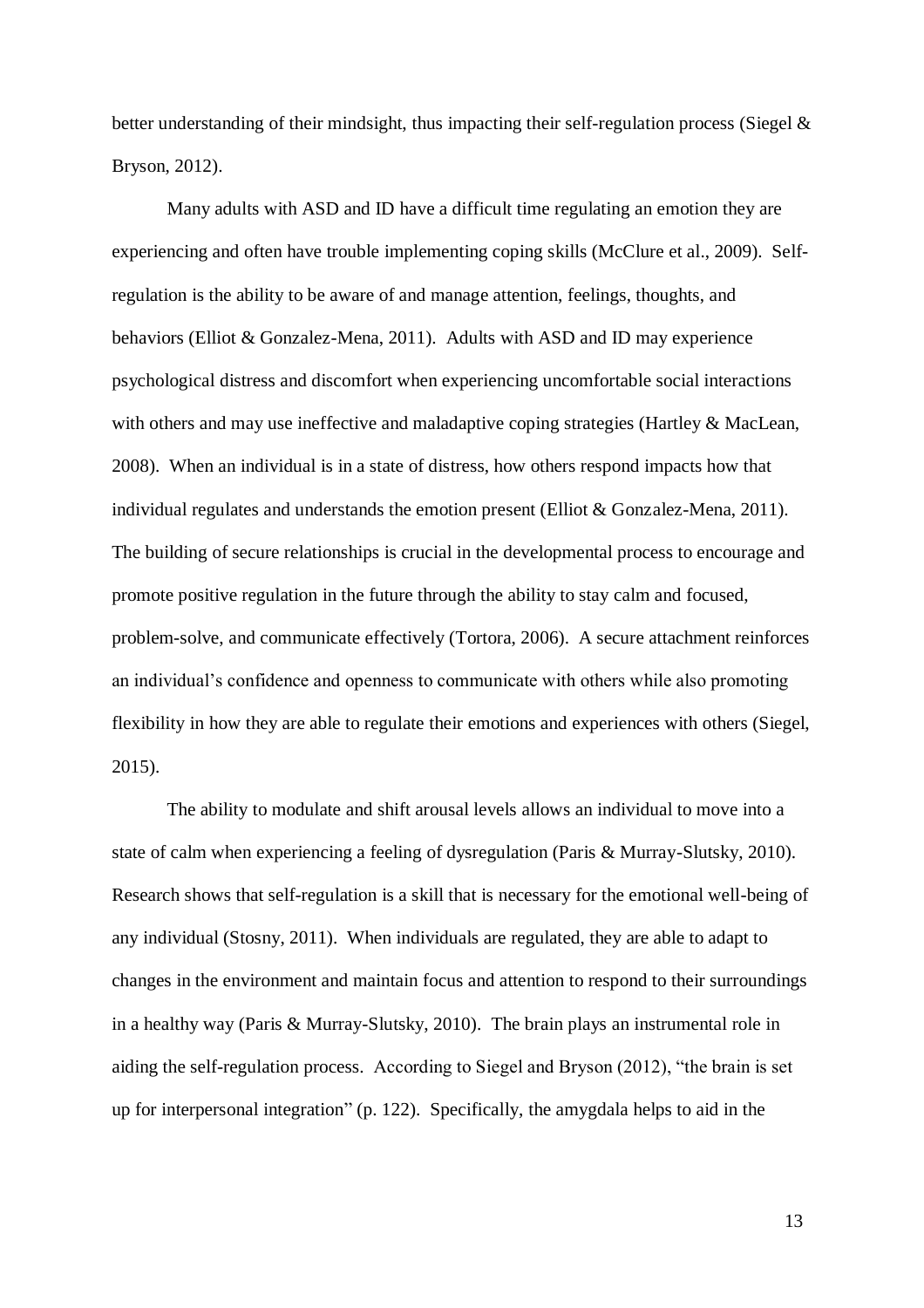better understanding of their mindsight, thus impacting their self-regulation process (Siegel & Bryson, 2012).

Many adults with ASD and ID have a difficult time regulating an emotion they are experiencing and often have trouble implementing coping skills (McClure et al., 2009). Self-regulation is the ability to be aware of and manage attention, feelings, thoughts, and behaviors (Elliot & Gonzalez-Mena, 2011). Adults with ASD and ID may experience psychological distress and discomfort when experiencing uncomfortable social interactions with others and may use ineffective and maladaptive coping strategies (Hartley & MacLean, 2008). When an individual is in a state of distress, how others respond impacts how that individual regulates and understands the emotion present (Elliot & Gonzalez-Mena, 2011). The building of secure relationships is crucial in the developmental process to encourage and promote positive regulation in the future through the ability to stay calm and focused, problem-solve, and communicate effectively (Tortora, 2006). A secure attachment reinforces an individual's confidence and openness to communicate with others while also promoting flexibility in how they are able to regulate their emotions and experiences with others (Siegel, 2015).

The ability to modulate and shift arousal levels allows an individual to move into a state of calm when experiencing a feeling of dysregulation (Paris & Murray-Slutsky, 2010). Research shows that self-regulation is a skill that is necessary for the emotional well-being of any individual (Stosny, 2011). When individuals are regulated, they are able to adapt to changes in the environment and maintain focus and attention to respond to their surroundings in a healthy way (Paris & Murray-Slutsky, 2010). The brain plays an instrumental role in aiding the self-regulation process. According to Siegel and Bryson (2012), "the brain is set up for interpersonal integration" (p. 122). Specifically, the amygdala helps to aid in the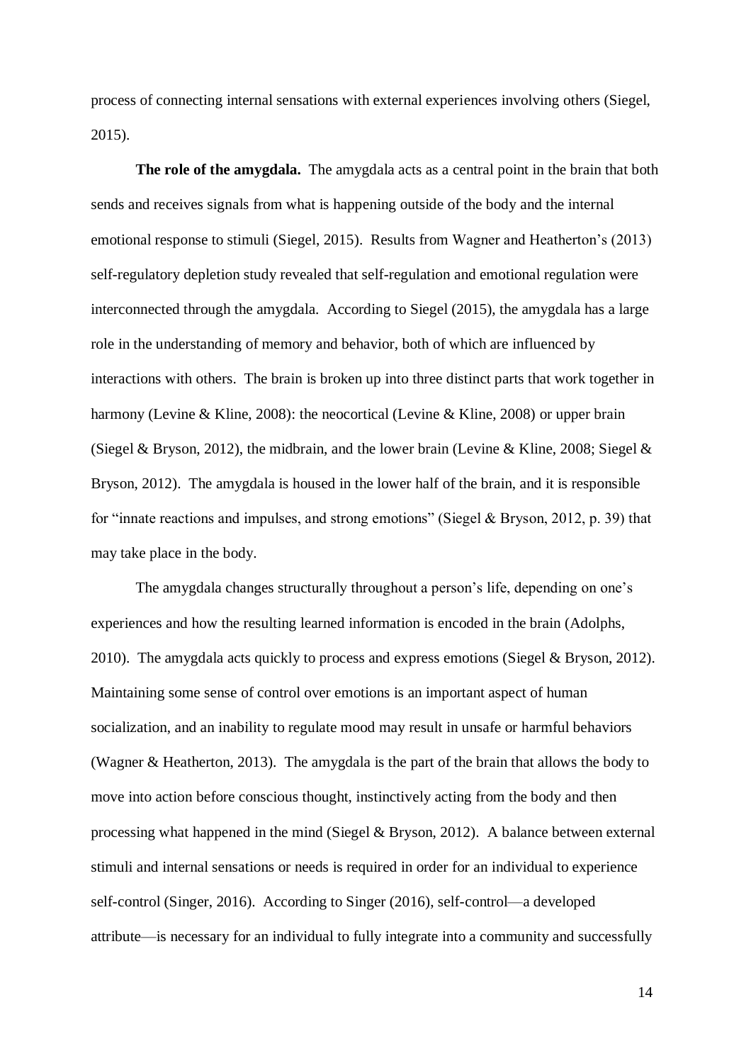process of connecting internal sensations with external experiences involving others (Siegel, 2015).

**The role of the amygdala.** The amygdala acts as a central point in the brain that both sends and receives signals from what is happening outside of the body and the internal emotional response to stimuli (Siegel, 2015). Results from Wagner and Heatherton's (2013) self-regulatory depletion study revealed that self-regulation and emotional regulation were interconnected through the amygdala. According to Siegel (2015), the amygdala has a large role in the understanding of memory and behavior, both of which are influenced by interactions with others. The brain is broken up into three distinct parts that work together in harmony (Levine & Kline, 2008): the neocortical (Levine & Kline, 2008) or upper brain (Siegel & Bryson, 2012), the midbrain, and the lower brain (Levine & Kline, 2008; Siegel & Bryson, 2012). The amygdala is housed in the lower half of the brain, and it is responsible for "innate reactions and impulses, and strong emotions" (Siegel & Bryson, 2012, p. 39) that may take place in the body.

The amygdala changes structurally throughout a person's life, depending on one's experiences and how the resulting learned information is encoded in the brain (Adolphs, 2010). The amygdala acts quickly to process and express emotions (Siegel & Bryson, 2012). Maintaining some sense of control over emotions is an important aspect of human socialization, and an inability to regulate mood may result in unsafe or harmful behaviors (Wagner & Heatherton, 2013). The amygdala is the part of the brain that allows the body to move into action before conscious thought, instinctively acting from the body and then processing what happened in the mind (Siegel & Bryson, 2012). A balance between external stimuli and internal sensations or needs is required in order for an individual to experience self-control (Singer, 2016). According to Singer (2016), self-control—a developed attribute—is necessary for an individual to fully integrate into a community and successfully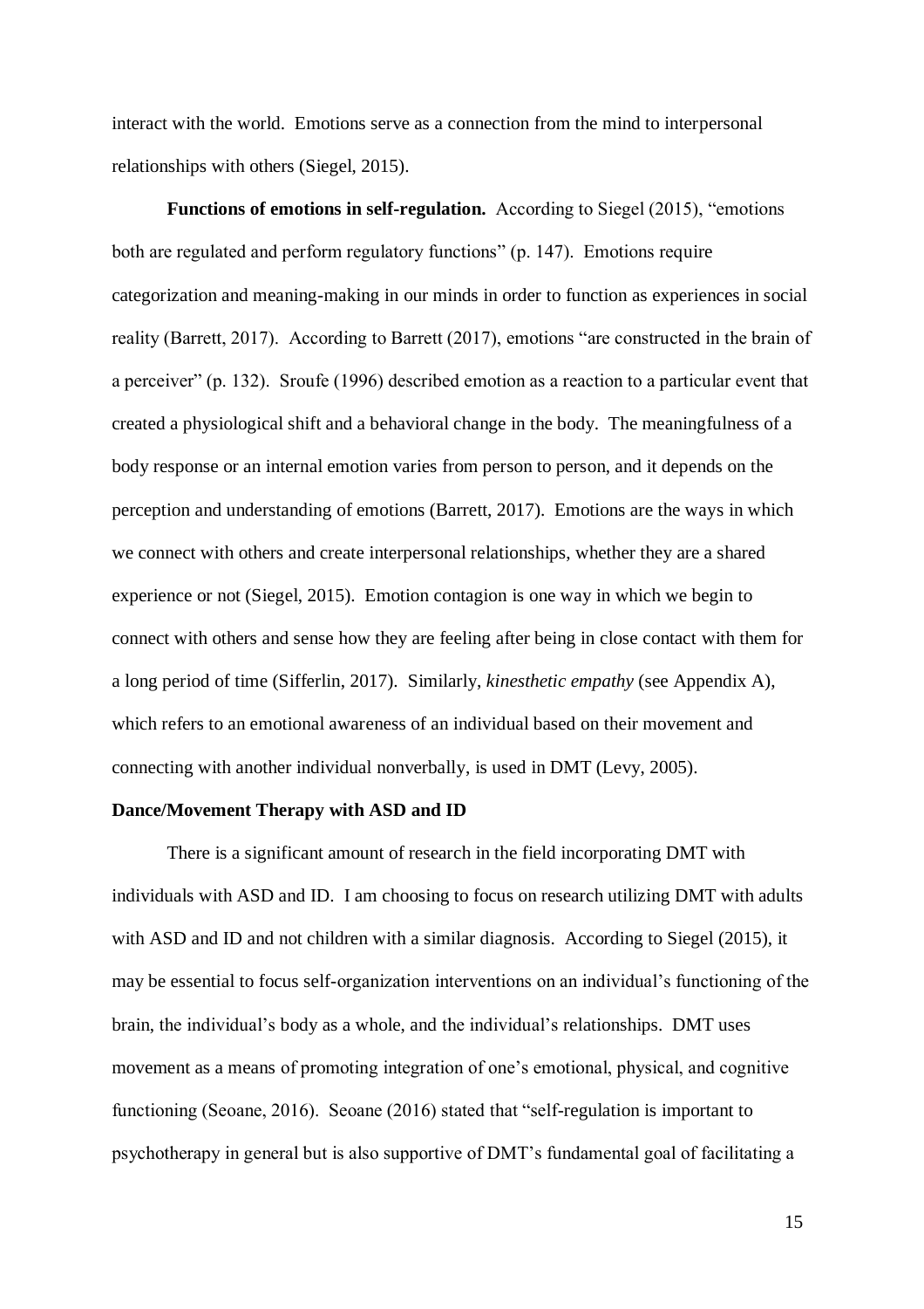interact with the world. Emotions serve as a connection from the mind to interpersonal relationships with others (Siegel, 2015).

**Functions of emotions in self-regulation.** According to Siegel (2015), "emotions both are regulated and perform regulatory functions" (p. 147). Emotions require categorization and meaning-making in our minds in order to function as experiences in social reality (Barrett, 2017). According to Barrett (2017), emotions "are constructed in the brain of a perceiver" (p. 132). Sroufe (1996) described emotion as a reaction to a particular event that created a physiological shift and a behavioral change in the body. The meaningfulness of a body response or an internal emotion varies from person to person, and it depends on the perception and understanding of emotions (Barrett, 2017). Emotions are the ways in which we connect with others and create interpersonal relationships, whether they are a shared experience or not (Siegel, 2015). Emotion contagion is one way in which we begin to connect with others and sense how they are feeling after being in close contact with them for a long period of time (Sifferlin, 2017). Similarly, *kinesthetic empathy* (see Appendix A), which refers to an emotional awareness of an individual based on their movement and connecting with another individual nonverbally, is used in DMT (Levy, 2005).

## Dance/Movement Therapy with ASD and ID

There is a significant amount of research in the field incorporating DMT with individuals with ASD and ID. I am choosing to focus on research utilizing DMT with adults with ASD and ID and not children with a similar diagnosis. According to Siegel (2015), it may be essential to focus self-organization interventions on an individual's functioning of the brain, the individual's body as a whole, and the individual's relationships. DMT uses movement as a means of promoting integration of one's emotional, physical, and cognitive functioning (Seoane, 2016). Seoane (2016) stated that "self-regulation is important to psychotherapy in general but is also supportive of DMT's fundamental goal of facilitating a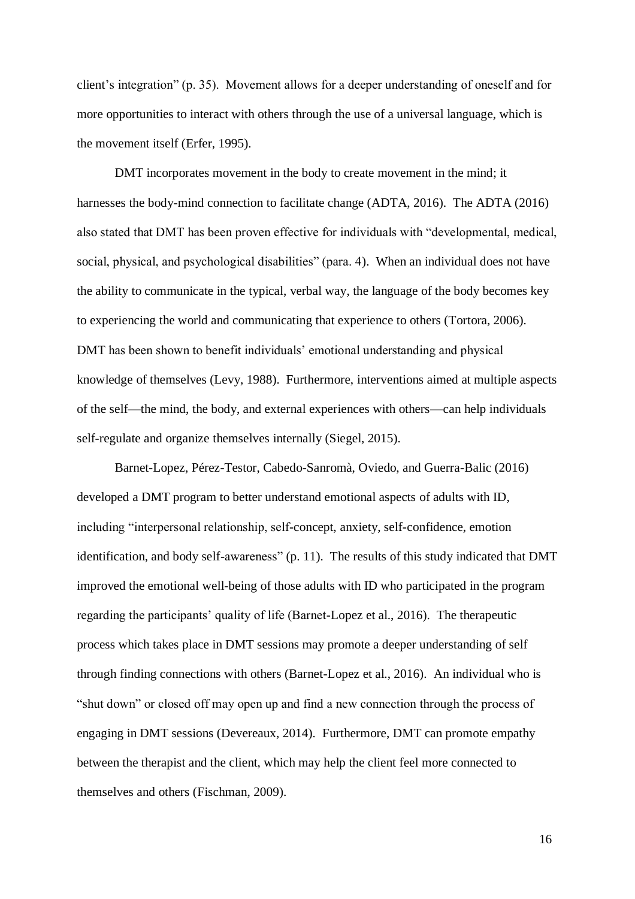client's integration" (p. 35). Movement allows for a deeper understanding of oneself and for more opportunities to interact with others through the use of a universal language, which is the movement itself (Erfer, 1995).

DMT incorporates movement in the body to create movement in the mind; it harnesses the body-mind connection to facilitate change (ADTA, 2016). The ADTA (2016) also stated that DMT has been proven effective for individuals with "developmental, medical, social, physical, and psychological disabilities" (para. 4). When an individual does not have the ability to communicate in the typical, verbal way, the language of the body becomes key to experiencing the world and communicating that experience to others (Tortora, 2006). DMT has been shown to benefit individuals' emotional understanding and physical knowledge of themselves (Levy, 1988). Furthermore, interventions aimed at multiple aspects of the self—the mind, the body, and external experiences with others—can help individuals self-regulate and organize themselves internally (Siegel, 2015).

Barnet-Lopez, Pérez-Testor, Cabedo-Sanromà, Oviedo, and Guerra-Balic (2016) developed a DMT program to better understand emotional aspects of adults with ID, including "interpersonal relationship, self-concept, anxiety, self-confidence, emotion identification, and body self-awareness" (p. 11). The results of this study indicated that DMT improved the emotional well-being of those adults with ID who participated in the program regarding the participants' quality of life (Barnet-Lopez et al., 2016). The therapeutic process which takes place in DMT sessions may promote a deeper understanding of self through finding connections with others (Barnet-Lopez et al., 2016). An individual who is "shut down" or closed off may open up and find a new connection through the process of engaging in DMT sessions (Devereaux, 2014). Furthermore, DMT can promote empathy between the therapist and the client, which may help the client feel more connected to themselves and others (Fischman, 2009).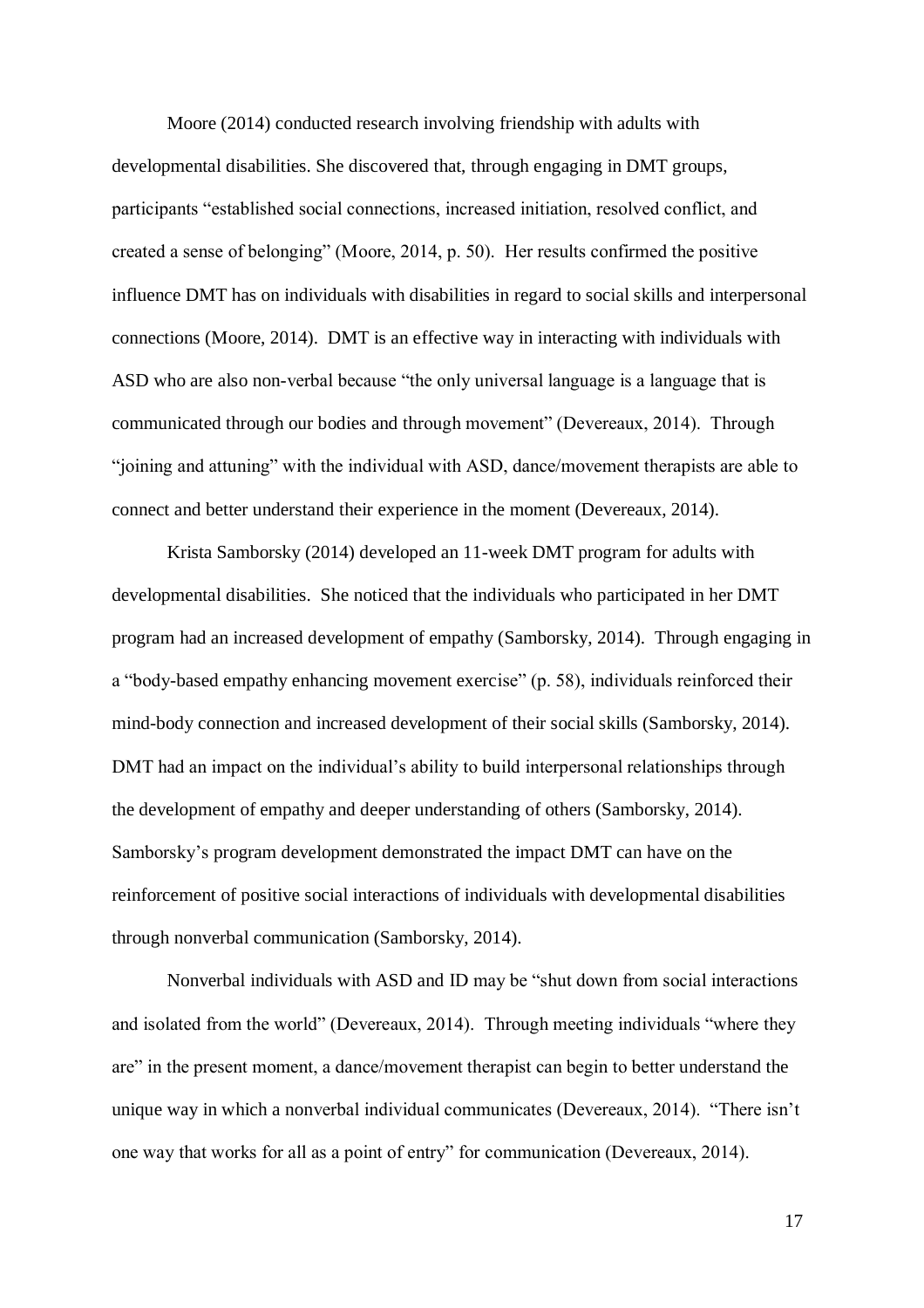Moore (2014) conducted research involving friendship with adults with developmental disabilities. She discovered that, through engaging in DMT groups, participants "established social connections, increased initiation, resolved conflict, and created a sense of belonging" (Moore, 2014, p. 50). Her results confirmed the positive influence DMT has on individuals with disabilities in regard to social skills and interpersonal connections (Moore, 2014). DMT is an effective way in interacting with individuals with ASD who are also non-verbal because "the only universal language is a language that is communicated through our bodies and through movement" (Devereaux, 2014). Through "joining and attuning" with the individual with ASD, dance/movement therapists are able to connect and better understand their experience in the moment (Devereaux, 2014).

Krista Samborsky (2014) developed an 11-week DMT program for adults with developmental disabilities. She noticed that the individuals who participated in her DMT program had an increased development of empathy (Samborsky, 2014). Through engaging in a "body-based empathy enhancing movement exercise" (p. 58), individuals reinforced their mind-body connection and increased development of their social skills (Samborsky, 2014). DMT had an impact on the individual's ability to build interpersonal relationships through the development of empathy and deeper understanding of others (Samborsky, 2014). Samborsky's program development demonstrated the impact DMT can have on the reinforcement of positive social interactions of individuals with developmental disabilities through nonverbal communication (Samborsky, 2014).

Nonverbal individuals with ASD and ID may be "shut down from social interactions and isolated from the world" (Devereaux, 2014). Through meeting individuals "where they are" in the present moment, a dance/movement therapist can begin to better understand the unique way in which a nonverbal individual communicates (Devereaux, 2014). "There isn't one way that works for all as a point of entry" for communication (Devereaux, 2014).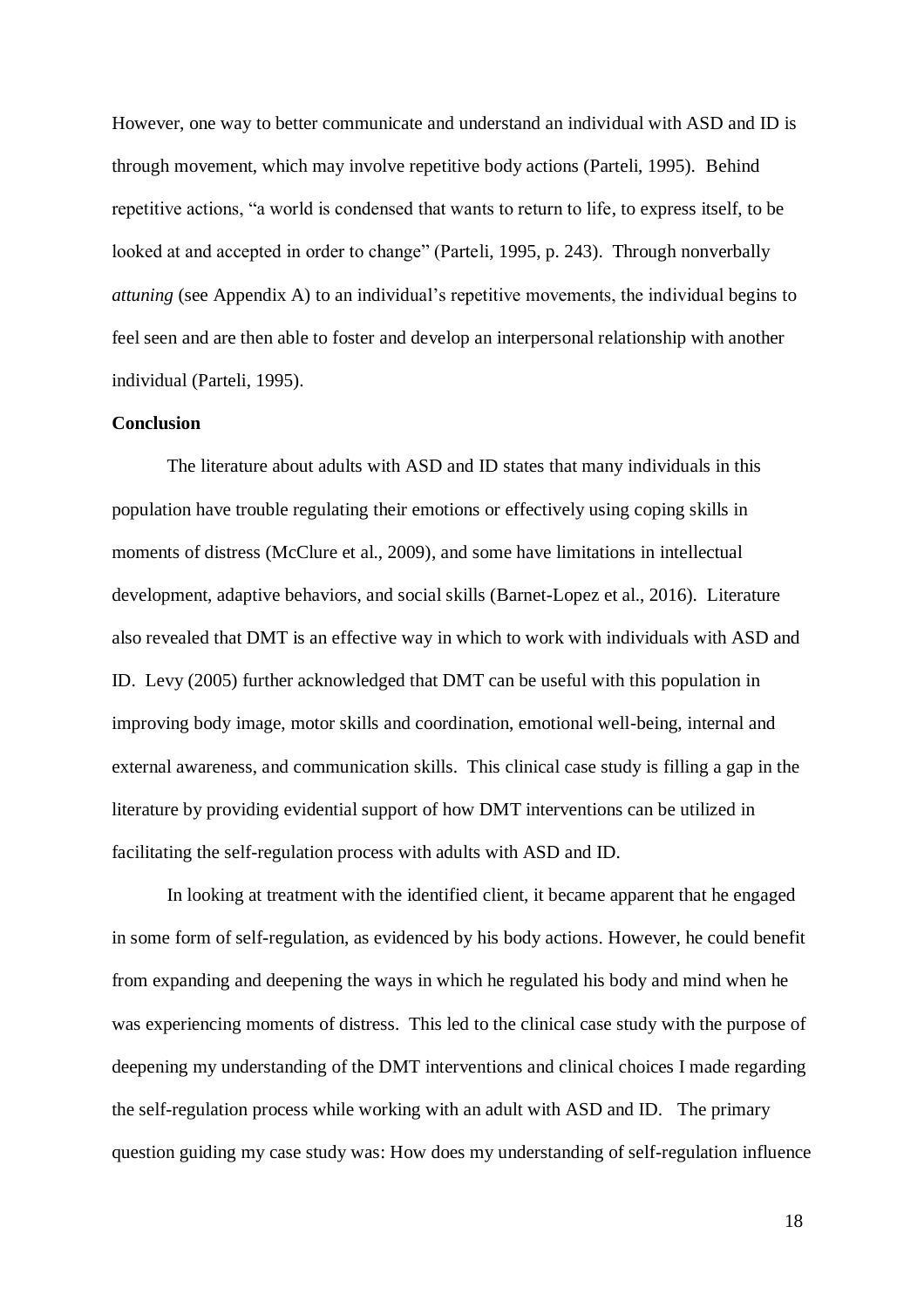However, one way to better communicate and understand an individual with ASD and ID is through movement, which may involve repetitive body actions (Parteli, 1995). Behind repetitive actions, "a world is condensed that wants to return to life, to express itself, to be looked at and accepted in order to change" (Parteli, 1995, p. 243). Through nonverbally *attuning* (see Appendix A) to an individual's repetitive movements, the individual begins to feel seen and are then able to foster and develop an interpersonal relationship with another individual (Parteli, 1995).

**Conclusion**

The literature about adults with ASD and ID states that many individuals in this population have trouble regulating their emotions or effectively using coping skills in moments of distress (McClure et al., 2009), and some have limitations in intellectual development, adaptive behaviors, and social skills (Barnet-Lopez et al., 2016). Literature also revealed that DMT is an effective way in which to work with individuals with ASD and ID. Levy (2005) further acknowledged that DMT can be useful with this population in improving body image, motor skills and coordination, emotional well-being, internal and external awareness, and communication skills. This clinical case study is filling a gap in the literature by providing evidential support of how DMT interventions can be utilized in facilitating the self-regulation process with adults with ASD and ID.

In looking at treatment with the identified client, it became apparent that he engaged in some form of self-regulation, as evidenced by his body actions. However, he could benefit from expanding and deepening the ways in which he regulated his body and mind when he was experiencing moments of distress. This led to the clinical case study with the purpose of deepening my understanding of the DMT interventions and clinical choices I made regarding the self-regulation process while working with an adult with ASD and ID. The primary question guiding my case study was: How does my understanding of self-regulation influence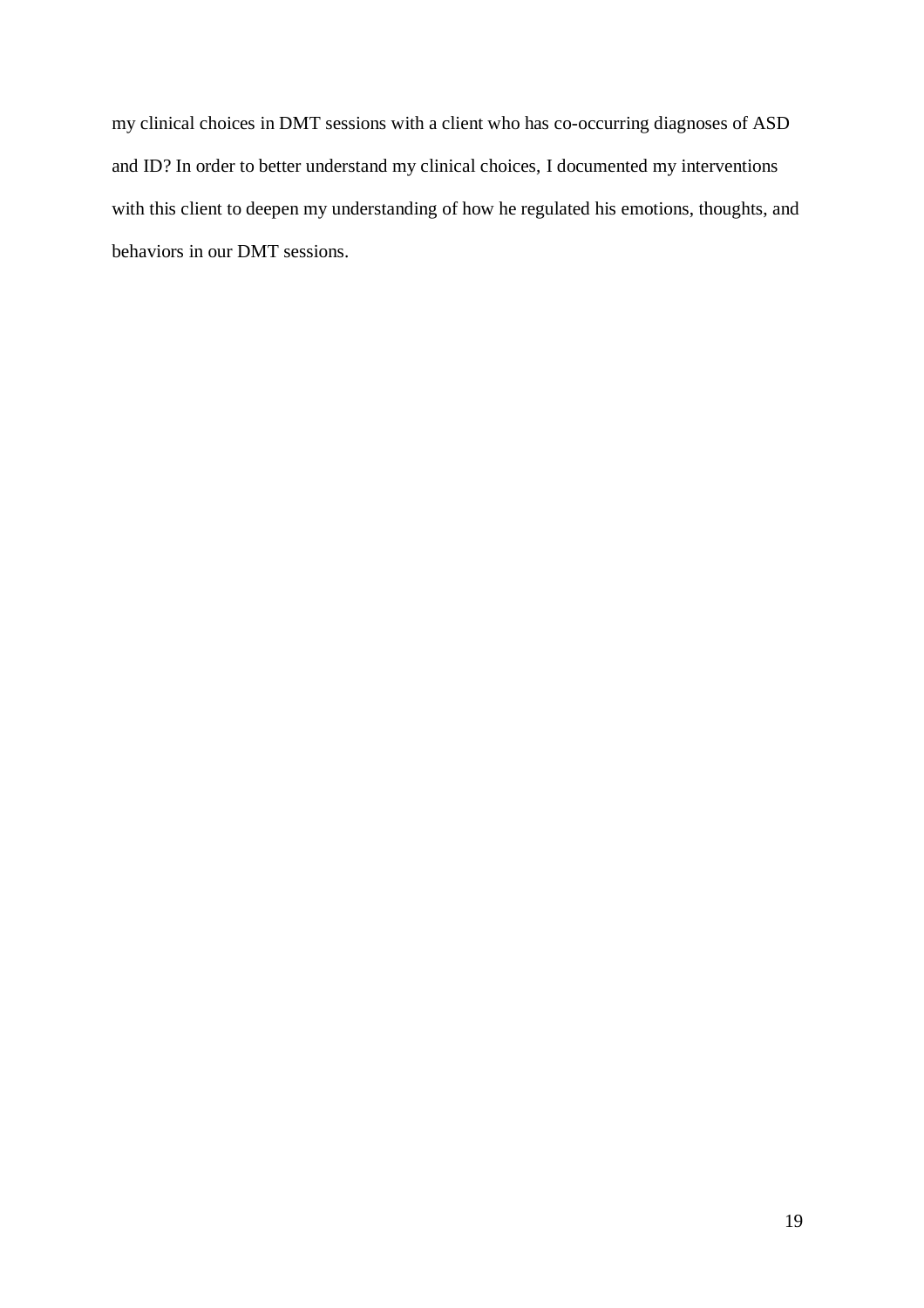my clinical choices in DMT sessions with a client who has co-occurring diagnoses of ASD and ID? In order to better understand my clinical choices, I documented my interventions with this client to deepen my understanding of how he regulated his emotions, thoughts, and behaviors in our DMT sessions.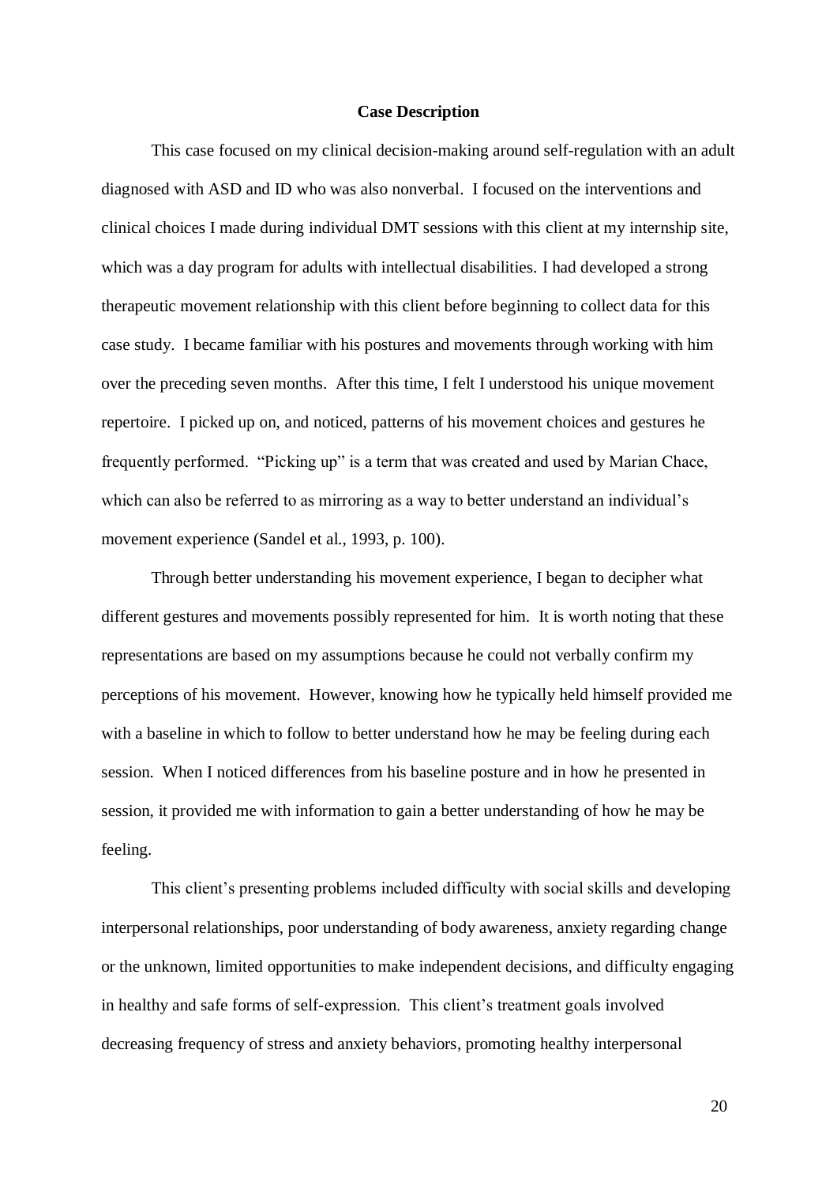## Case Description

This case focused on my clinical decision-making around self-regulation with an adult diagnosed with ASD and ID who was also nonverbal. I focused on the interventions and clinical choices I made during individual DMT sessions with this client at my internship site, which was a day program for adults with intellectual disabilities. I had developed a strong therapeutic movement relationship with this client before beginning to collect data for this case study. I became familiar with his postures and movements through working with him over the preceding seven months. After this time, I felt I understood his unique movement repertoire. I picked up on, and noticed, patterns of his movement choices and gestures he frequently performed. "Picking up" is a term that was created and used by Marian Chace, which can also be referred to as mirroring as a way to better understand an individual's movement experience (Sandel et al., 1993, p. 100).

Through better understanding his movement experience, I began to decipher what different gestures and movements possibly represented for him. It is worth noting that these representations are based on my assumptions because he could not verbally confirm my perceptions of his movement. However, knowing how he typically held himself provided me with a baseline in which to follow to better understand how he may be feeling during each session. When I noticed differences from his baseline posture and in how he presented in session, it provided me with information to gain a better understanding of how he may be feeling.

This client's presenting problems included difficulty with social skills and developing interpersonal relationships, poor understanding of body awareness, anxiety regarding change or the unknown, limited opportunities to make independent decisions, and difficulty engaging in healthy and safe forms of self-expression. This client's treatment goals involved decreasing frequency of stress and anxiety behaviors, promoting healthy interpersonal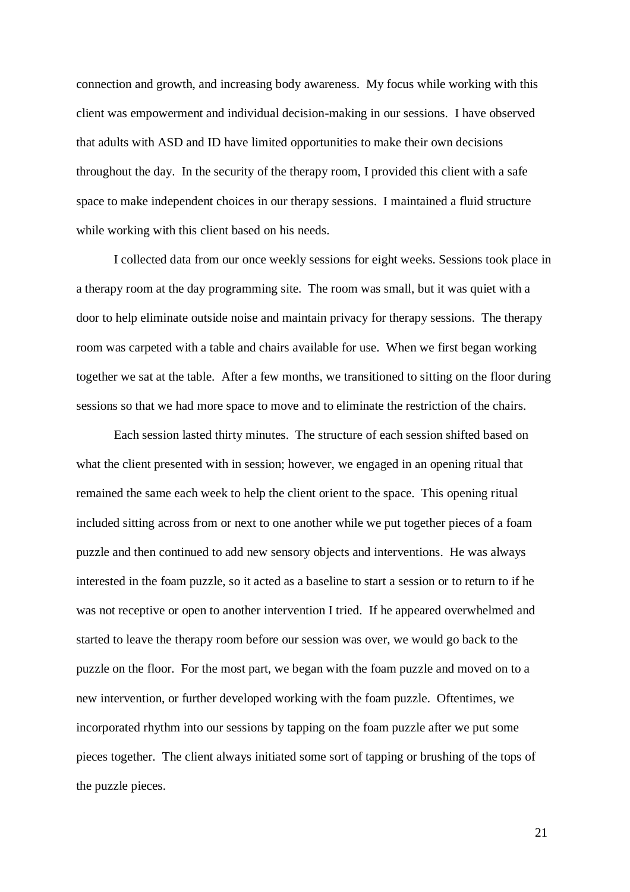connection and growth, and increasing body awareness. My focus while working with this client was empowerment and individual decision-making in our sessions. I have observed that adults with ASD and ID have limited opportunities to make their own decisions throughout the day. In the security of the therapy room, I provided this client with a safe space to make independent choices in our therapy sessions. I maintained a fluid structure while working with this client based on his needs.

I collected data from our once weekly sessions for eight weeks. Sessions took place in a therapy room at the day programming site. The room was small, but it was quiet with a door to help eliminate outside noise and maintain privacy for therapy sessions. The therapy room was carpeted with a table and chairs available for use. When we first began working together we sat at the table. After a few months, we transitioned to sitting on the floor during sessions so that we had more space to move and to eliminate the restriction of the chairs.

Each session lasted thirty minutes. The structure of each session shifted based on what the client presented with in session; however, we engaged in an opening ritual that remained the same each week to help the client orient to the space. This opening ritual included sitting across from or next to one another while we put together pieces of a foam puzzle and then continued to add new sensory objects and interventions. He was always interested in the foam puzzle, so it acted as a baseline to start a session or to return to if he was not receptive or open to another intervention I tried. If he appeared overwhelmed and started to leave the therapy room before our session was over, we would go back to the puzzle on the floor. For the most part, we began with the foam puzzle and moved on to a new intervention, or further developed working with the foam puzzle. Oftentimes, we incorporated rhythm into our sessions by tapping on the foam puzzle after we put some pieces together. The client always initiated some sort of tapping or brushing of the tops of the puzzle pieces.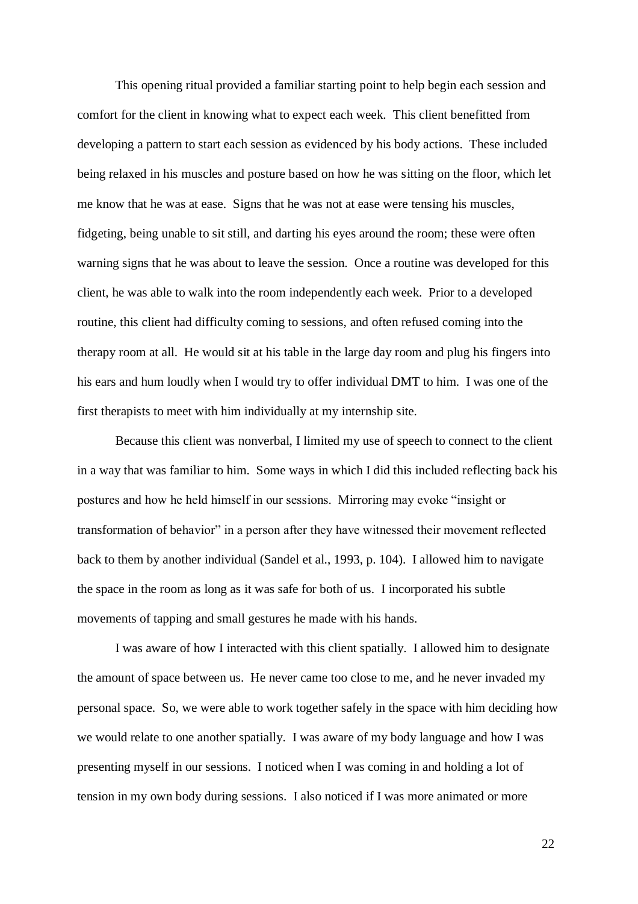This opening ritual provided a familiar starting point to help begin each session and comfort for the client in knowing what to expect each week. This client benefitted from developing a pattern to start each session as evidenced by his body actions. These included being relaxed in his muscles and posture based on how he was sitting on the floor, which let me know that he was at ease. Signs that he was not at ease were tensing his muscles, fidgeting, being unable to sit still, and darting his eyes around the room; these were often warning signs that he was about to leave the session. Once a routine was developed for this client, he was able to walk into the room independently each week. Prior to a developed routine, this client had difficulty coming to sessions, and often refused coming into the therapy room at all. He would sit at his table in the large day room and plug his fingers into his ears and hum loudly when I would try to offer individual DMT to him. I was one of the first therapists to meet with him individually at my internship site.

Because this client was nonverbal, I limited my use of speech to connect to the client in a way that was familiar to him. Some ways in which I did this included reflecting back his postures and how he held himself in our sessions. Mirroring may evoke "insight or transformation of behavior" in a person after they have witnessed their movement reflected back to them by another individual (Sandel et al., 1993, p. 104). I allowed him to navigate the space in the room as long as it was safe for both of us. I incorporated his subtle movements of tapping and small gestures he made with his hands.

I was aware of how I interacted with this client spatially. I allowed him to designate the amount of space between us. He never came too close to me, and he never invaded my personal space. So, we were able to work together safely in the space with him deciding how we would relate to one another spatially. I was aware of my body language and how I was presenting myself in our sessions. I noticed when I was coming in and holding a lot of tension in my own body during sessions. I also noticed if I was more animated or more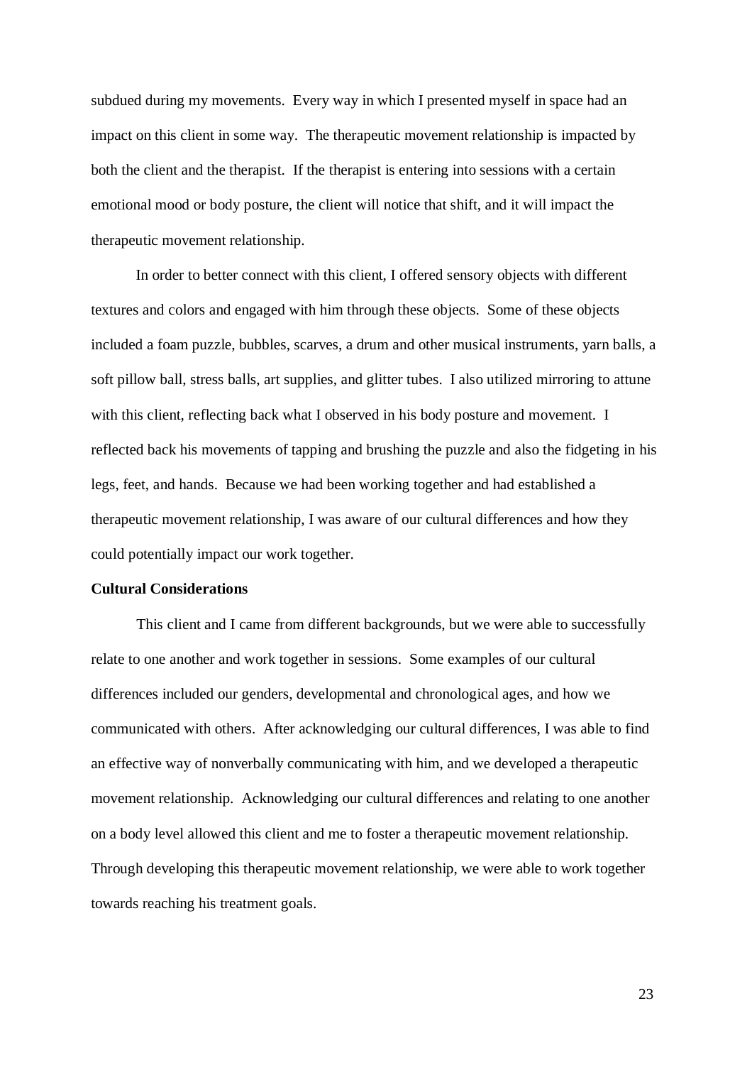subdued during my movements. Every way in which I presented myself in space had an impact on this client in some way. The therapeutic movement relationship is impacted by both the client and the therapist. If the therapist is entering into sessions with a certain emotional mood or body posture, the client will notice that shift, and it will impact the therapeutic movement relationship.

In order to better connect with this client, I offered sensory objects with different textures and colors and engaged with him through these objects. Some of these objects included a foam puzzle, bubbles, scarves, a drum and other musical instruments, yarn balls, a soft pillow ball, stress balls, art supplies, and glitter tubes. I also utilized mirroring to attune with this client, reflecting back what I observed in his body posture and movement. I reflected back his movements of tapping and brushing the puzzle and also the fidgeting in his legs, feet, and hands. Because we had been working together and had established a therapeutic movement relationship, I was aware of our cultural differences and how they could potentially impact our work together.

**Cultural Considerations**

This client and I came from different backgrounds, but we were able to successfully relate to one another and work together in sessions. Some examples of our cultural differences included our genders, developmental and chronological ages, and how we communicated with others. After acknowledging our cultural differences, I was able to find an effective way of nonverbally communicating with him, and we developed a therapeutic movement relationship. Acknowledging our cultural differences and relating to one another on a body level allowed this client and me to foster a therapeutic movement relationship. Through developing this therapeutic movement relationship, we were able to work together towards reaching his treatment goals.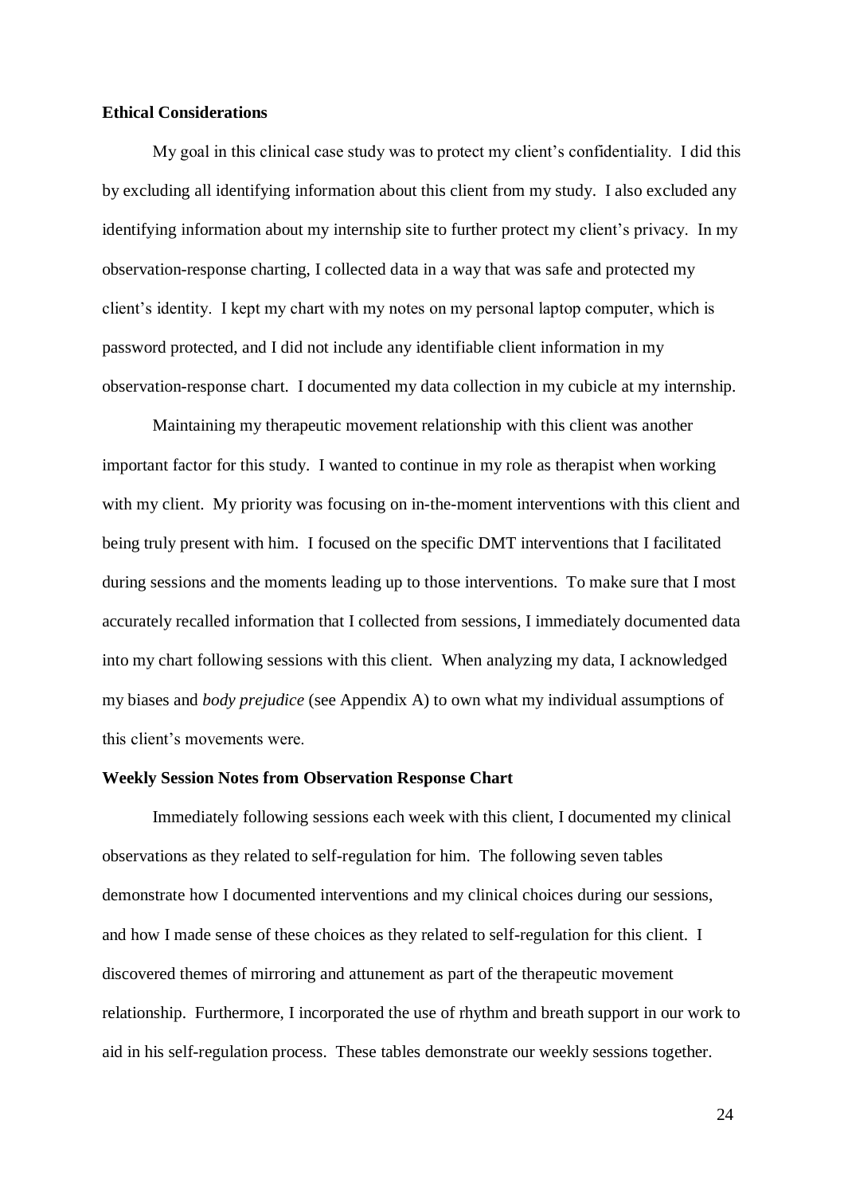**Ethical Considerations**

My goal in this clinical case study was to protect my client's confidentiality. I did this by excluding all identifying information about this client from my study. I also excluded any identifying information about my internship site to further protect my client's privacy. In my observation-response charting, I collected data in a way that was safe and protected my client's identity. I kept my chart with my notes on my personal laptop computer, which is password protected, and I did not include any identifiable client information in my observation-response chart. I documented my data collection in my cubicle at my internship.

Maintaining my therapeutic movement relationship with this client was another important factor for this study. I wanted to continue in my role as therapist when working with my client. My priority was focusing on in-the-moment interventions with this client and being truly present with him. I focused on the specific DMT interventions that I facilitated during sessions and the moments leading up to those interventions. To make sure that I most accurately recalled information that I collected from sessions, I immediately documented data into my chart following sessions with this client. When analyzing my data, I acknowledged my biases and *body prejudice* (see Appendix A) to own what my individual assumptions of this client's movements were.

**Weekly Session Notes from Observation Response Chart**

Immediately following sessions each week with this client, I documented my clinical observations as they related to self-regulation for him. The following seven tables demonstrate how I documented interventions and my clinical choices during our sessions, and how I made sense of these choices as they related to self-regulation for this client. I discovered themes of mirroring and attunement as part of the therapeutic movement relationship. Furthermore, I incorporated the use of rhythm and breath support in our work to aid in his self-regulation process. These tables demonstrate our weekly sessions together.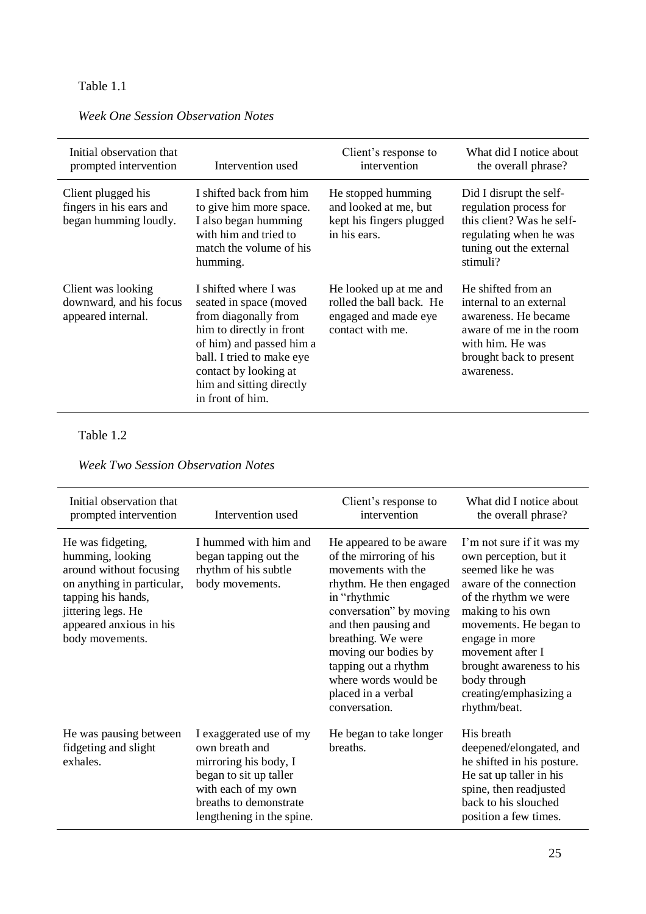Table 1.1

*Week One Session Observation Notes*

| Initial observation that prompted intervention | Intervention used | Client's response to intervention | What did I notice about the overall phrase? |
|---|---|---|---|
| Client plugged his fingers in his ears and began humming loudly. | I shifted back from him to give him more space. I also began humming with him and tried to match the volume of his humming. | He stopped humming and looked at me, but kept his fingers plugged in his ears. | Did I disrupt the self-regulation process for this client? Was he self-regulating when he was tuning out the external stimuli? |
| Client was looking downward, and his focus appeared internal. | I shifted where I was seated in space (moved from diagonally from him to directly in front of him) and passed him a ball. I tried to make eye contact by looking at him and sitting directly in front of him. | He looked up at me and rolled the ball back. He engaged and made eye contact with me. | He shifted from an internal to an external awareness. He became aware of me in the room with him. He was brought back to present awareness. |

Table 1.2

*Week Two Session Observation Notes*

| Initial observation that prompted intervention | Intervention used | Client's response to intervention | What did I notice about the overall phrase? |
|---|---|---|---|
| He was fidgeting, humming, looking around without focusing on anything in particular, tapping his hands, jittering legs. He appeared anxious in his body movements. | I hummed with him and began tapping out the rhythm of his subtle body movements. | He appeared to be aware of the mirroring of his movements with the rhythm. He then engaged in "rhythmic conversation" by moving and then pausing and breathing. We were moving our bodies by tapping out a rhythm where words would be placed in a verbal conversation. | I'm not sure if it was my own perception, but it seemed like he was aware of the connection of the rhythm we were making to his own movements. He began to engage in more movement after I brought awareness to his body through creating/emphasizing a rhythm/beat. |
| He was pausing between fidgeting and slight exhales. | I exaggerated use of my own breath and mirroring his body, I began to sit up taller with each of my own breaths to demonstrate lengthening in the spine. | He began to take longer breaths. | His breath deepened/elongated, and he shifted in his posture. He sat up taller in his spine, then readjusted back to his slouched position a few times. |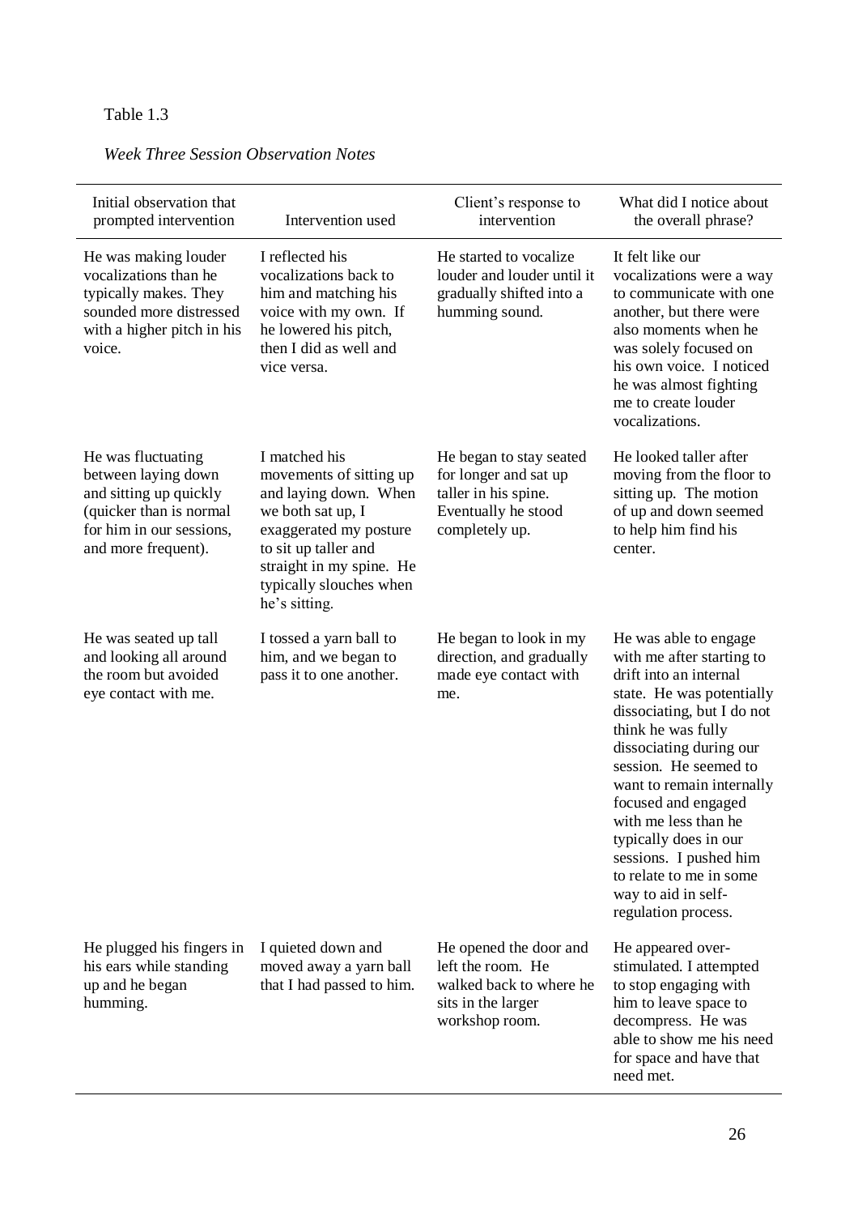Table 1.3

*Week Three Session Observation Notes*

| Initial observation that prompted intervention | Intervention used | Client's response to intervention | What did I notice about the overall phrase? |
|---|---|---|---|
| He was making louder vocalizations than he typically makes. They sounded more distressed with a higher pitch in his voice. | I reflected his vocalizations back to him and matching his voice with my own. If he lowered his pitch, then I did as well and vice versa. | He started to vocalize louder and louder until it gradually shifted into a humming sound. | It felt like our vocalizations were a way to communicate with one another, but there were also moments when he was solely focused on his own voice. I noticed he was almost fighting me to create louder vocalizations. |
| He was fluctuating between laying down and sitting up quickly (quicker than is normal for him in our sessions, and more frequent). | I matched his movements of sitting up and laying down. When we both sat up, I exaggerated my posture to sit up taller and straight in my spine. He typically slouches when he's sitting. | He began to stay seated for longer and sat up taller in his spine. Eventually he stood completely up. | He looked taller after moving from the floor to sitting up. The motion of up and down seemed to help him find his center. |
| He was seated up tall and looking all around the room but avoided eye contact with me. | I tossed a yarn ball to him, and we began to pass it to one another. | He began to look in my direction, and gradually made eye contact with me. | He was able to engage with me after starting to drift into an internal state. He was potentially dissociating, but I do not think he was fully dissociating during our session. He seemed to want to remain internally focused and engaged with me less than he typically does in our sessions. I pushed him to relate to me in some way to aid in self-regulation process. |
| He plugged his fingers in his ears while standing up and he began humming. | I quieted down and moved away a yarn ball that I had passed to him. | He opened the door and left the room. He walked back to where he sits in the larger workshop room. | He appeared over-stimulated. I attempted to stop engaging with him to leave space to decompress. He was able to show me his need for space and have that need met. |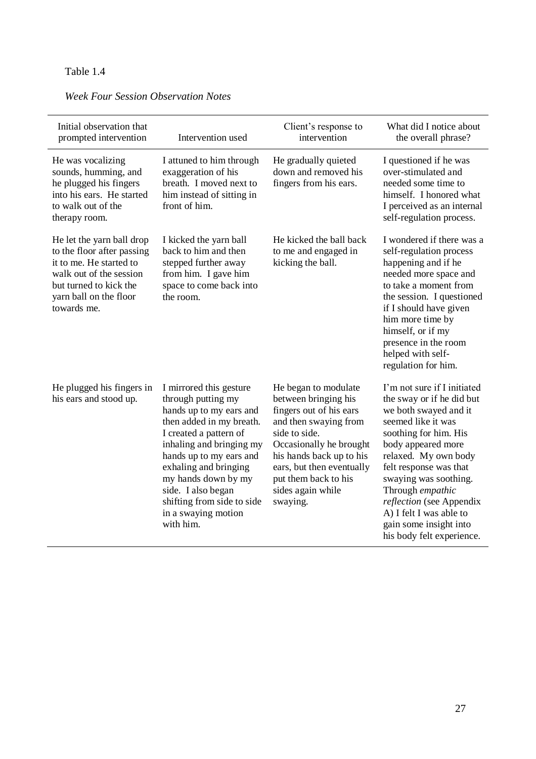Table 1.4

*Week Four Session Observation Notes*

| Initial observation that prompted intervention | Intervention used | Client's response to intervention | What did I notice about the overall phrase? |
|---|---|---|---|
| He was vocalizing sounds, humming, and he plugged his fingers into his ears. He started to walk out of the therapy room. | I attuned to him through exaggeration of his breath. I moved next to him instead of sitting in front of him. | He gradually quieted down and removed his fingers from his ears. | I questioned if he was over-stimulated and needed some time to himself. I honored what I perceived as an internal self-regulation process. |
| He let the yarn ball drop to the floor after passing it to me. He started to walk out of the session but turned to kick the yarn ball on the floor towards me. | I kicked the yarn ball back to him and then stepped further away from him. I gave him space to come back into the room. | He kicked the ball back to me and engaged in kicking the ball. | I wondered if there was a self-regulation process happening and if he needed more space and to take a moment from the session. I questioned if I should have given him more time by himself, or if my presence in the room helped with self-regulation for him. |
| He plugged his fingers in his ears and stood up. | I mirrored this gesture through putting my hands up to my ears and then added in my breath. I created a pattern of inhaling and bringing my hands up to my ears and exhaling and bringing my hands down by my side. I also began shifting from side to side in a swaying motion with him. | He began to modulate between bringing his fingers out of his ears and then swaying from side to side. Occasionally he brought his hands back up to his ears, but then eventually put them back to his sides again while swaying. | I'm not sure if I initiated the sway or if he did but we both swayed and it seemed like it was soothing for him. His body appeared more relaxed. My own body felt response was that swaying was soothing. Through *empathic reflection* (see Appendix A) I felt I was able to gain some insight into his body felt experience. |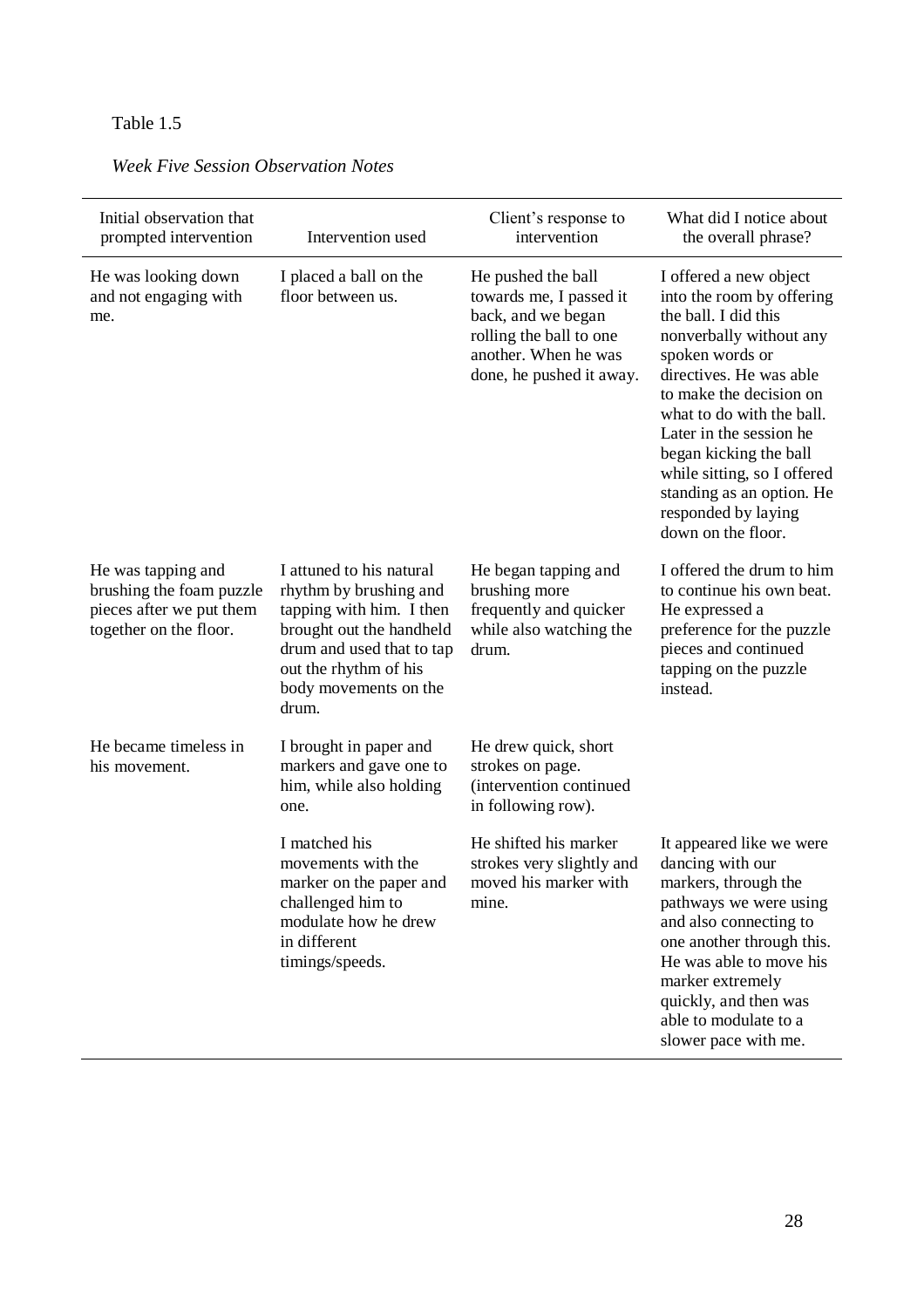Table 1.5

*Week Five Session Observation Notes*

| Initial observation that prompted intervention | Intervention used | Client's response to intervention | What did I notice about the overall phrase? |
|---|---|---|---|
| He was looking down and not engaging with me. | I placed a ball on the floor between us. | He pushed the ball towards me, I passed it back, and we began rolling the ball to one another. When he was done, he pushed it away. | I offered a new object into the room by offering the ball. I did this nonverbally without any spoken words or directives. He was able to make the decision on what to do with the ball. Later in the session he began kicking the ball while sitting, so I offered standing as an option. He responded by laying down on the floor. |
| He was tapping and brushing the foam puzzle pieces after we put them together on the floor. | I attuned to his natural rhythm by brushing and tapping with him. I then brought out the handheld drum and used that to tap out the rhythm of his body movements on the drum. | He began tapping and brushing more frequently and quicker while also watching the drum. | I offered the drum to him to continue his own beat. He expressed a preference for the puzzle pieces and continued tapping on the puzzle instead. |
| He became timeless in his movement. | I brought in paper and markers and gave one to him, while also holding one. | He drew quick, short strokes on page. (intervention continued in following row). | |
| | I matched his movements with the marker on the paper and challenged him to modulate how he drew in different timings/speeds. | He shifted his marker strokes very slightly and moved his marker with mine. | It appeared like we were dancing with our markers, through the pathways we were using and also connecting to one another through this. He was able to move his marker extremely quickly, and then was able to modulate to a slower pace with me. |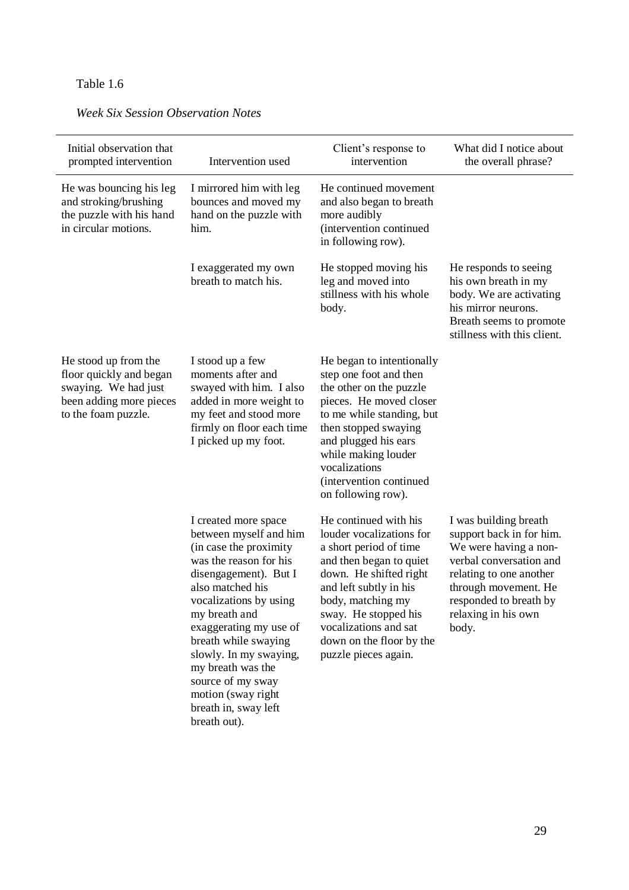Table 1.6

*Week Six Session Observation Notes*

| Initial observation that prompted intervention | Intervention used | Client's response to intervention | What did I notice about the overall phrase? |
|---|---|---|---|
| He was bouncing his leg and stroking/brushing the puzzle with his hand in circular motions. | I mirrored him with leg bounces and moved my hand on the puzzle with him. | He continued movement and also began to breath more audibly (intervention continued in following row). | |
| | I exaggerated my own breath to match his. | He stopped moving his leg and moved into stillness with his whole body. | He responds to seeing his own breath in my body. We are activating his mirror neurons. Breath seems to promote stillness with this client. |
| He stood up from the floor quickly and began swaying. We had just been adding more pieces to the foam puzzle. | I stood up a few moments after and swayed with him. I also added in more weight to my feet and stood more firmly on floor each time I picked up my foot. | He began to intentionally step one foot and then the other on the puzzle pieces. He moved closer to me while standing, but then stopped swaying and plugged his ears while making louder vocalizations (intervention continued on following row). | |
| | I created more space between myself and him (in case the proximity was the reason for his disengagement). But I also matched his vocalizations by using my breath and exaggerating my use of breath while swaying slowly. In my swaying, my breath was the source of my sway motion (sway right breath in, sway left breath out). | He continued with his louder vocalizations for a short period of time and then began to quiet down. He shifted right and left subtly in his body, matching my sway. He stopped his vocalizations and sat down on the floor by the puzzle pieces again. | I was building breath support back in for him. We were having a non-verbal conversation and relating to one another through movement. He responded to breath by relaxing in his own body. |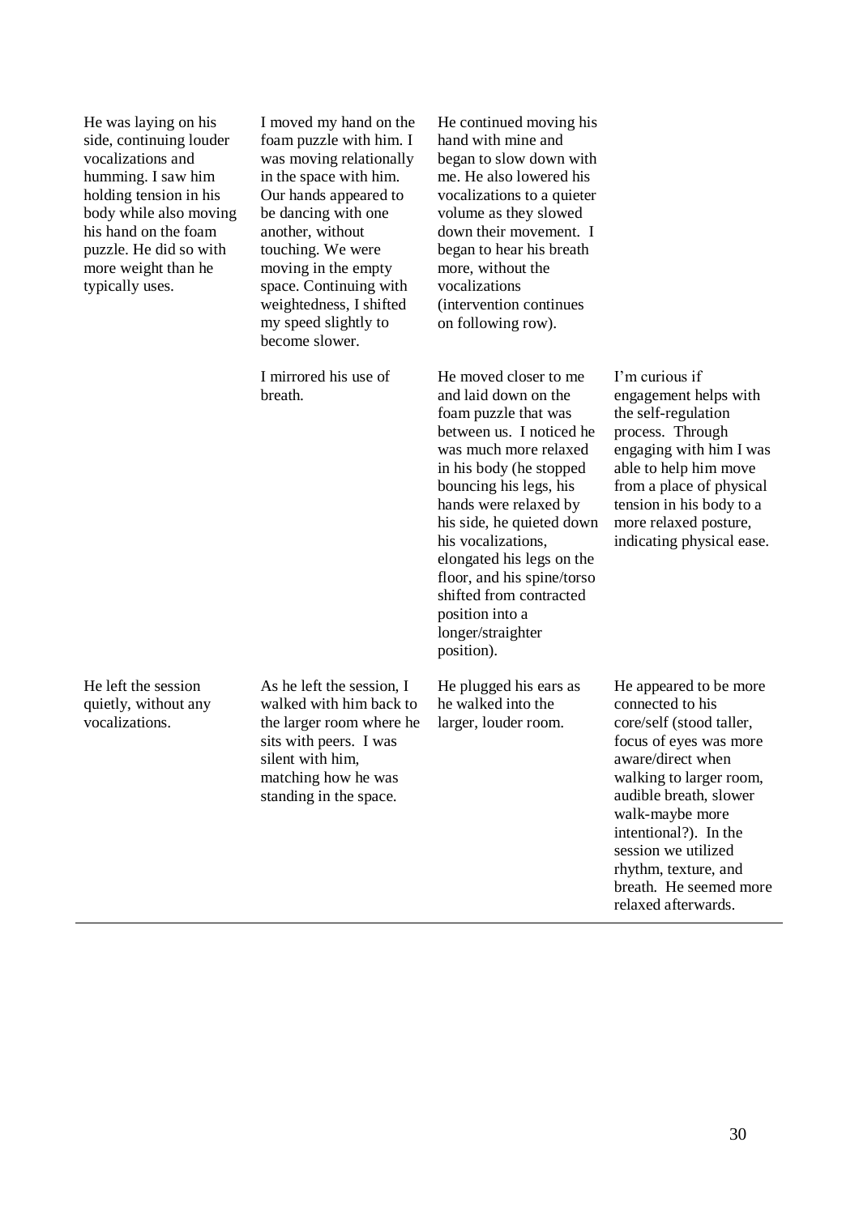| | | | |
|---|---|---|---|
| He was laying on his side, continuing louder vocalizations and humming. I saw him holding tension in his body while also moving his hand on the foam puzzle. He did so with more weight than he typically uses. | I moved my hand on the foam puzzle with him. I was moving relationally in the space with him. Our hands appeared to be dancing with one another, without touching. We were moving in the empty space. Continuing with weightedness, I shifted my speed slightly to become slower. | He continued moving his hand with mine and began to slow down with me. He also lowered his vocalizations to a quieter volume as they slowed down their movement. I began to hear his breath more, without the vocalizations (intervention continues on following row). | |
| | I mirrored his use of breath. | He moved closer to me and laid down on the foam puzzle that was between us. I noticed he was much more relaxed in his body (he stopped bouncing his legs, his hands were relaxed by his side, he quieted down his vocalizations, elongated his legs on the floor, and his spine/torso shifted from contracted position into a longer/straighter position). | I'm curious if engagement helps with the self-regulation process. Through engaging with him I was able to help him move from a place of physical tension in his body to a more relaxed posture, indicating physical ease. |
| He left the session quietly, without any vocalizations. | As he left the session, I walked with him back to the larger room where he sits with peers. I was silent with him, matching how he was standing in the space. | He plugged his ears as he walked into the larger, louder room. | He appeared to be more connected to his core/self (stood taller, focus of eyes was more aware/direct when walking to larger room, audible breath, slower walk-maybe more intentional?). In the session we utilized rhythm, texture, and breath. He seemed more relaxed afterwards. |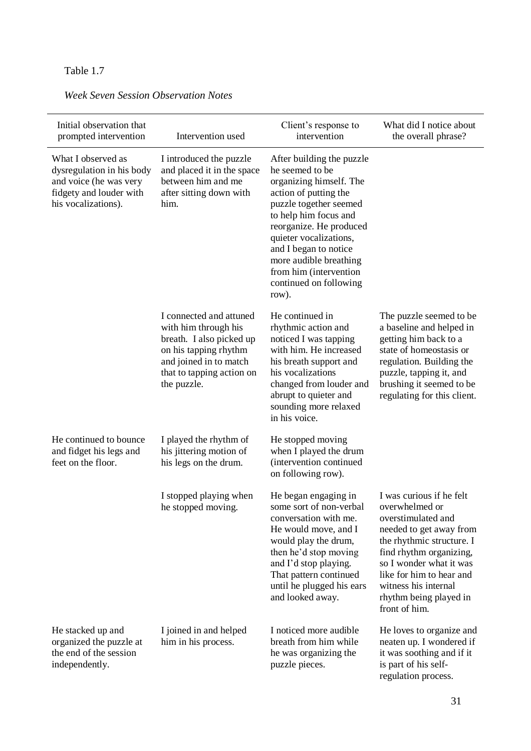Table 1.7

*Week Seven Session Observation Notes*

| Initial observation that prompted intervention | Intervention used | Client's response to intervention | What did I notice about the overall phrase? |
|---|---|---|---|
| What I observed as dysregulation in his body and voice (he was very fidgety and louder with his vocalizations). | I introduced the puzzle and placed it in the space between him and me after sitting down with him. | After building the puzzle he seemed to be organizing himself. The action of putting the puzzle together seemed to help him focus and reorganize. He produced quieter vocalizations, and I began to notice more audible breathing from him (intervention continued on following row). | |
| | I connected and attuned with him through his breath. I also picked up on his tapping rhythm and joined in to match that to tapping action on the puzzle. | He continued in rhythmic action and noticed I was tapping with him. He increased his breath support and his vocalizations changed from louder and abrupt to quieter and sounding more relaxed in his voice. | The puzzle seemed to be a baseline and helped in getting him back to a state of homeostasis or regulation. Building the puzzle, tapping it, and brushing it seemed to be regulating for this client. |
| He continued to bounce and fidget his legs and feet on the floor. | I played the rhythm of his jittering motion of his legs on the drum. | He stopped moving when I played the drum (intervention continued on following row). | |
| | I stopped playing when he stopped moving. | He began engaging in some sort of non-verbal conversation with me. He would move, and I would play the drum, then he'd stop moving and I'd stop playing. That pattern continued until he plugged his ears and looked away. | I was curious if he felt overwhelmed or overstimulated and needed to get away from the rhythmic structure. I find rhythm organizing, so I wonder what it was like for him to hear and witness his internal rhythm being played in front of him. |
| He stacked up and organized the puzzle at the end of the session independently. | I joined in and helped him in his process. | I noticed more audible breath from him while he was organizing the puzzle pieces. | He loves to organize and neaten up. I wondered if it was soothing and if it is part of his self-regulation process. |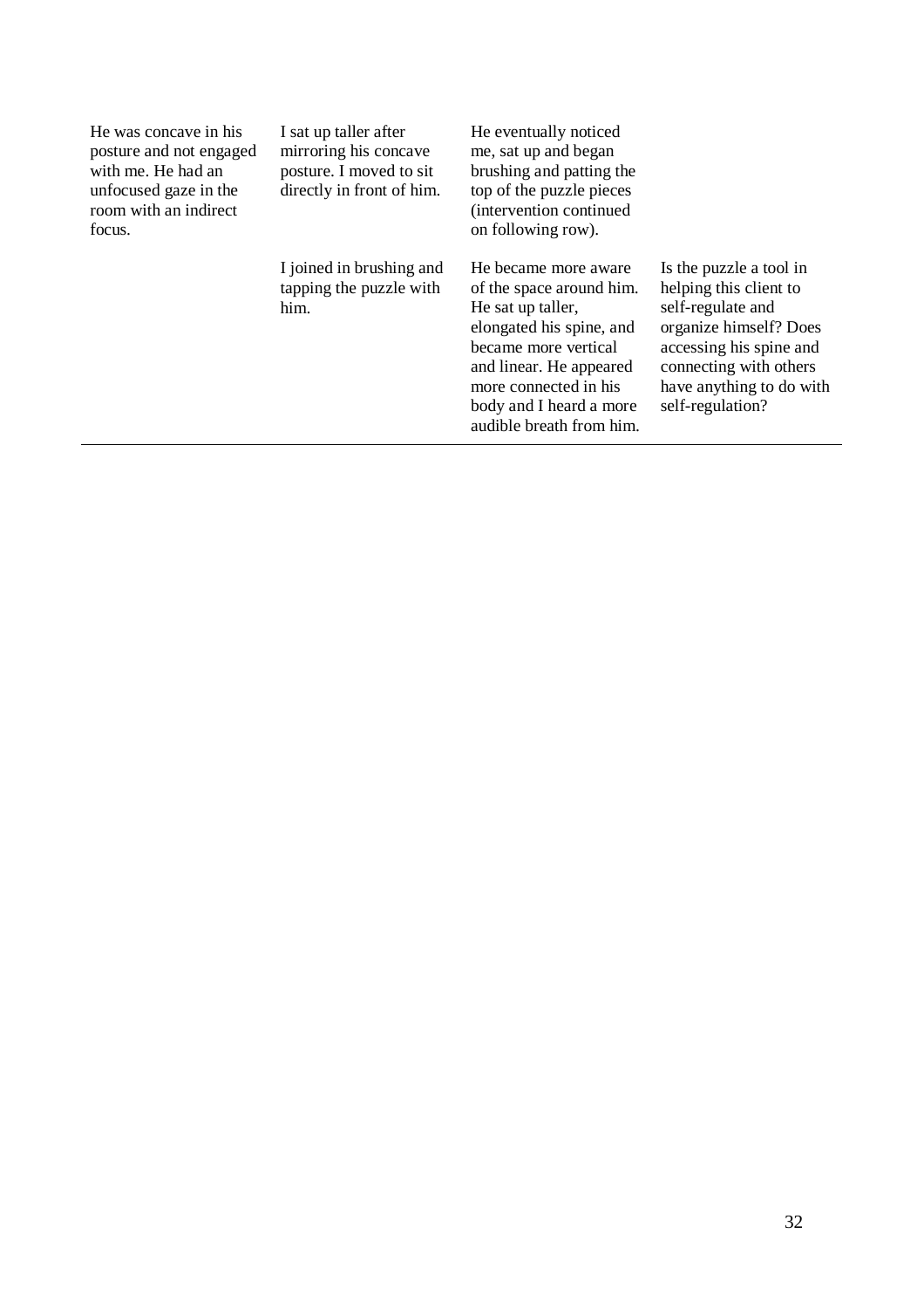| | | | |
|---|---|---|---|
| He was concave in his posture and not engaged with me. He had an unfocused gaze in the room with an indirect focus. | I sat up taller after mirroring his concave posture. I moved to sit directly in front of him. | He eventually noticed me, sat up and began brushing and patting the top of the puzzle pieces (intervention continued on following row). | |
| | I joined in brushing and tapping the puzzle with him. | He became more aware of the space around him. He sat up taller, elongated his spine, and became more vertical and linear. He appeared more connected in his body and I heard a more audible breath from him. | Is the puzzle a tool in helping this client to self-regulate and organize himself? Does accessing his spine and connecting with others have anything to do with self-regulation? |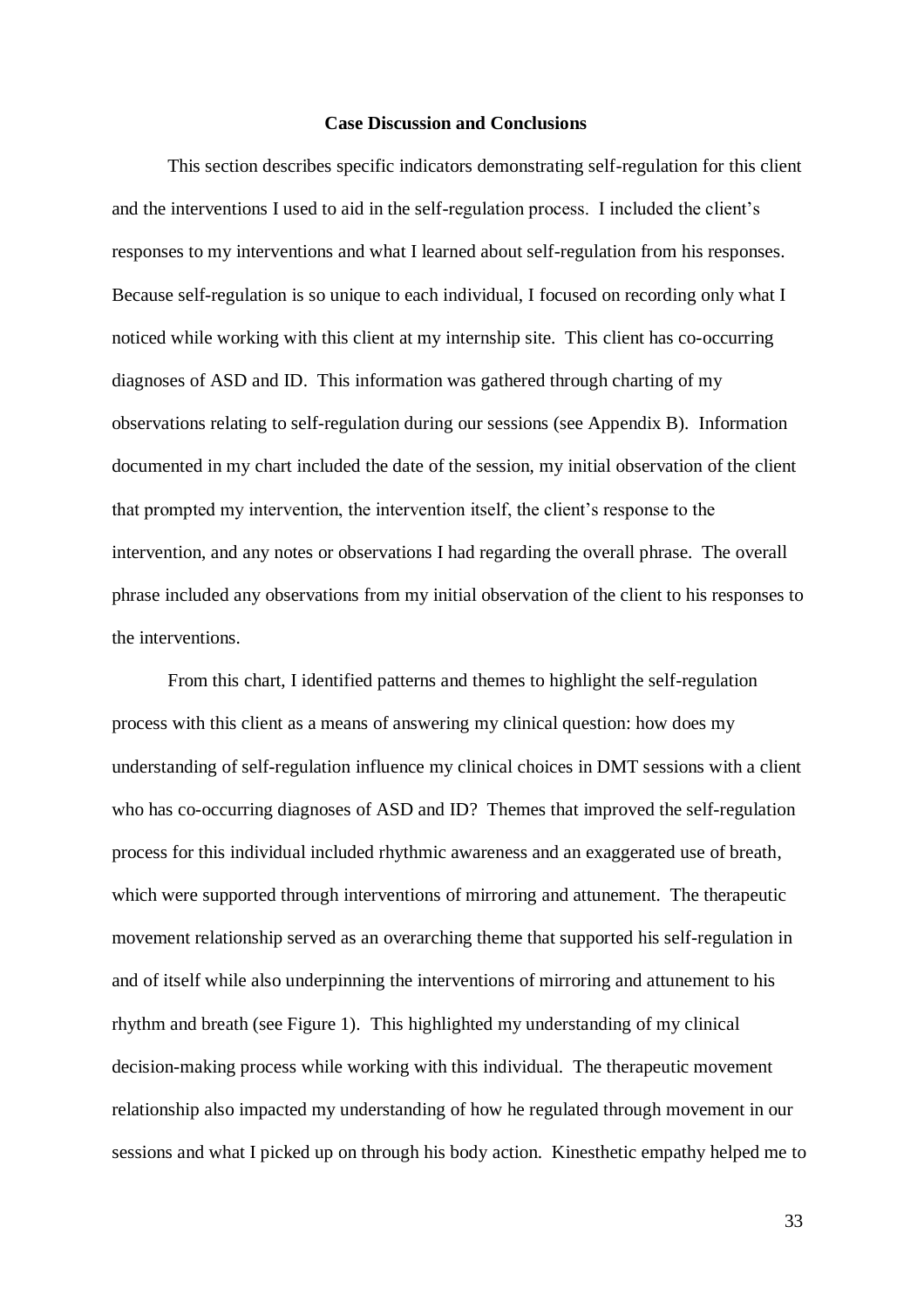## Case Discussion and Conclusions

This section describes specific indicators demonstrating self-regulation for this client and the interventions I used to aid in the self-regulation process. I included the client's responses to my interventions and what I learned about self-regulation from his responses. Because self-regulation is so unique to each individual, I focused on recording only what I noticed while working with this client at my internship site. This client has co-occurring diagnoses of ASD and ID. This information was gathered through charting of my observations relating to self-regulation during our sessions (see Appendix B). Information documented in my chart included the date of the session, my initial observation of the client that prompted my intervention, the intervention itself, the client's response to the intervention, and any notes or observations I had regarding the overall phrase. The overall phrase included any observations from my initial observation of the client to his responses to the interventions.

From this chart, I identified patterns and themes to highlight the self-regulation process with this client as a means of answering my clinical question: how does my understanding of self-regulation influence my clinical choices in DMT sessions with a client who has co-occurring diagnoses of ASD and ID? Themes that improved the self-regulation process for this individual included rhythmic awareness and an exaggerated use of breath, which were supported through interventions of mirroring and attunement. The therapeutic movement relationship served as an overarching theme that supported his self-regulation in and of itself while also underpinning the interventions of mirroring and attunement to his rhythm and breath (see Figure 1). This highlighted my understanding of my clinical decision-making process while working with this individual. The therapeutic movement relationship also impacted my understanding of how he regulated through movement in our sessions and what I picked up on through his body action. Kinesthetic empathy helped me to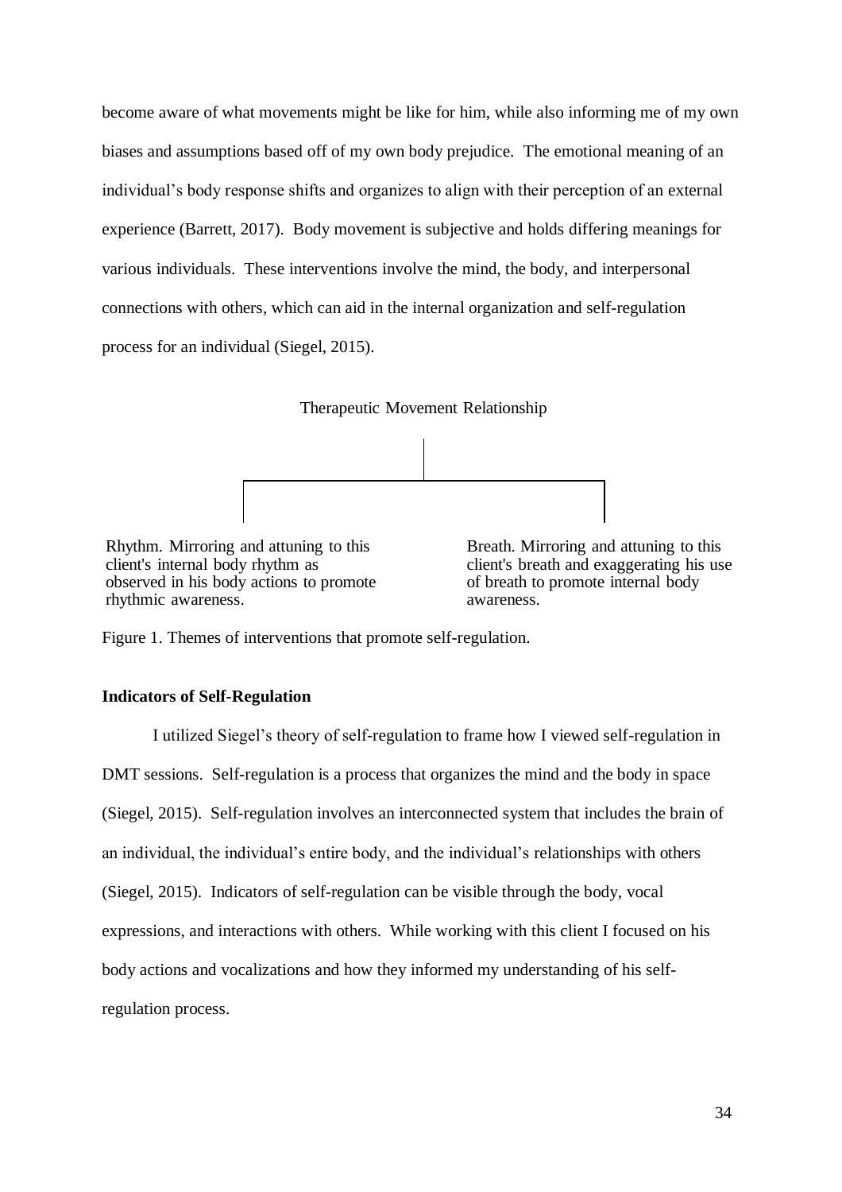become aware of what movements might be like for him, while also informing me of my own biases and assumptions based off of my own body prejudice. The emotional meaning of an individual's body response shifts and organizes to align with their perception of an external experience (Barrett, 2017). Body movement is subjective and holds differing meanings for various individuals. These interventions involve the mind, the body, and interpersonal connections with others, which can aid in the internal organization and self-regulation process for an individual (Siegel, 2015).

Therapeutic Movement Relationship

Rhythm. Mirroring and attuning to this client's internal body rhythm as observed in his body actions to promote rhythmic awareness.

Breath. Mirroring and attuning to this client's breath and exaggerating his use of breath to promote internal body awareness.

Figure 1. Themes of interventions that promote self-regulation.

**Indicators of Self-Regulation**

I utilized Siegel's theory of self-regulation to frame how I viewed self-regulation in DMT sessions. Self-regulation is a process that organizes the mind and the body in space (Siegel, 2015). Self-regulation involves an interconnected system that includes the brain of an individual, the individual's entire body, and the individual's relationships with others (Siegel, 2015). Indicators of self-regulation can be visible through the body, vocal expressions, and interactions with others. While working with this client I focused on his body actions and vocalizations and how they informed my understanding of his self-regulation process.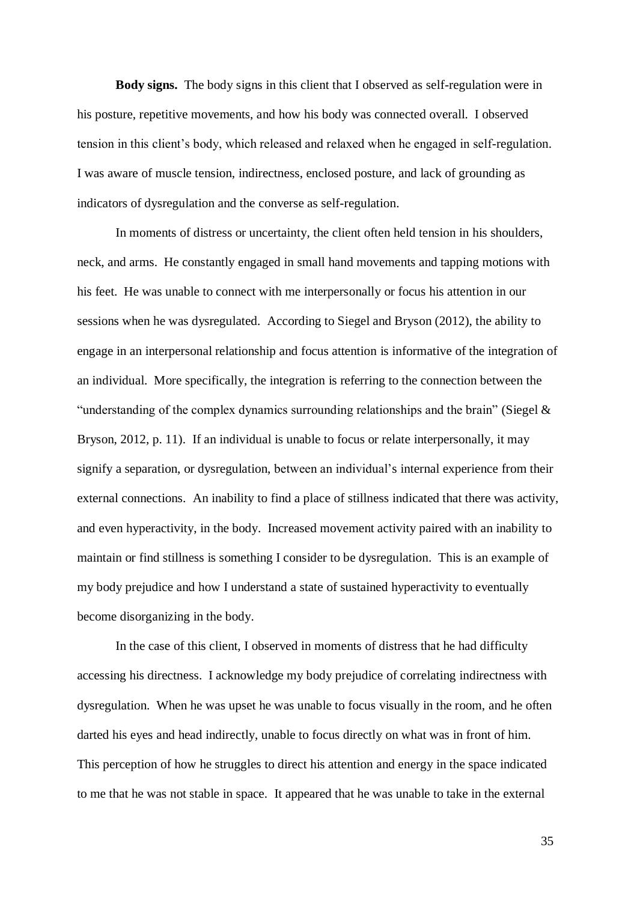**Body signs.** The body signs in this client that I observed as self-regulation were in his posture, repetitive movements, and how his body was connected overall. I observed tension in this client's body, which released and relaxed when he engaged in self-regulation. I was aware of muscle tension, indirectness, enclosed posture, and lack of grounding as indicators of dysregulation and the converse as self-regulation.

In moments of distress or uncertainty, the client often held tension in his shoulders, neck, and arms. He constantly engaged in small hand movements and tapping motions with his feet. He was unable to connect with me interpersonally or focus his attention in our sessions when he was dysregulated. According to Siegel and Bryson (2012), the ability to engage in an interpersonal relationship and focus attention is informative of the integration of an individual. More specifically, the integration is referring to the connection between the "understanding of the complex dynamics surrounding relationships and the brain" (Siegel & Bryson, 2012, p. 11). If an individual is unable to focus or relate interpersonally, it may signify a separation, or dysregulation, between an individual's internal experience from their external connections. An inability to find a place of stillness indicated that there was activity, and even hyperactivity, in the body. Increased movement activity paired with an inability to maintain or find stillness is something I consider to be dysregulation. This is an example of my body prejudice and how I understand a state of sustained hyperactivity to eventually become disorganizing in the body.

In the case of this client, I observed in moments of distress that he had difficulty accessing his directness. I acknowledge my body prejudice of correlating indirectness with dysregulation. When he was upset he was unable to focus visually in the room, and he often darted his eyes and head indirectly, unable to focus directly on what was in front of him. This perception of how he struggles to direct his attention and energy in the space indicated to me that he was not stable in space. It appeared that he was unable to take in the external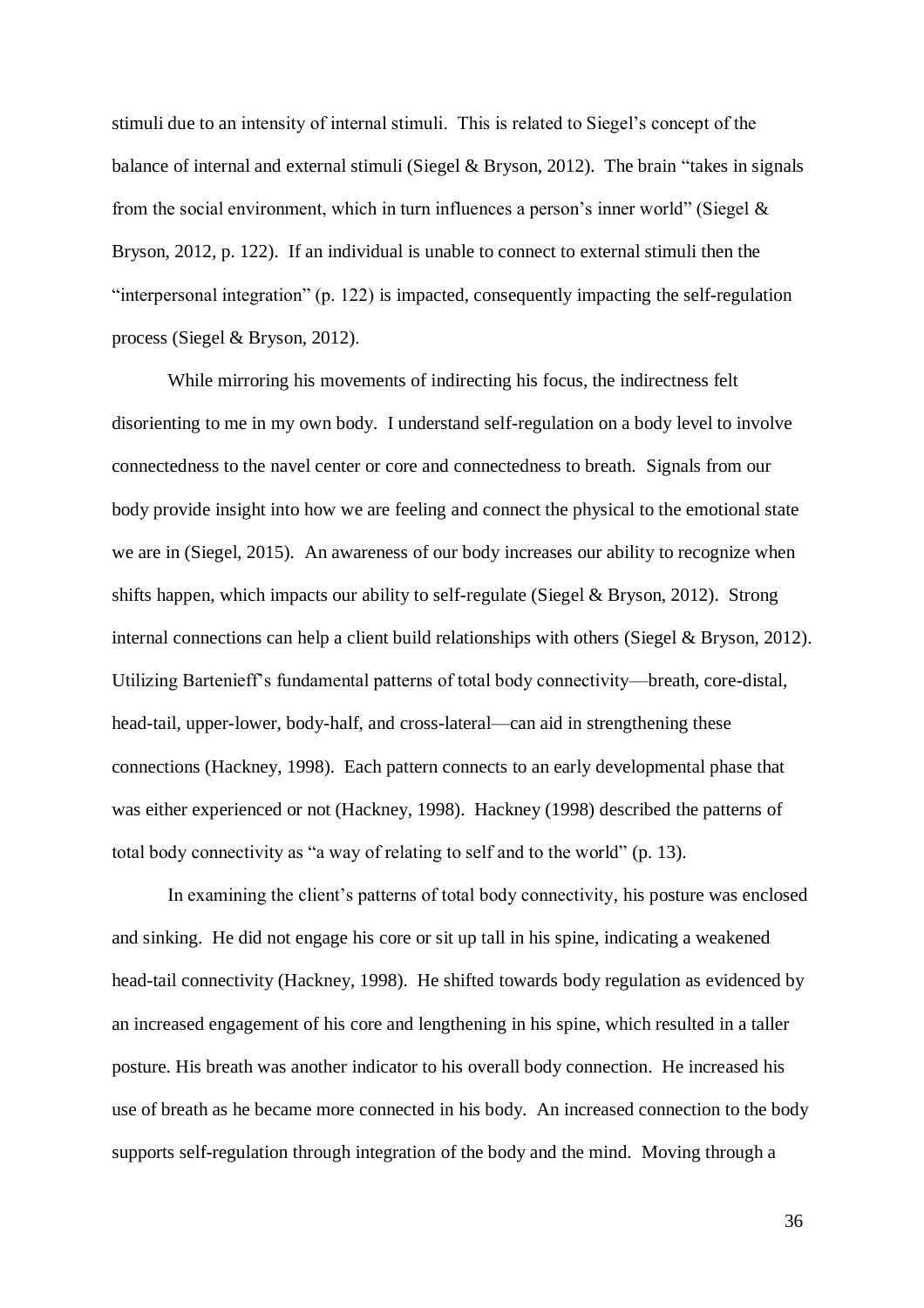stimuli due to an intensity of internal stimuli. This is related to Siegel's concept of the balance of internal and external stimuli (Siegel & Bryson, 2012). The brain "takes in signals from the social environment, which in turn influences a person's inner world" (Siegel & Bryson, 2012, p. 122). If an individual is unable to connect to external stimuli then the "interpersonal integration" (p. 122) is impacted, consequently impacting the self-regulation process (Siegel & Bryson, 2012).

While mirroring his movements of indirecting his focus, the indirectness felt disorienting to me in my own body. I understand self-regulation on a body level to involve connectedness to the navel center or core and connectedness to breath. Signals from our body provide insight into how we are feeling and connect the physical to the emotional state we are in (Siegel, 2015). An awareness of our body increases our ability to recognize when shifts happen, which impacts our ability to self-regulate (Siegel & Bryson, 2012). Strong internal connections can help a client build relationships with others (Siegel & Bryson, 2012). Utilizing Bartenieff's fundamental patterns of total body connectivity—breath, core-distal, head-tail, upper-lower, body-half, and cross-lateral—can aid in strengthening these connections (Hackney, 1998). Each pattern connects to an early developmental phase that was either experienced or not (Hackney, 1998). Hackney (1998) described the patterns of total body connectivity as "a way of relating to self and to the world" (p. 13).

In examining the client's patterns of total body connectivity, his posture was enclosed and sinking. He did not engage his core or sit up tall in his spine, indicating a weakened head-tail connectivity (Hackney, 1998). He shifted towards body regulation as evidenced by an increased engagement of his core and lengthening in his spine, which resulted in a taller posture. His breath was another indicator to his overall body connection. He increased his use of breath as he became more connected in his body. An increased connection to the body supports self-regulation through integration of the body and the mind. Moving through a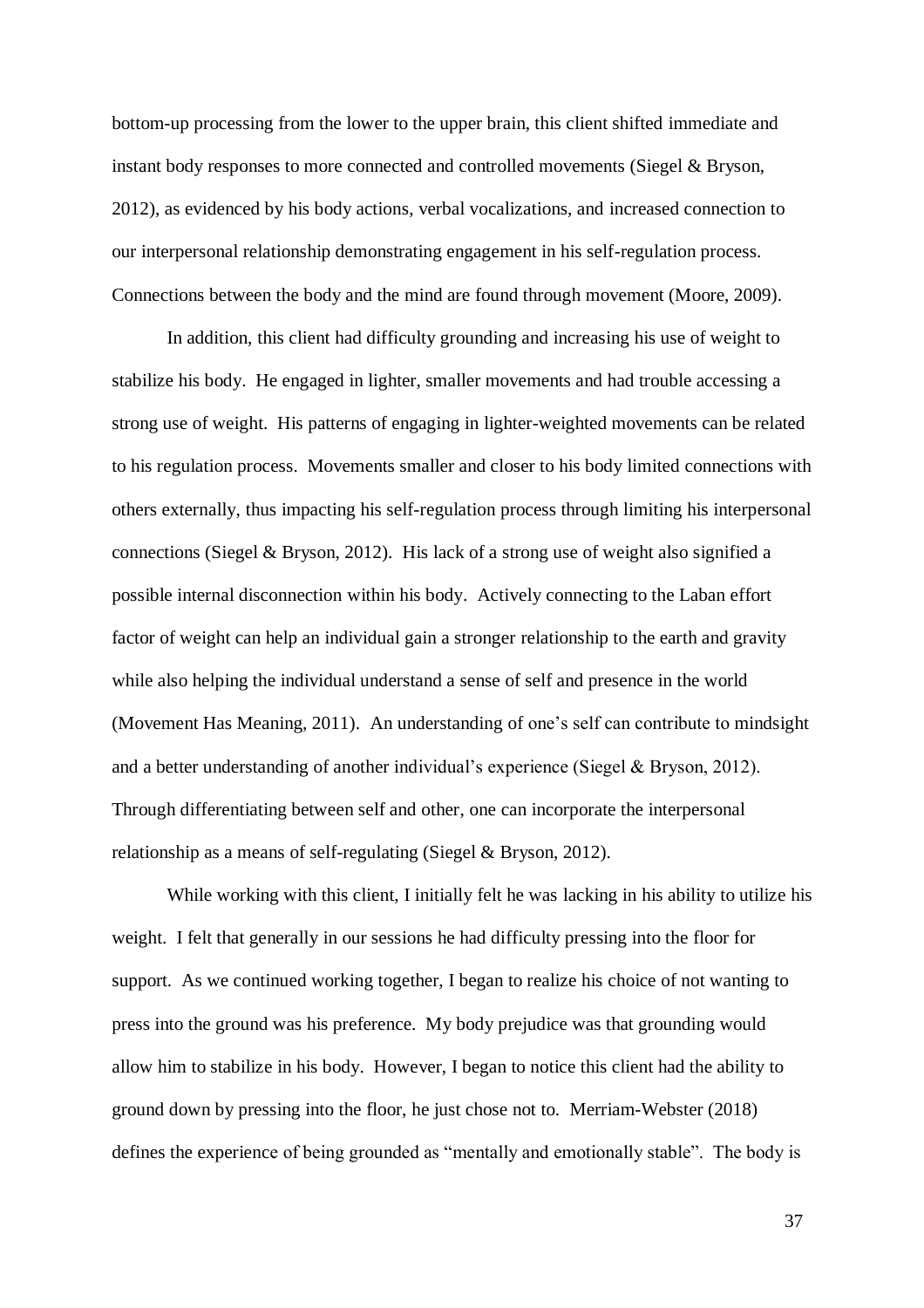bottom-up processing from the lower to the upper brain, this client shifted immediate and instant body responses to more connected and controlled movements (Siegel & Bryson, 2012), as evidenced by his body actions, verbal vocalizations, and increased connection to our interpersonal relationship demonstrating engagement in his self-regulation process. Connections between the body and the mind are found through movement (Moore, 2009).

In addition, this client had difficulty grounding and increasing his use of weight to stabilize his body. He engaged in lighter, smaller movements and had trouble accessing a strong use of weight. His patterns of engaging in lighter-weighted movements can be related to his regulation process. Movements smaller and closer to his body limited connections with others externally, thus impacting his self-regulation process through limiting his interpersonal connections (Siegel & Bryson, 2012). His lack of a strong use of weight also signified a possible internal disconnection within his body. Actively connecting to the Laban effort factor of weight can help an individual gain a stronger relationship to the earth and gravity while also helping the individual understand a sense of self and presence in the world (Movement Has Meaning, 2011). An understanding of one's self can contribute to mindsight and a better understanding of another individual's experience (Siegel & Bryson, 2012). Through differentiating between self and other, one can incorporate the interpersonal relationship as a means of self-regulating (Siegel & Bryson, 2012).

While working with this client, I initially felt he was lacking in his ability to utilize his weight. I felt that generally in our sessions he had difficulty pressing into the floor for support. As we continued working together, I began to realize his choice of not wanting to press into the ground was his preference. My body prejudice was that grounding would allow him to stabilize in his body. However, I began to notice this client had the ability to ground down by pressing into the floor, he just chose not to. Merriam-Webster (2018) defines the experience of being grounded as "mentally and emotionally stable". The body is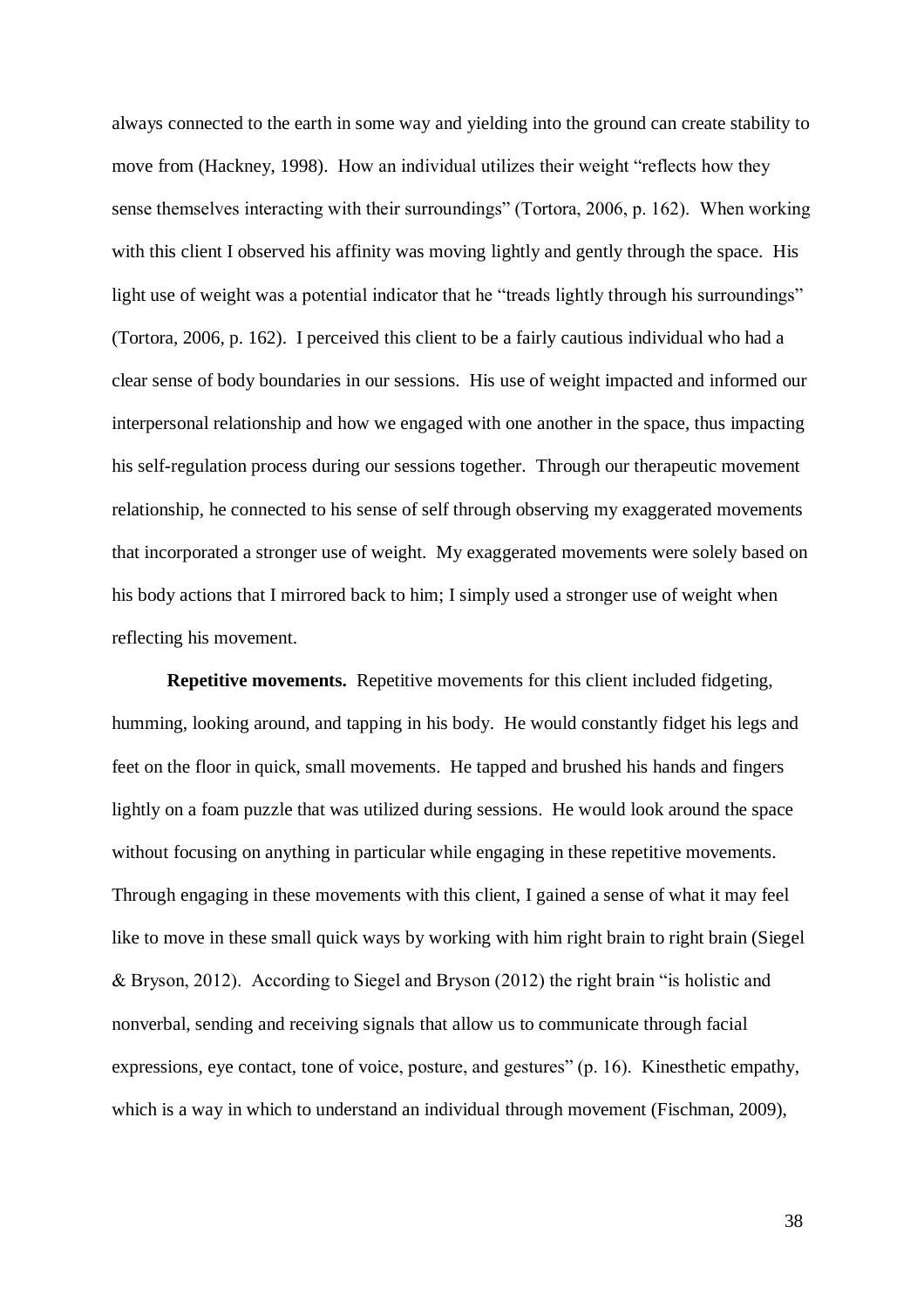always connected to the earth in some way and yielding into the ground can create stability to move from (Hackney, 1998). How an individual utilizes their weight "reflects how they sense themselves interacting with their surroundings" (Tortora, 2006, p. 162). When working with this client I observed his affinity was moving lightly and gently through the space. His light use of weight was a potential indicator that he "treads lightly through his surroundings" (Tortora, 2006, p. 162). I perceived this client to be a fairly cautious individual who had a clear sense of body boundaries in our sessions. His use of weight impacted and informed our interpersonal relationship and how we engaged with one another in the space, thus impacting his self-regulation process during our sessions together. Through our therapeutic movement relationship, he connected to his sense of self through observing my exaggerated movements that incorporated a stronger use of weight. My exaggerated movements were solely based on his body actions that I mirrored back to him; I simply used a stronger use of weight when reflecting his movement.

**Repetitive movements.** Repetitive movements for this client included fidgeting, humming, looking around, and tapping in his body. He would constantly fidget his legs and feet on the floor in quick, small movements. He tapped and brushed his hands and fingers lightly on a foam puzzle that was utilized during sessions. He would look around the space without focusing on anything in particular while engaging in these repetitive movements. Through engaging in these movements with this client, I gained a sense of what it may feel like to move in these small quick ways by working with him right brain to right brain (Siegel & Bryson, 2012). According to Siegel and Bryson (2012) the right brain "is holistic and nonverbal, sending and receiving signals that allow us to communicate through facial expressions, eye contact, tone of voice, posture, and gestures" (p. 16). Kinesthetic empathy, which is a way in which to understand an individual through movement (Fischman, 2009),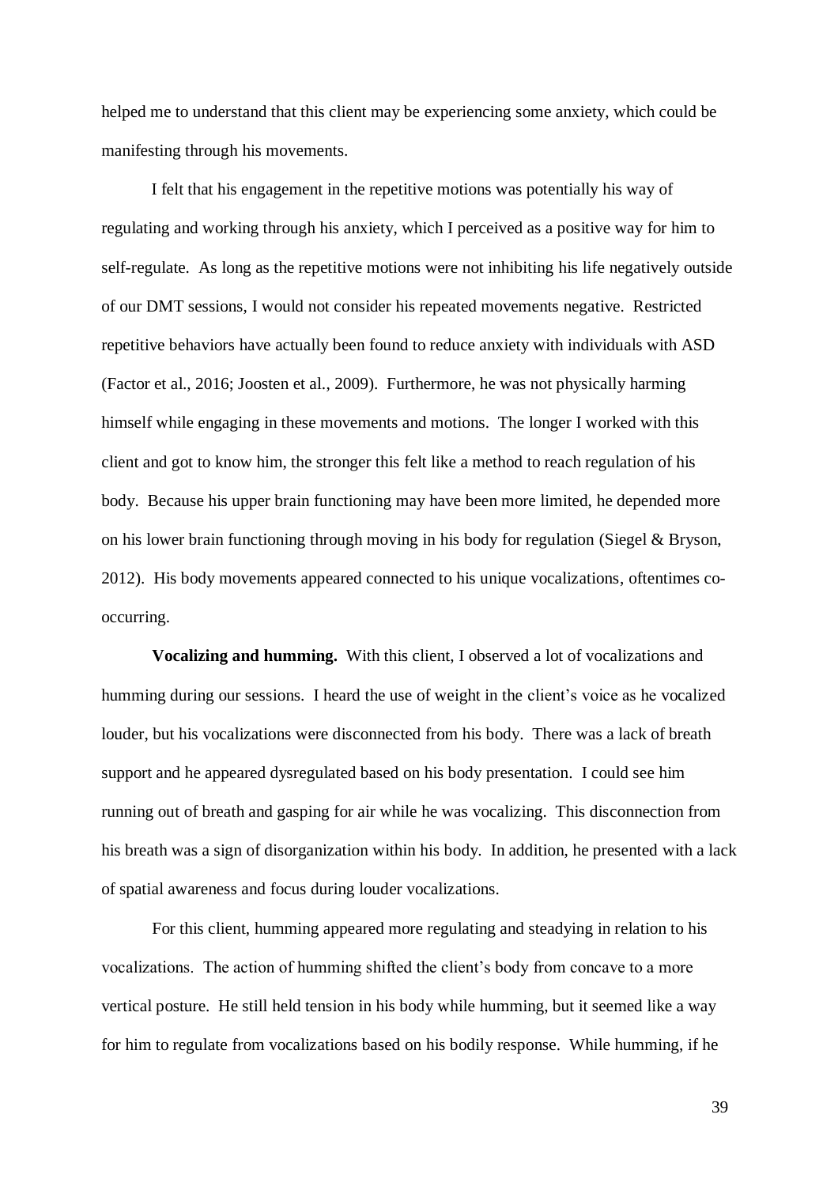helped me to understand that this client may be experiencing some anxiety, which could be manifesting through his movements.

I felt that his engagement in the repetitive motions was potentially his way of regulating and working through his anxiety, which I perceived as a positive way for him to self-regulate. As long as the repetitive motions were not inhibiting his life negatively outside of our DMT sessions, I would not consider his repeated movements negative. Restricted repetitive behaviors have actually been found to reduce anxiety with individuals with ASD (Factor et al., 2016; Joosten et al., 2009). Furthermore, he was not physically harming himself while engaging in these movements and motions. The longer I worked with this client and got to know him, the stronger this felt like a method to reach regulation of his body. Because his upper brain functioning may have been more limited, he depended more on his lower brain functioning through moving in his body for regulation (Siegel & Bryson, 2012). His body movements appeared connected to his unique vocalizations, oftentimes co-occurring.

**Vocalizing and humming.** With this client, I observed a lot of vocalizations and humming during our sessions. I heard the use of weight in the client's voice as he vocalized louder, but his vocalizations were disconnected from his body. There was a lack of breath support and he appeared dysregulated based on his body presentation. I could see him running out of breath and gasping for air while he was vocalizing. This disconnection from his breath was a sign of disorganization within his body. In addition, he presented with a lack of spatial awareness and focus during louder vocalizations.

For this client, humming appeared more regulating and steadying in relation to his vocalizations. The action of humming shifted the client's body from concave to a more vertical posture. He still held tension in his body while humming, but it seemed like a way for him to regulate from vocalizations based on his bodily response. While humming, if he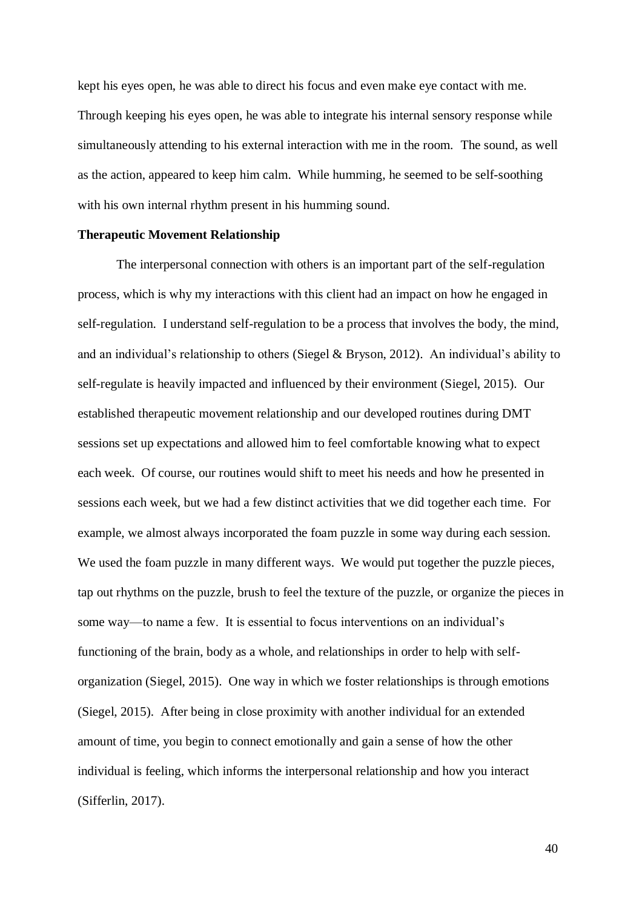kept his eyes open, he was able to direct his focus and even make eye contact with me. Through keeping his eyes open, he was able to integrate his internal sensory response while simultaneously attending to his external interaction with me in the room. The sound, as well as the action, appeared to keep him calm. While humming, he seemed to be self-soothing with his own internal rhythm present in his humming sound.

**Therapeutic Movement Relationship**

The interpersonal connection with others is an important part of the self-regulation process, which is why my interactions with this client had an impact on how he engaged in self-regulation. I understand self-regulation to be a process that involves the body, the mind, and an individual's relationship to others (Siegel & Bryson, 2012). An individual's ability to self-regulate is heavily impacted and influenced by their environment (Siegel, 2015). Our established therapeutic movement relationship and our developed routines during DMT sessions set up expectations and allowed him to feel comfortable knowing what to expect each week. Of course, our routines would shift to meet his needs and how he presented in sessions each week, but we had a few distinct activities that we did together each time. For example, we almost always incorporated the foam puzzle in some way during each session. We used the foam puzzle in many different ways. We would put together the puzzle pieces, tap out rhythms on the puzzle, brush to feel the texture of the puzzle, or organize the pieces in some way—to name a few. It is essential to focus interventions on an individual's functioning of the brain, body as a whole, and relationships in order to help with self-organization (Siegel, 2015). One way in which we foster relationships is through emotions (Siegel, 2015). After being in close proximity with another individual for an extended amount of time, you begin to connect emotionally and gain a sense of how the other individual is feeling, which informs the interpersonal relationship and how you interact (Sifferlin, 2017).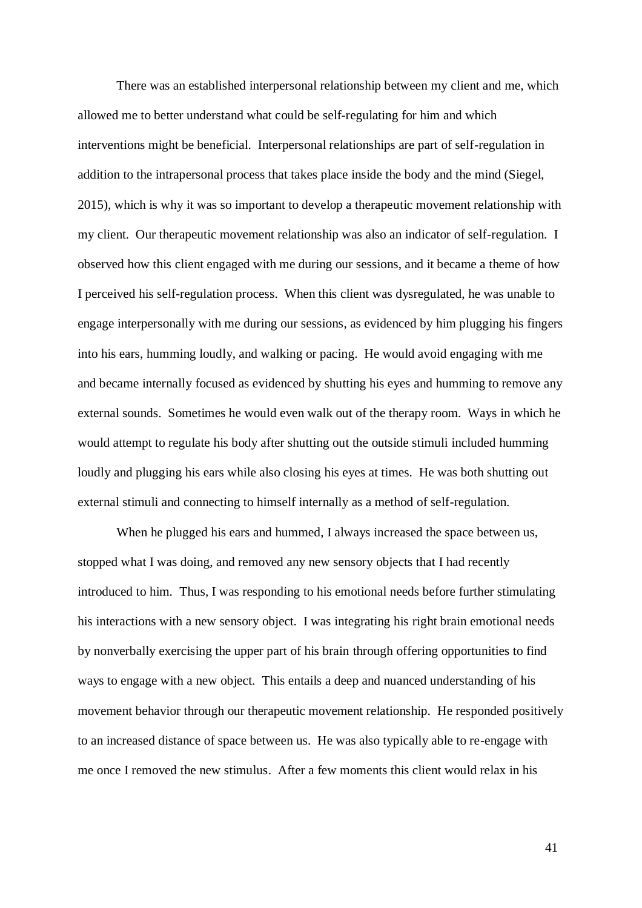There was an established interpersonal relationship between my client and me, which allowed me to better understand what could be self-regulating for him and which interventions might be beneficial. Interpersonal relationships are part of self-regulation in addition to the intrapersonal process that takes place inside the body and the mind (Siegel, 2015), which is why it was so important to develop a therapeutic movement relationship with my client. Our therapeutic movement relationship was also an indicator of self-regulation. I observed how this client engaged with me during our sessions, and it became a theme of how I perceived his self-regulation process. When this client was dysregulated, he was unable to engage interpersonally with me during our sessions, as evidenced by him plugging his fingers into his ears, humming loudly, and walking or pacing. He would avoid engaging with me and became internally focused as evidenced by shutting his eyes and humming to remove any external sounds. Sometimes he would even walk out of the therapy room. Ways in which he would attempt to regulate his body after shutting out the outside stimuli included humming loudly and plugging his ears while also closing his eyes at times. He was both shutting out external stimuli and connecting to himself internally as a method of self-regulation.

When he plugged his ears and hummed, I always increased the space between us, stopped what I was doing, and removed any new sensory objects that I had recently introduced to him. Thus, I was responding to his emotional needs before further stimulating his interactions with a new sensory object. I was integrating his right brain emotional needs by nonverbally exercising the upper part of his brain through offering opportunities to find ways to engage with a new object. This entails a deep and nuanced understanding of his movement behavior through our therapeutic movement relationship. He responded positively to an increased distance of space between us. He was also typically able to re-engage with me once I removed the new stimulus. After a few moments this client would relax in his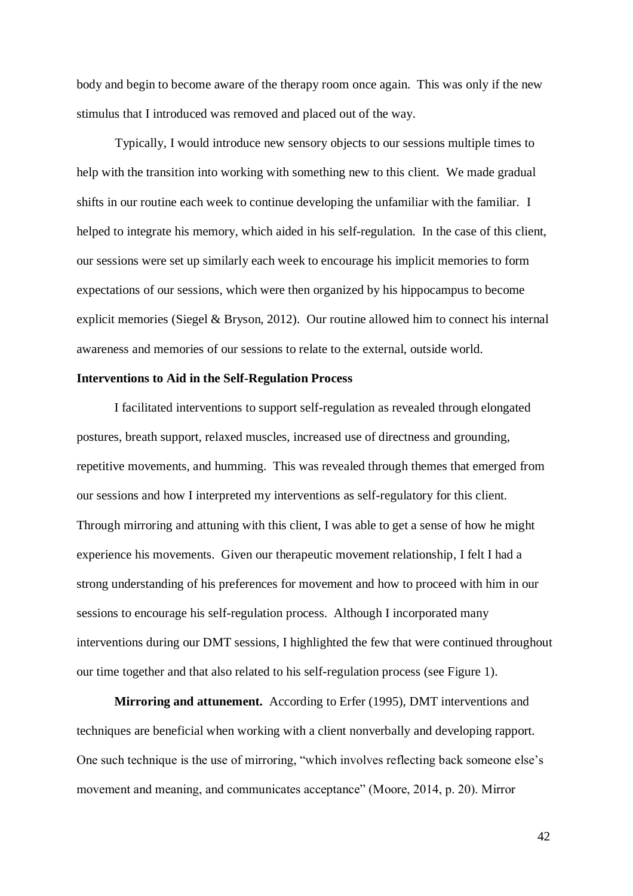body and begin to become aware of the therapy room once again. This was only if the new stimulus that I introduced was removed and placed out of the way.

Typically, I would introduce new sensory objects to our sessions multiple times to help with the transition into working with something new to this client. We made gradual shifts in our routine each week to continue developing the unfamiliar with the familiar. I helped to integrate his memory, which aided in his self-regulation. In the case of this client, our sessions were set up similarly each week to encourage his implicit memories to form expectations of our sessions, which were then organized by his hippocampus to become explicit memories (Siegel & Bryson, 2012). Our routine allowed him to connect his internal awareness and memories of our sessions to relate to the external, outside world.

**Interventions to Aid in the Self-Regulation Process**

I facilitated interventions to support self-regulation as revealed through elongated postures, breath support, relaxed muscles, increased use of directness and grounding, repetitive movements, and humming. This was revealed through themes that emerged from our sessions and how I interpreted my interventions as self-regulatory for this client. Through mirroring and attuning with this client, I was able to get a sense of how he might experience his movements. Given our therapeutic movement relationship, I felt I had a strong understanding of his preferences for movement and how to proceed with him in our sessions to encourage his self-regulation process. Although I incorporated many interventions during our DMT sessions, I highlighted the few that were continued throughout our time together and that also related to his self-regulation process (see Figure 1).

**Mirroring and attunement.** According to Erfer (1995), DMT interventions and techniques are beneficial when working with a client nonverbally and developing rapport. One such technique is the use of mirroring, "which involves reflecting back someone else's movement and meaning, and communicates acceptance" (Moore, 2014, p. 20). Mirror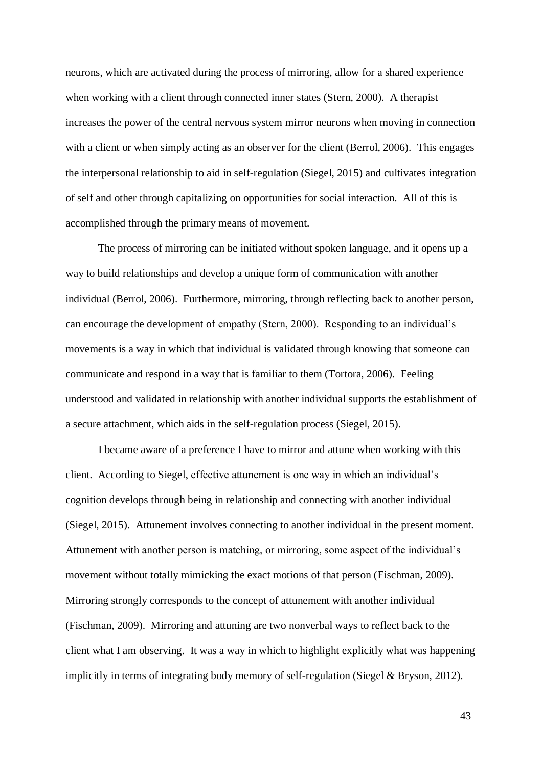neurons, which are activated during the process of mirroring, allow for a shared experience when working with a client through connected inner states (Stern, 2000). A therapist increases the power of the central nervous system mirror neurons when moving in connection with a client or when simply acting as an observer for the client (Berrol, 2006). This engages the interpersonal relationship to aid in self-regulation (Siegel, 2015) and cultivates integration of self and other through capitalizing on opportunities for social interaction. All of this is accomplished through the primary means of movement.

The process of mirroring can be initiated without spoken language, and it opens up a way to build relationships and develop a unique form of communication with another individual (Berrol, 2006). Furthermore, mirroring, through reflecting back to another person, can encourage the development of empathy (Stern, 2000). Responding to an individual's movements is a way in which that individual is validated through knowing that someone can communicate and respond in a way that is familiar to them (Tortora, 2006). Feeling understood and validated in relationship with another individual supports the establishment of a secure attachment, which aids in the self-regulation process (Siegel, 2015).

I became aware of a preference I have to mirror and attune when working with this client. According to Siegel, effective attunement is one way in which an individual's cognition develops through being in relationship and connecting with another individual (Siegel, 2015). Attunement involves connecting to another individual in the present moment. Attunement with another person is matching, or mirroring, some aspect of the individual's movement without totally mimicking the exact motions of that person (Fischman, 2009). Mirroring strongly corresponds to the concept of attunement with another individual (Fischman, 2009). Mirroring and attuning are two nonverbal ways to reflect back to the client what I am observing. It was a way in which to highlight explicitly what was happening implicitly in terms of integrating body memory of self-regulation (Siegel & Bryson, 2012).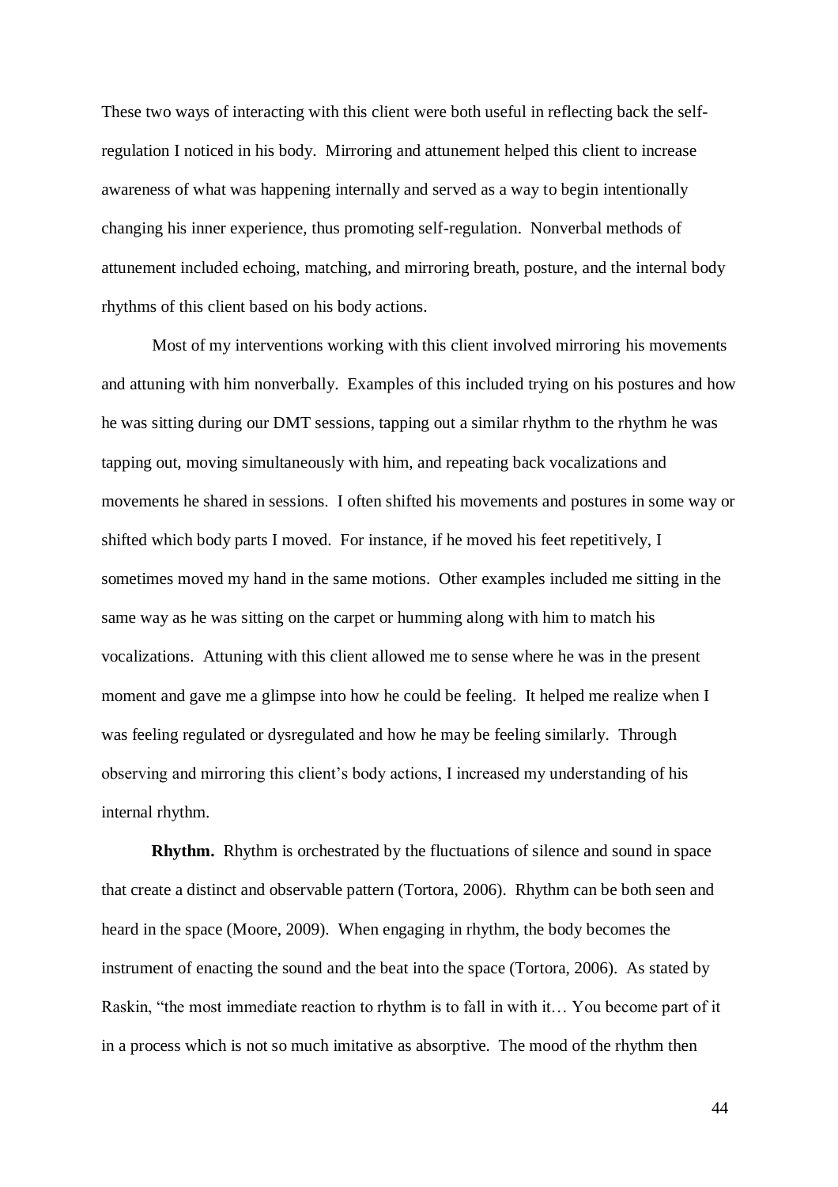These two ways of interacting with this client were both useful in reflecting back the self-regulation I noticed in his body. Mirroring and attunement helped this client to increase awareness of what was happening internally and served as a way to begin intentionally changing his inner experience, thus promoting self-regulation. Nonverbal methods of attunement included echoing, matching, and mirroring breath, posture, and the internal body rhythms of this client based on his body actions.

Most of my interventions working with this client involved mirroring his movements and attuning with him nonverbally. Examples of this included trying on his postures and how he was sitting during our DMT sessions, tapping out a similar rhythm to the rhythm he was tapping out, moving simultaneously with him, and repeating back vocalizations and movements he shared in sessions. I often shifted his movements and postures in some way or shifted which body parts I moved. For instance, if he moved his feet repetitively, I sometimes moved my hand in the same motions. Other examples included me sitting in the same way as he was sitting on the carpet or humming along with him to match his vocalizations. Attuning with this client allowed me to sense where he was in the present moment and gave me a glimpse into how he could be feeling. It helped me realize when I was feeling regulated or dysregulated and how he may be feeling similarly. Through observing and mirroring this client's body actions, I increased my understanding of his internal rhythm.

**Rhythm.** Rhythm is orchestrated by the fluctuations of silence and sound in space that create a distinct and observable pattern (Tortora, 2006). Rhythm can be both seen and heard in the space (Moore, 2009). When engaging in rhythm, the body becomes the instrument of enacting the sound and the beat into the space (Tortora, 2006). As stated by Raskin, "the most immediate reaction to rhythm is to fall in with it… You become part of it in a process which is not so much imitative as absorptive. The mood of the rhythm then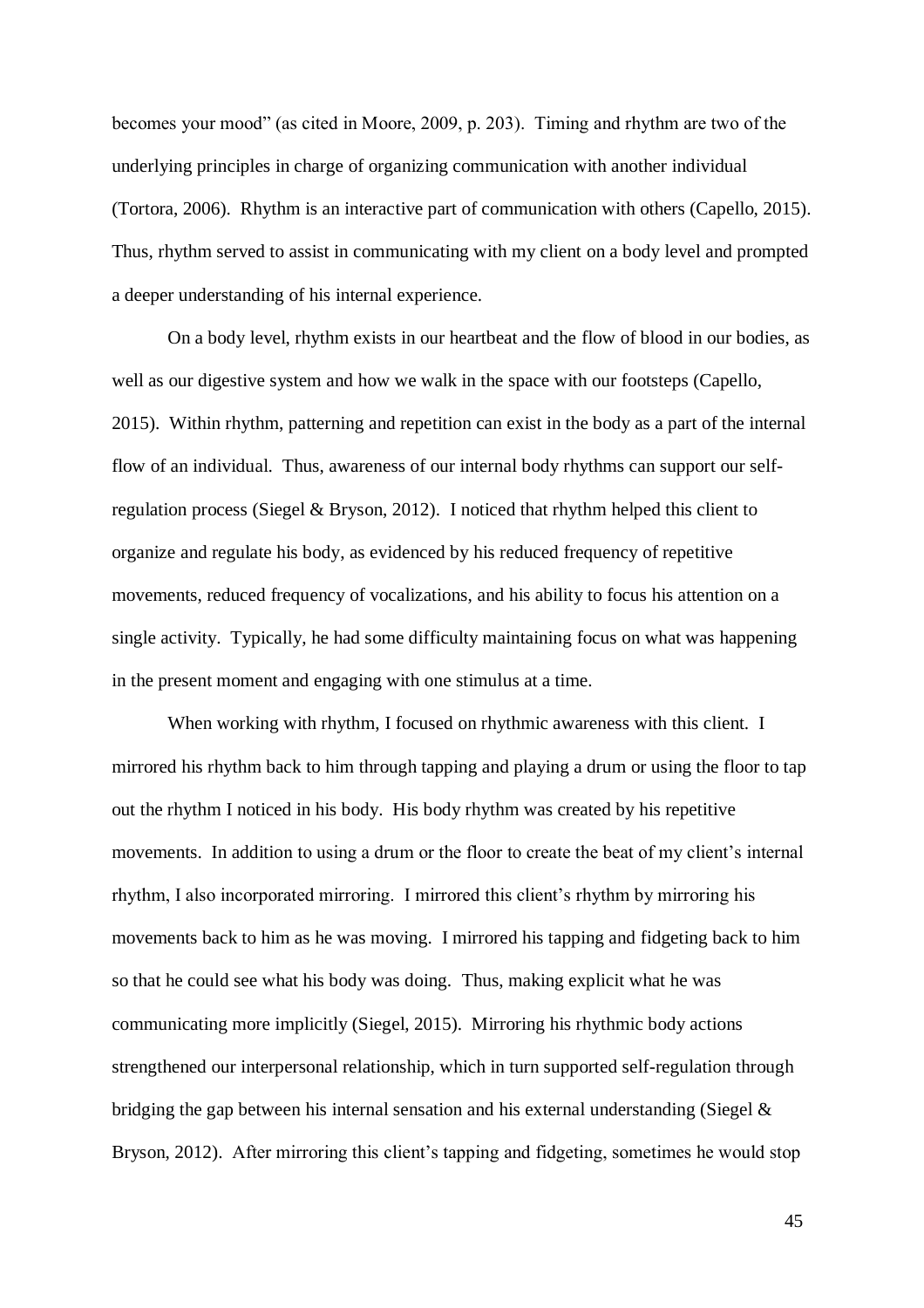becomes your mood" (as cited in Moore, 2009, p. 203). Timing and rhythm are two of the underlying principles in charge of organizing communication with another individual (Tortora, 2006). Rhythm is an interactive part of communication with others (Capello, 2015). Thus, rhythm served to assist in communicating with my client on a body level and prompted a deeper understanding of his internal experience.

On a body level, rhythm exists in our heartbeat and the flow of blood in our bodies, as well as our digestive system and how we walk in the space with our footsteps (Capello, 2015). Within rhythm, patterning and repetition can exist in the body as a part of the internal flow of an individual. Thus, awareness of our internal body rhythms can support our self-regulation process (Siegel & Bryson, 2012). I noticed that rhythm helped this client to organize and regulate his body, as evidenced by his reduced frequency of repetitive movements, reduced frequency of vocalizations, and his ability to focus his attention on a single activity. Typically, he had some difficulty maintaining focus on what was happening in the present moment and engaging with one stimulus at a time.

When working with rhythm, I focused on rhythmic awareness with this client. I mirrored his rhythm back to him through tapping and playing a drum or using the floor to tap out the rhythm I noticed in his body. His body rhythm was created by his repetitive movements. In addition to using a drum or the floor to create the beat of my client's internal rhythm, I also incorporated mirroring. I mirrored this client's rhythm by mirroring his movements back to him as he was moving. I mirrored his tapping and fidgeting back to him so that he could see what his body was doing. Thus, making explicit what he was communicating more implicitly (Siegel, 2015). Mirroring his rhythmic body actions strengthened our interpersonal relationship, which in turn supported self-regulation through bridging the gap between his internal sensation and his external understanding (Siegel & Bryson, 2012). After mirroring this client's tapping and fidgeting, sometimes he would stop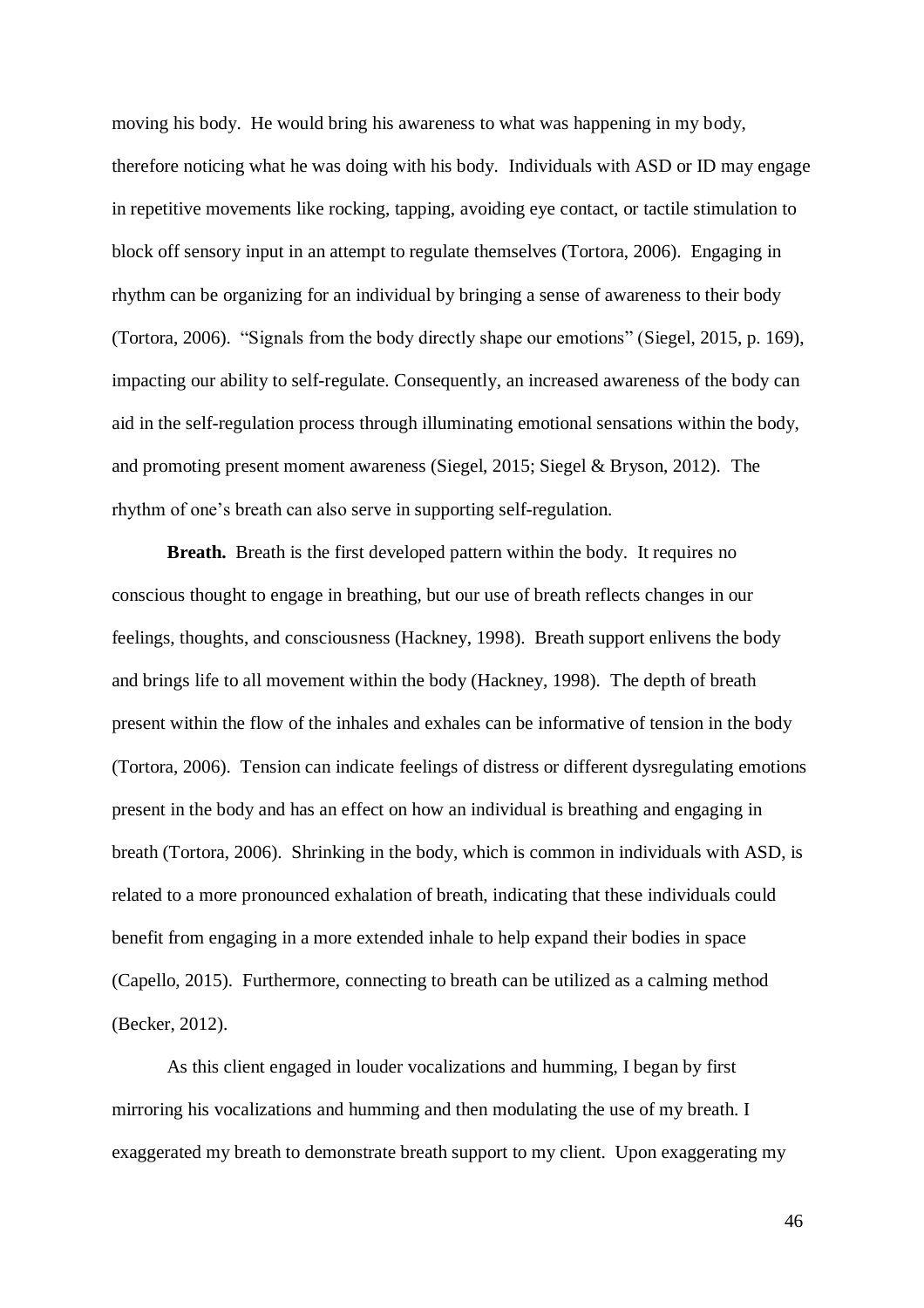moving his body. He would bring his awareness to what was happening in my body, therefore noticing what he was doing with his body. Individuals with ASD or ID may engage in repetitive movements like rocking, tapping, avoiding eye contact, or tactile stimulation to block off sensory input in an attempt to regulate themselves (Tortora, 2006). Engaging in rhythm can be organizing for an individual by bringing a sense of awareness to their body (Tortora, 2006). "Signals from the body directly shape our emotions" (Siegel, 2015, p. 169), impacting our ability to self-regulate. Consequently, an increased awareness of the body can aid in the self-regulation process through illuminating emotional sensations within the body, and promoting present moment awareness (Siegel, 2015; Siegel & Bryson, 2012). The rhythm of one's breath can also serve in supporting self-regulation.

**Breath.** Breath is the first developed pattern within the body. It requires no conscious thought to engage in breathing, but our use of breath reflects changes in our feelings, thoughts, and consciousness (Hackney, 1998). Breath support enlivens the body and brings life to all movement within the body (Hackney, 1998). The depth of breath present within the flow of the inhales and exhales can be informative of tension in the body (Tortora, 2006). Tension can indicate feelings of distress or different dysregulating emotions present in the body and has an effect on how an individual is breathing and engaging in breath (Tortora, 2006). Shrinking in the body, which is common in individuals with ASD, is related to a more pronounced exhalation of breath, indicating that these individuals could benefit from engaging in a more extended inhale to help expand their bodies in space (Capello, 2015). Furthermore, connecting to breath can be utilized as a calming method (Becker, 2012).

As this client engaged in louder vocalizations and humming, I began by first mirroring his vocalizations and humming and then modulating the use of my breath. I exaggerated my breath to demonstrate breath support to my client. Upon exaggerating my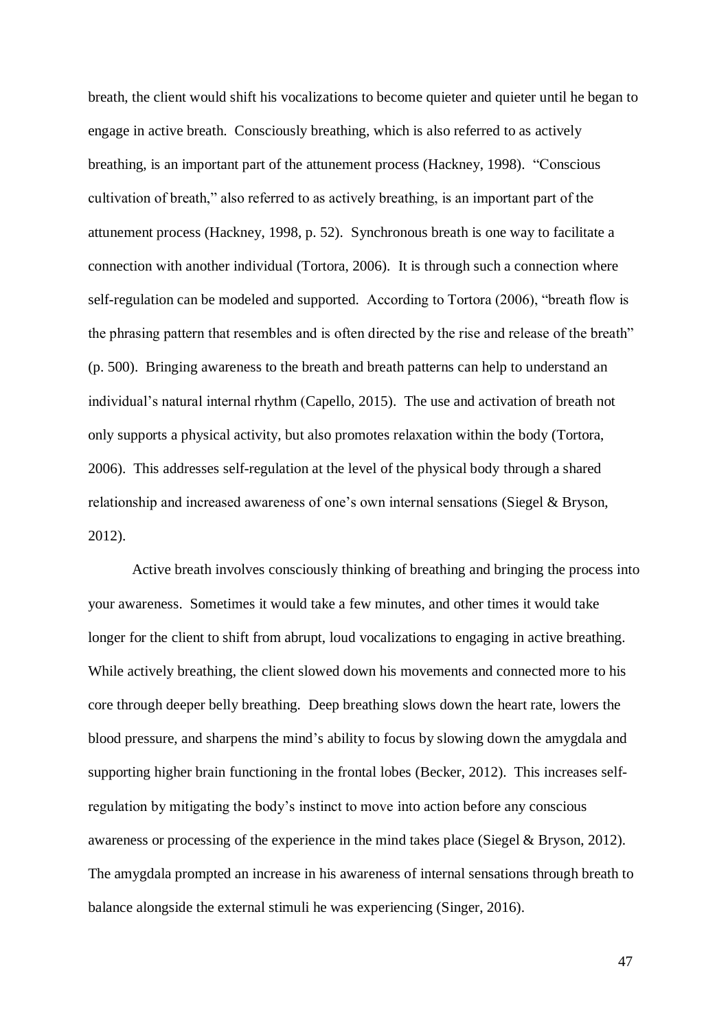breath, the client would shift his vocalizations to become quieter and quieter until he began to engage in active breath. Consciously breathing, which is also referred to as actively breathing, is an important part of the attunement process (Hackney, 1998). "Conscious cultivation of breath," also referred to as actively breathing, is an important part of the attunement process (Hackney, 1998, p. 52). Synchronous breath is one way to facilitate a connection with another individual (Tortora, 2006). It is through such a connection where self-regulation can be modeled and supported. According to Tortora (2006), "breath flow is the phrasing pattern that resembles and is often directed by the rise and release of the breath" (p. 500). Bringing awareness to the breath and breath patterns can help to understand an individual's natural internal rhythm (Capello, 2015). The use and activation of breath not only supports a physical activity, but also promotes relaxation within the body (Tortora, 2006). This addresses self-regulation at the level of the physical body through a shared relationship and increased awareness of one's own internal sensations (Siegel & Bryson, 2012).

Active breath involves consciously thinking of breathing and bringing the process into your awareness. Sometimes it would take a few minutes, and other times it would take longer for the client to shift from abrupt, loud vocalizations to engaging in active breathing. While actively breathing, the client slowed down his movements and connected more to his core through deeper belly breathing. Deep breathing slows down the heart rate, lowers the blood pressure, and sharpens the mind's ability to focus by slowing down the amygdala and supporting higher brain functioning in the frontal lobes (Becker, 2012). This increases self-regulation by mitigating the body's instinct to move into action before any conscious awareness or processing of the experience in the mind takes place (Siegel & Bryson, 2012). The amygdala prompted an increase in his awareness of internal sensations through breath to balance alongside the external stimuli he was experiencing (Singer, 2016).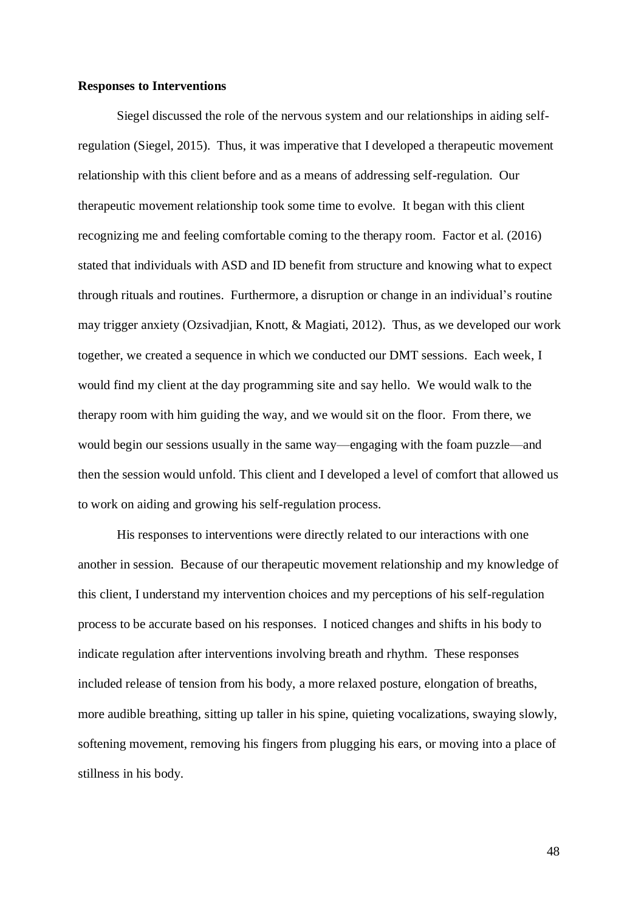**Responses to Interventions**

Siegel discussed the role of the nervous system and our relationships in aiding self-regulation (Siegel, 2015). Thus, it was imperative that I developed a therapeutic movement relationship with this client before and as a means of addressing self-regulation. Our therapeutic movement relationship took some time to evolve. It began with this client recognizing me and feeling comfortable coming to the therapy room. Factor et al. (2016) stated that individuals with ASD and ID benefit from structure and knowing what to expect through rituals and routines. Furthermore, a disruption or change in an individual's routine may trigger anxiety (Ozsivadjian, Knott, & Magiati, 2012). Thus, as we developed our work together, we created a sequence in which we conducted our DMT sessions. Each week, I would find my client at the day programming site and say hello. We would walk to the therapy room with him guiding the way, and we would sit on the floor. From there, we would begin our sessions usually in the same way—engaging with the foam puzzle—and then the session would unfold. This client and I developed a level of comfort that allowed us to work on aiding and growing his self-regulation process.

His responses to interventions were directly related to our interactions with one another in session. Because of our therapeutic movement relationship and my knowledge of this client, I understand my intervention choices and my perceptions of his self-regulation process to be accurate based on his responses. I noticed changes and shifts in his body to indicate regulation after interventions involving breath and rhythm. These responses included release of tension from his body, a more relaxed posture, elongation of breaths, more audible breathing, sitting up taller in his spine, quieting vocalizations, swaying slowly, softening movement, removing his fingers from plugging his ears, or moving into a place of stillness in his body.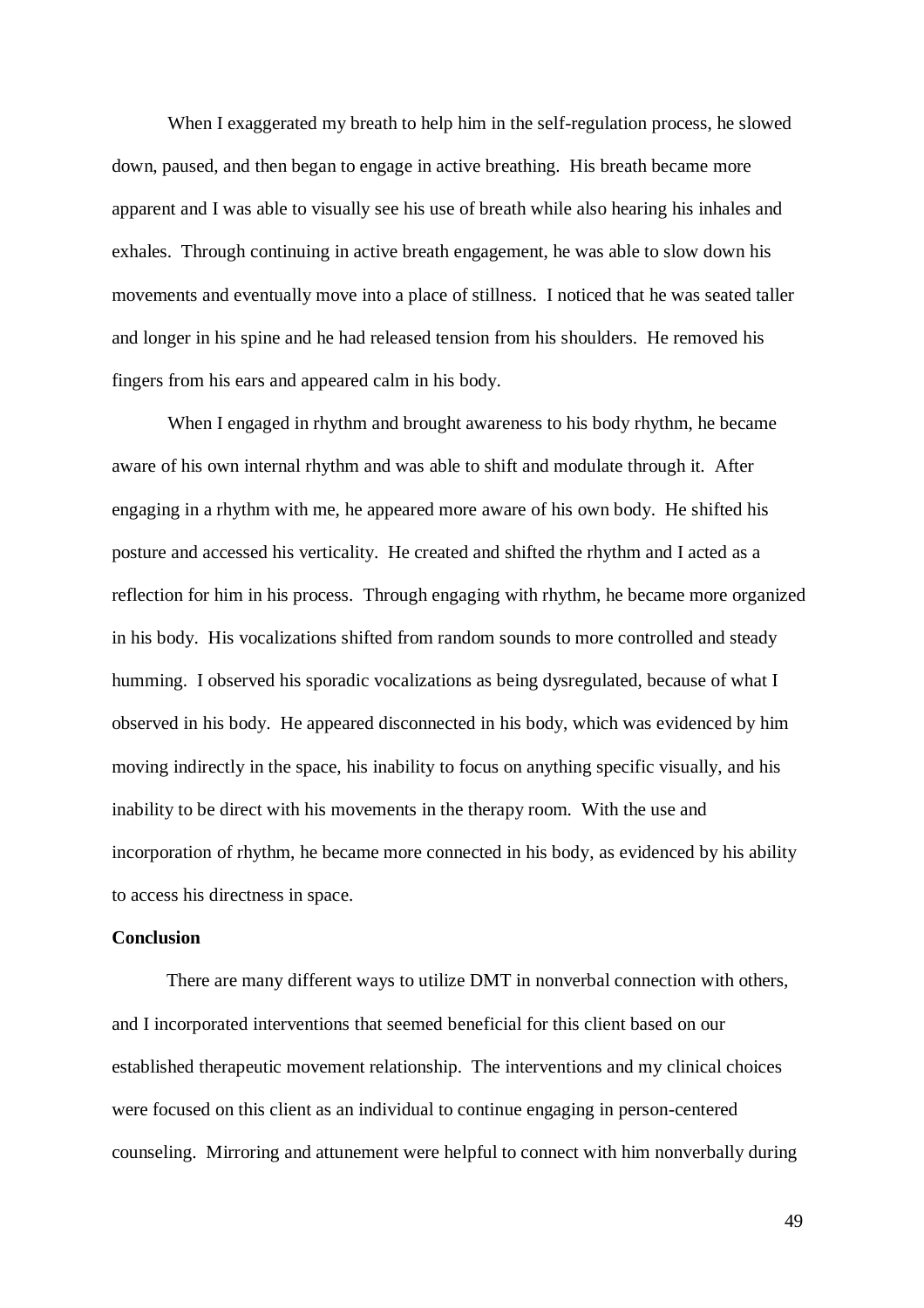When I exaggerated my breath to help him in the self-regulation process, he slowed down, paused, and then began to engage in active breathing. His breath became more apparent and I was able to visually see his use of breath while also hearing his inhales and exhales. Through continuing in active breath engagement, he was able to slow down his movements and eventually move into a place of stillness. I noticed that he was seated taller and longer in his spine and he had released tension from his shoulders. He removed his fingers from his ears and appeared calm in his body.

When I engaged in rhythm and brought awareness to his body rhythm, he became aware of his own internal rhythm and was able to shift and modulate through it. After engaging in a rhythm with me, he appeared more aware of his own body. He shifted his posture and accessed his verticality. He created and shifted the rhythm and I acted as a reflection for him in his process. Through engaging with rhythm, he became more organized in his body. His vocalizations shifted from random sounds to more controlled and steady humming. I observed his sporadic vocalizations as being dysregulated, because of what I observed in his body. He appeared disconnected in his body, which was evidenced by him moving indirectly in the space, his inability to focus on anything specific visually, and his inability to be direct with his movements in the therapy room. With the use and incorporation of rhythm, he became more connected in his body, as evidenced by his ability to access his directness in space.

**Conclusion**

There are many different ways to utilize DMT in nonverbal connection with others, and I incorporated interventions that seemed beneficial for this client based on our established therapeutic movement relationship. The interventions and my clinical choices were focused on this client as an individual to continue engaging in person-centered counseling. Mirroring and attunement were helpful to connect with him nonverbally during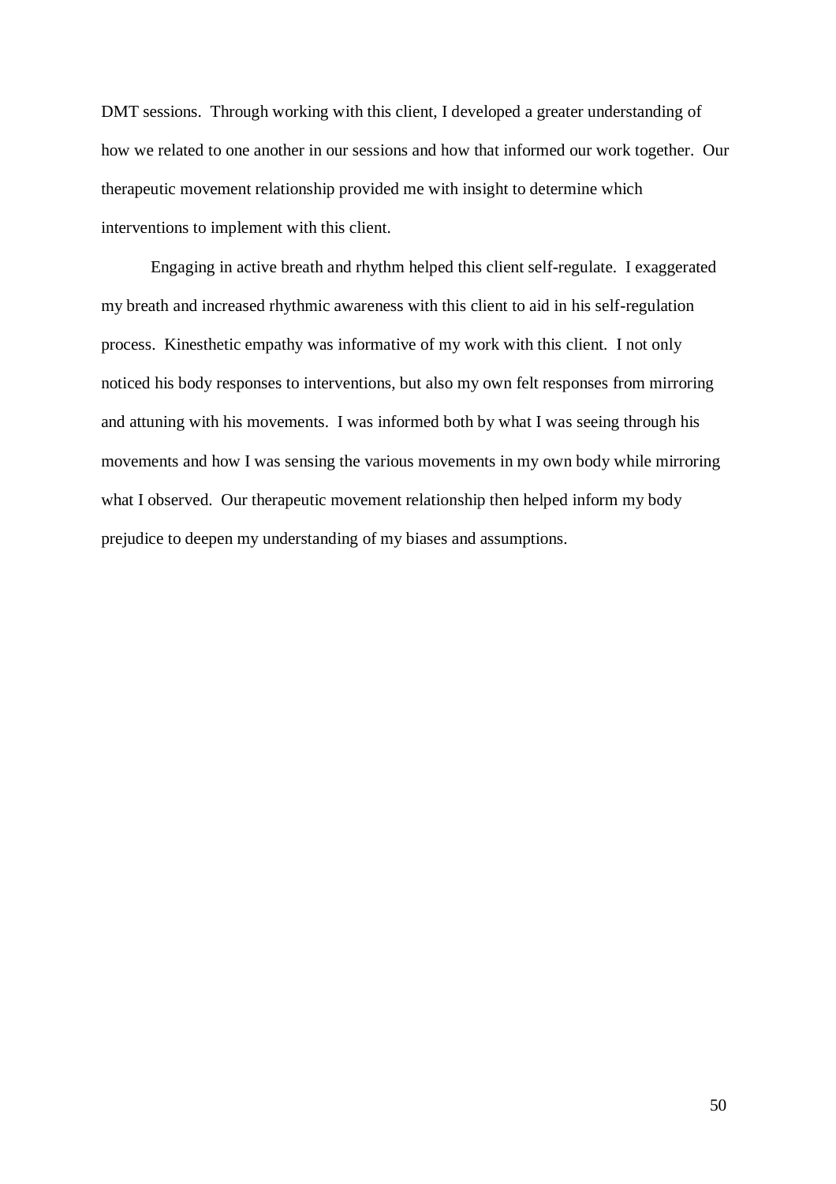DMT sessions. Through working with this client, I developed a greater understanding of how we related to one another in our sessions and how that informed our work together. Our therapeutic movement relationship provided me with insight to determine which interventions to implement with this client.

Engaging in active breath and rhythm helped this client self-regulate. I exaggerated my breath and increased rhythmic awareness with this client to aid in his self-regulation process. Kinesthetic empathy was informative of my work with this client. I not only noticed his body responses to interventions, but also my own felt responses from mirroring and attuning with his movements. I was informed both by what I was seeing through his movements and how I was sensing the various movements in my own body while mirroring what I observed. Our therapeutic movement relationship then helped inform my body prejudice to deepen my understanding of my biases and assumptions.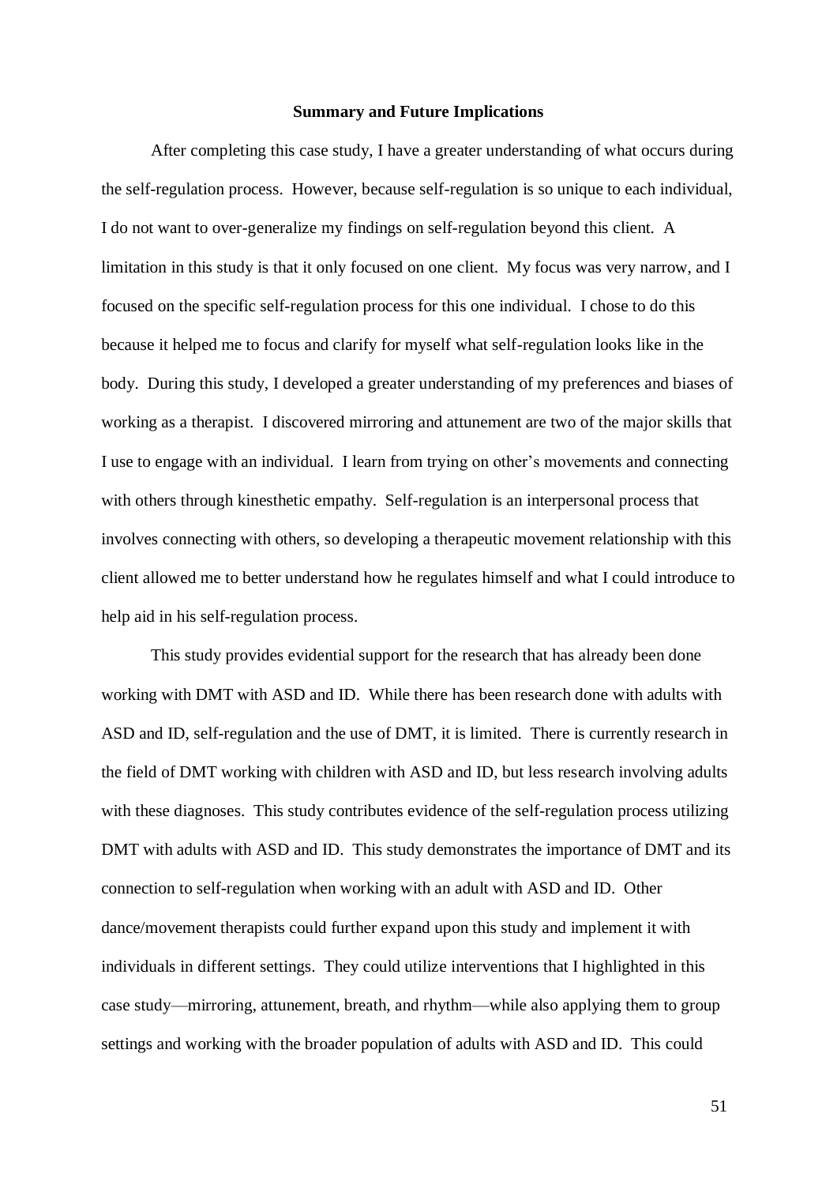## Summary and Future Implications

After completing this case study, I have a greater understanding of what occurs during the self-regulation process. However, because self-regulation is so unique to each individual, I do not want to over-generalize my findings on self-regulation beyond this client. A limitation in this study is that it only focused on one client. My focus was very narrow, and I focused on the specific self-regulation process for this one individual. I chose to do this because it helped me to focus and clarify for myself what self-regulation looks like in the body. During this study, I developed a greater understanding of my preferences and biases of working as a therapist. I discovered mirroring and attunement are two of the major skills that I use to engage with an individual. I learn from trying on other's movements and connecting with others through kinesthetic empathy. Self-regulation is an interpersonal process that involves connecting with others, so developing a therapeutic movement relationship with this client allowed me to better understand how he regulates himself and what I could introduce to help aid in his self-regulation process.

This study provides evidential support for the research that has already been done working with DMT with ASD and ID. While there has been research done with adults with ASD and ID, self-regulation and the use of DMT, it is limited. There is currently research in the field of DMT working with children with ASD and ID, but less research involving adults with these diagnoses. This study contributes evidence of the self-regulation process utilizing DMT with adults with ASD and ID. This study demonstrates the importance of DMT and its connection to self-regulation when working with an adult with ASD and ID. Other dance/movement therapists could further expand upon this study and implement it with individuals in different settings. They could utilize interventions that I highlighted in this case study—mirroring, attunement, breath, and rhythm—while also applying them to group settings and working with the broader population of adults with ASD and ID. This could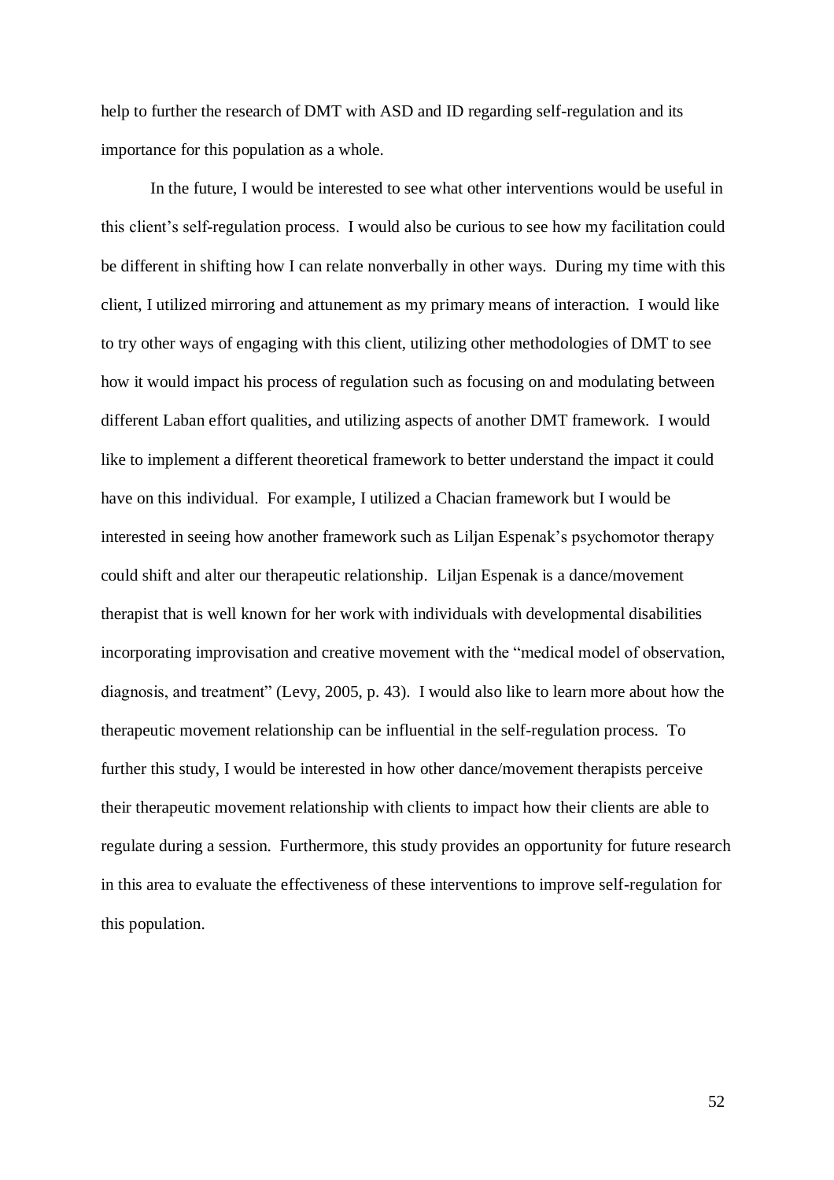help to further the research of DMT with ASD and ID regarding self-regulation and its importance for this population as a whole.

In the future, I would be interested to see what other interventions would be useful in this client's self-regulation process. I would also be curious to see how my facilitation could be different in shifting how I can relate nonverbally in other ways. During my time with this client, I utilized mirroring and attunement as my primary means of interaction. I would like to try other ways of engaging with this client, utilizing other methodologies of DMT to see how it would impact his process of regulation such as focusing on and modulating between different Laban effort qualities, and utilizing aspects of another DMT framework. I would like to implement a different theoretical framework to better understand the impact it could have on this individual. For example, I utilized a Chacian framework but I would be interested in seeing how another framework such as Liljan Espenak's psychomotor therapy could shift and alter our therapeutic relationship. Liljan Espenak is a dance/movement therapist that is well known for her work with individuals with developmental disabilities incorporating improvisation and creative movement with the "medical model of observation, diagnosis, and treatment" (Levy, 2005, p. 43). I would also like to learn more about how the therapeutic movement relationship can be influential in the self-regulation process. To further this study, I would be interested in how other dance/movement therapists perceive their therapeutic movement relationship with clients to impact how their clients are able to regulate during a session. Furthermore, this study provides an opportunity for future research in this area to evaluate the effectiveness of these interventions to improve self-regulation for this population.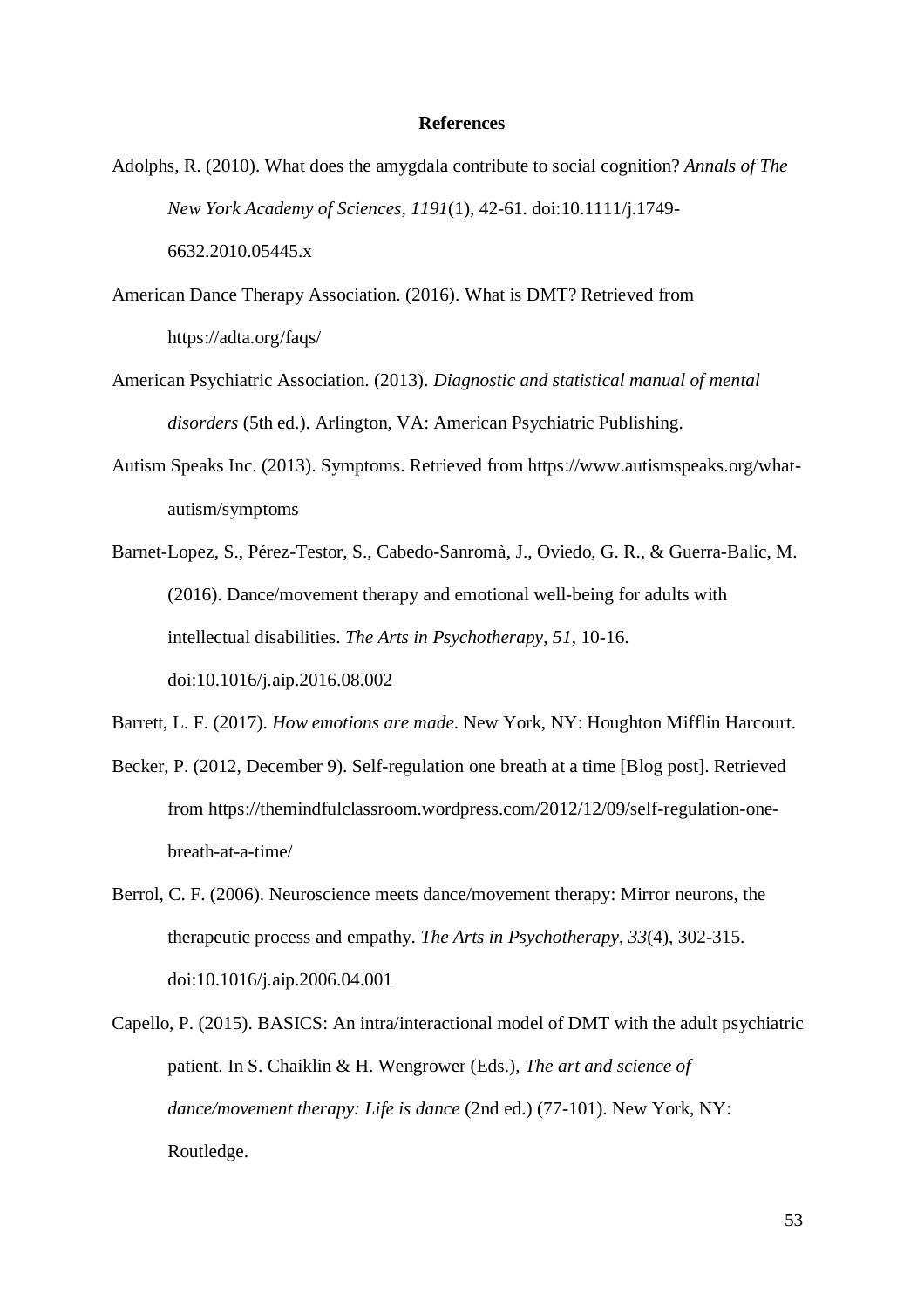# References

Adolphs, R. (2010). What does the amygdala contribute to social cognition? *Annals of The New York Academy of Sciences*, *1191*(1), 42-61. doi:10.1111/j.1749-6632.2010.05445.x

American Dance Therapy Association. (2016). What is DMT? Retrieved from https://adta.org/faqs/

American Psychiatric Association. (2013). *Diagnostic and statistical manual of mental disorders* (5th ed.). Arlington, VA: American Psychiatric Publishing.

Autism Speaks Inc. (2013). Symptoms. Retrieved from https://www.autismspeaks.org/what-autism/symptoms

Barnet-Lopez, S., Pérez-Testor, S., Cabedo-Sanromà, J., Oviedo, G. R., & Guerra-Balic, M. (2016). Dance/movement therapy and emotional well-being for adults with intellectual disabilities. *The Arts in Psychotherapy*, *51*, 10-16. doi:10.1016/j.aip.2016.08.002

Barrett, L. F. (2017). *How emotions are made*. New York, NY: Houghton Mifflin Harcourt.

Becker, P. (2012, December 9). Self-regulation one breath at a time [Blog post]. Retrieved from https://themindfulclassroom.wordpress.com/2012/12/09/self-regulation-one-breath-at-a-time/

Berrol, C. F. (2006). Neuroscience meets dance/movement therapy: Mirror neurons, the therapeutic process and empathy. *The Arts in Psychotherapy*, *33*(4), 302-315. doi:10.1016/j.aip.2006.04.001

Capello, P. (2015). BASICS: An intra/interactional model of DMT with the adult psychiatric patient. In S. Chaiklin & H. Wengrower (Eds.), *The art and science of dance/movement therapy: Life is dance* (2nd ed.) (77-101). New York, NY: Routledge.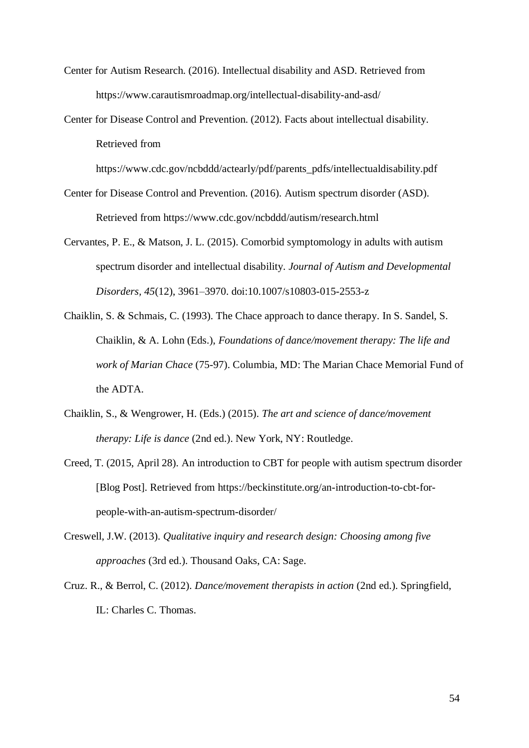Center for Autism Research. (2016). Intellectual disability and ASD. Retrieved from https://www.carautismroadmap.org/intellectual-disability-and-asd/

Center for Disease Control and Prevention. (2012). Facts about intellectual disability. Retrieved from https://www.cdc.gov/ncbddd/actearly/pdf/parents_pdfs/intellectualdisability.pdf

Center for Disease Control and Prevention. (2016). Autism spectrum disorder (ASD). Retrieved from https://www.cdc.gov/ncbddd/autism/research.html

Cervantes, P. E., & Matson, J. L. (2015). Comorbid symptomology in adults with autism spectrum disorder and intellectual disability. *Journal of Autism and Developmental Disorders, 45*(12), 3961–3970. doi:10.1007/s10803-015-2553-z

Chaiklin, S. & Schmais, C. (1993). The Chace approach to dance therapy. In S. Sandel, S. Chaiklin, & A. Lohn (Eds.), *Foundations of dance/movement therapy: The life and work of Marian Chace* (75-97). Columbia, MD: The Marian Chace Memorial Fund of the ADTA.

Chaiklin, S., & Wengrower, H. (Eds.) (2015). *The art and science of dance/movement therapy: Life is dance* (2nd ed.). New York, NY: Routledge.

Creed, T. (2015, April 28). An introduction to CBT for people with autism spectrum disorder [Blog Post]. Retrieved from https://beckinstitute.org/an-introduction-to-cbt-for-people-with-an-autism-spectrum-disorder/

Creswell, J.W. (2013). *Qualitative inquiry and research design: Choosing among five approaches* (3rd ed.). Thousand Oaks, CA: Sage.

Cruz. R., & Berrol, C. (2012). *Dance/movement therapists in action* (2nd ed.). Springfield, IL: Charles C. Thomas.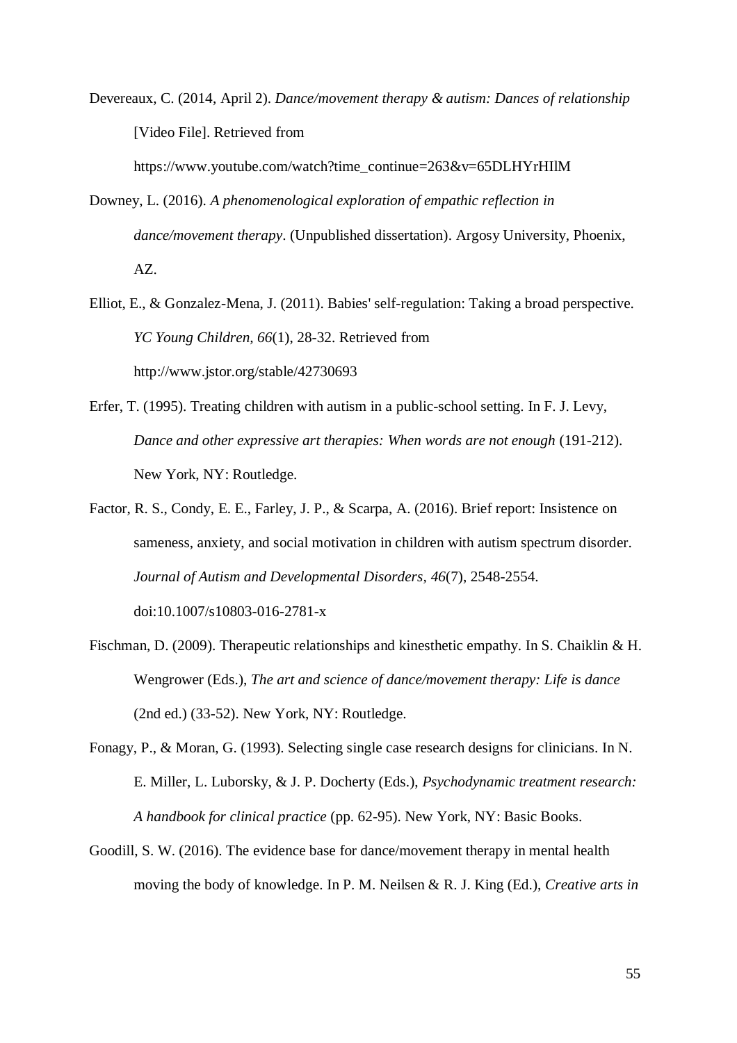Devereaux, C. (2014, April 2). *Dance/movement therapy & autism: Dances of relationship* [Video File]. Retrieved from https://www.youtube.com/watch?time_continue=263&v=65DLHYrHIlM

Downey, L. (2016). *A phenomenological exploration of empathic reflection in dance/movement therapy*. (Unpublished dissertation). Argosy University, Phoenix, AZ.

Elliot, E., & Gonzalez-Mena, J. (2011). Babies' self-regulation: Taking a broad perspective. *YC Young Children, 66*(1), 28-32. Retrieved from http://www.jstor.org/stable/42730693

Erfer, T. (1995). Treating children with autism in a public-school setting. In F. J. Levy, *Dance and other expressive art therapies: When words are not enough* (191-212). New York, NY: Routledge.

Factor, R. S., Condy, E. E., Farley, J. P., & Scarpa, A. (2016). Brief report: Insistence on sameness, anxiety, and social motivation in children with autism spectrum disorder. *Journal of Autism and Developmental Disorders, 46*(7), 2548-2554. doi:10.1007/s10803-016-2781-x

Fischman, D. (2009). Therapeutic relationships and kinesthetic empathy. In S. Chaiklin & H. Wengrower (Eds.), *The art and science of dance/movement therapy: Life is dance* (2nd ed.) (33-52). New York, NY: Routledge.

Fonagy, P., & Moran, G. (1993). Selecting single case research designs for clinicians. In N. E. Miller, L. Luborsky, & J. P. Docherty (Eds.), *Psychodynamic treatment research: A handbook for clinical practice* (pp. 62-95). New York, NY: Basic Books.

Goodill, S. W. (2016). The evidence base for dance/movement therapy in mental health moving the body of knowledge. In P. M. Neilsen & R. J. King (Ed.), *Creative arts in*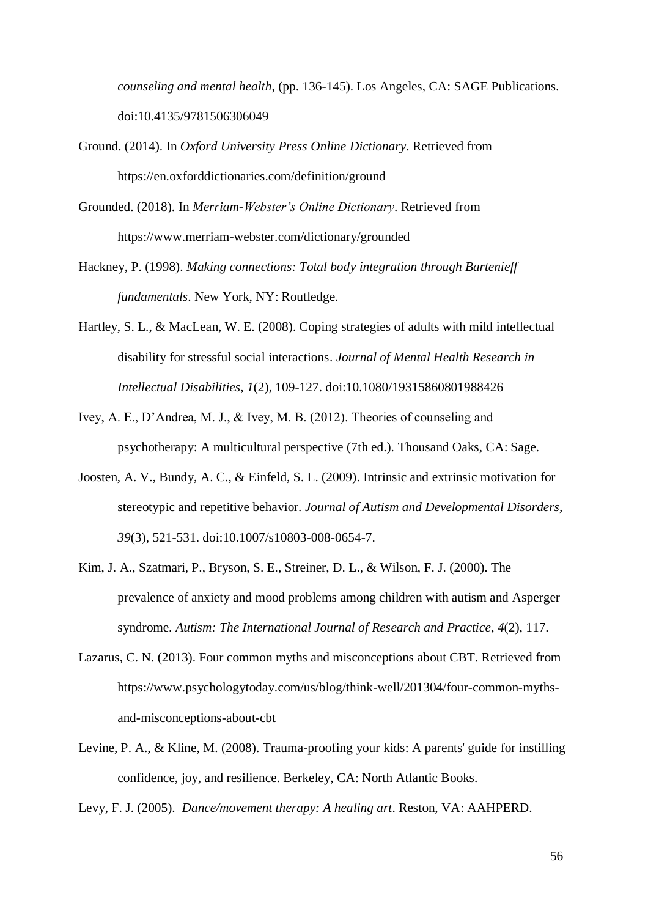*counseling and mental health*, (pp. 136-145). Los Angeles, CA: SAGE Publications. doi:10.4135/9781506306049

Ground. (2014). In *Oxford University Press Online Dictionary*. Retrieved from https://en.oxforddictionaries.com/definition/ground

Grounded. (2018). In *Merriam-Webster's Online Dictionary*. Retrieved from https://www.merriam-webster.com/dictionary/grounded

Hackney, P. (1998). *Making connections: Total body integration through Bartenieff fundamentals*. New York, NY: Routledge.

Hartley, S. L., & MacLean, W. E. (2008). Coping strategies of adults with mild intellectual disability for stressful social interactions. *Journal of Mental Health Research in Intellectual Disabilities, 1*(2), 109-127. doi:10.1080/19315860801988426

Ivey, A. E., D'Andrea, M. J., & Ivey, M. B. (2012). Theories of counseling and psychotherapy: A multicultural perspective (7th ed.). Thousand Oaks, CA: Sage.

Joosten, A. V., Bundy, A. C., & Einfeld, S. L. (2009). Intrinsic and extrinsic motivation for stereotypic and repetitive behavior. *Journal of Autism and Developmental Disorders, 39*(3), 521-531. doi:10.1007/s10803-008-0654-7.

Kim, J. A., Szatmari, P., Bryson, S. E., Streiner, D. L., & Wilson, F. J. (2000). The prevalence of anxiety and mood problems among children with autism and Asperger syndrome. *Autism: The International Journal of Research and Practice, 4*(2), 117.

Lazarus, C. N. (2013). Four common myths and misconceptions about CBT. Retrieved from https://www.psychologytoday.com/us/blog/think-well/201304/four-common-myths-and-misconceptions-about-cbt

Levine, P. A., & Kline, M. (2008). Trauma-proofing your kids: A parents' guide for instilling confidence, joy, and resilience. Berkeley, CA: North Atlantic Books.

Levy, F. J. (2005). *Dance/movement therapy: A healing art*. Reston, VA: AAHPERD.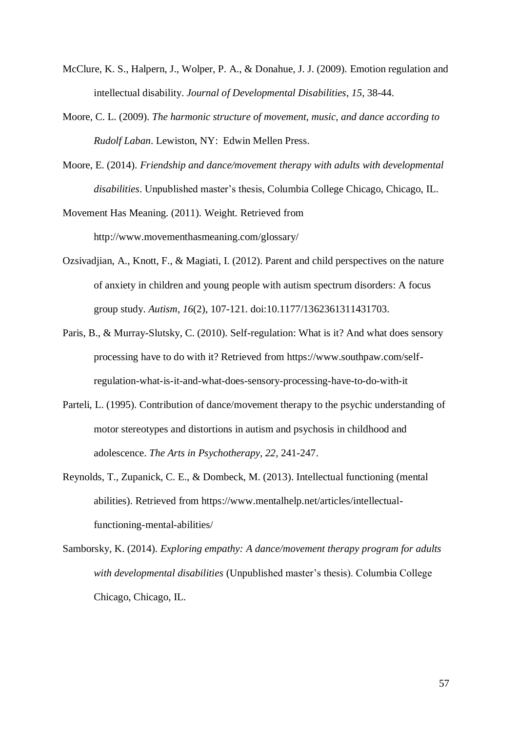McClure, K. S., Halpern, J., Wolper, P. A., & Donahue, J. J. (2009). Emotion regulation and intellectual disability. *Journal of Developmental Disabilities, 15*, 38-44.

Moore, C. L. (2009). *The harmonic structure of movement, music, and dance according to Rudolf Laban*. Lewiston, NY: Edwin Mellen Press.

Moore, E. (2014). *Friendship and dance/movement therapy with adults with developmental disabilities*. Unpublished master's thesis, Columbia College Chicago, Chicago, IL.

Movement Has Meaning. (2011). Weight. Retrieved from http://www.movementhasmeaning.com/glossary/

Ozsivadjian, A., Knott, F., & Magiati, I. (2012). Parent and child perspectives on the nature of anxiety in children and young people with autism spectrum disorders: A focus group study. *Autism*, *16*(2), 107-121. doi:10.1177/1362361311431703.

Paris, B., & Murray-Slutsky, C. (2010). Self-regulation: What is it? And what does sensory processing have to do with it? Retrieved from https://www.southpaw.com/self-regulation-what-is-it-and-what-does-sensory-processing-have-to-do-with-it

Parteli, L. (1995). Contribution of dance/movement therapy to the psychic understanding of motor stereotypes and distortions in autism and psychosis in childhood and adolescence. *The Arts in Psychotherapy, 22*, 241-247.

Reynolds, T., Zupanick, C. E., & Dombeck, M. (2013). Intellectual functioning (mental abilities). Retrieved from https://www.mentalhelp.net/articles/intellectual-functioning-mental-abilities/

Samborsky, K. (2014). *Exploring empathy: A dance/movement therapy program for adults with developmental disabilities* (Unpublished master's thesis). Columbia College Chicago, Chicago, IL.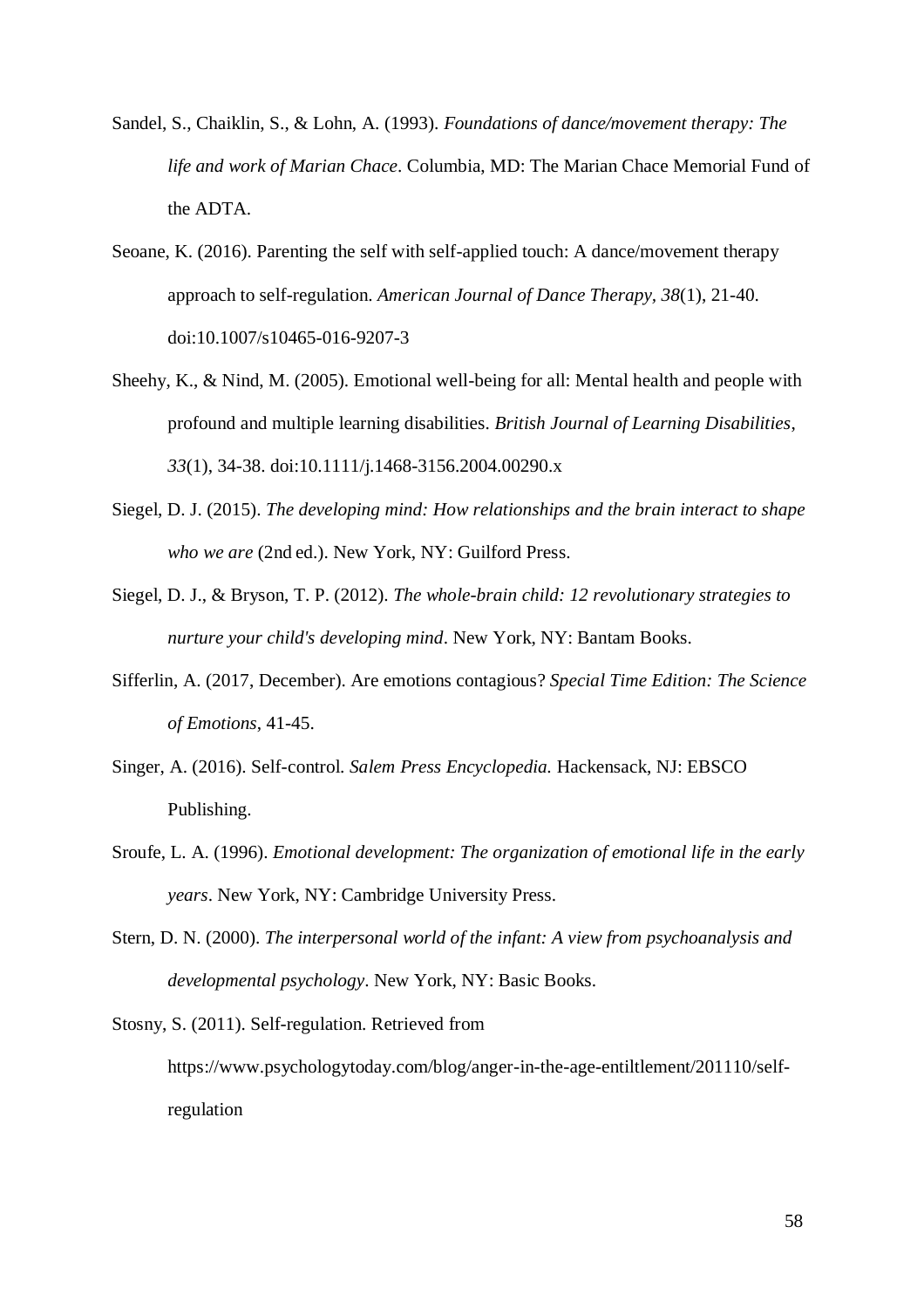Sandel, S., Chaiklin, S., & Lohn, A. (1993). *Foundations of dance/movement therapy: The life and work of Marian Chace*. Columbia, MD: The Marian Chace Memorial Fund of the ADTA.

Seoane, K. (2016). Parenting the self with self-applied touch: A dance/movement therapy approach to self-regulation. *American Journal of Dance Therapy, 38*(1), 21-40. doi:10.1007/s10465-016-9207-3

Sheehy, K., & Nind, M. (2005). Emotional well-being for all: Mental health and people with profound and multiple learning disabilities. *British Journal of Learning Disabilities*, *33*(1), 34-38. doi:10.1111/j.1468-3156.2004.00290.x

Siegel, D. J. (2015). *The developing mind: How relationships and the brain interact to shape who we are* (2nd ed.). New York, NY: Guilford Press.

Siegel, D. J., & Bryson, T. P. (2012). *The whole-brain child: 12 revolutionary strategies to nurture your child's developing mind*. New York, NY: Bantam Books.

Sifferlin, A. (2017, December). Are emotions contagious? *Special Time Edition: The Science of Emotions*, 41-45.

Singer, A. (2016). Self-control. *Salem Press Encyclopedia.* Hackensack, NJ: EBSCO Publishing.

Sroufe, L. A. (1996). *Emotional development: The organization of emotional life in the early years*. New York, NY: Cambridge University Press.

Stern, D. N. (2000). *The interpersonal world of the infant: A view from psychoanalysis and developmental psychology*. New York, NY: Basic Books.

Stosny, S. (2011). Self-regulation. Retrieved from https://www.psychologytoday.com/blog/anger-in-the-age-entiltlement/201110/self-regulation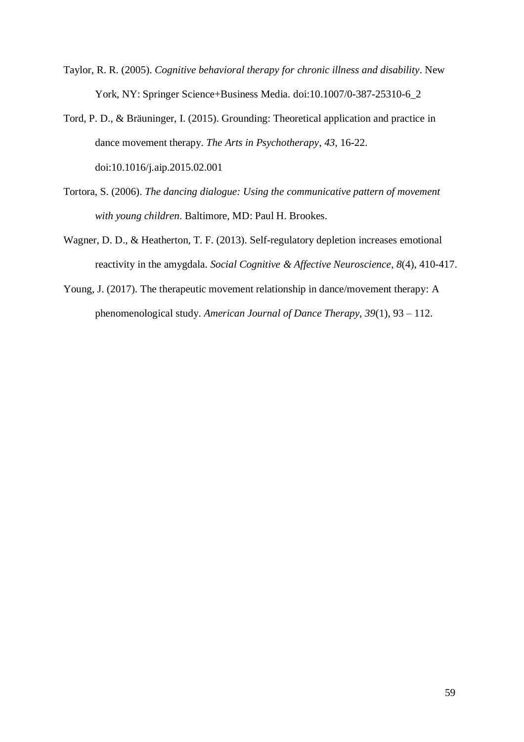Taylor, R. R. (2005). *Cognitive behavioral therapy for chronic illness and disability*. New York, NY: Springer Science+Business Media. doi:10.1007/0-387-25310-6_2

Tord, P. D., & Bräuninger, I. (2015). Grounding: Theoretical application and practice in dance movement therapy. *The Arts in Psychotherapy*, *43*, 16-22. doi:10.1016/j.aip.2015.02.001

Tortora, S. (2006). *The dancing dialogue: Using the communicative pattern of movement with young children*. Baltimore, MD: Paul H. Brookes.

Wagner, D. D., & Heatherton, T. F. (2013). Self-regulatory depletion increases emotional reactivity in the amygdala. *Social Cognitive & Affective Neuroscience*, *8*(4), 410-417.

Young, J. (2017). The therapeutic movement relationship in dance/movement therapy: A phenomenological study. *American Journal of Dance Therapy*, *39*(1), 93 – 112.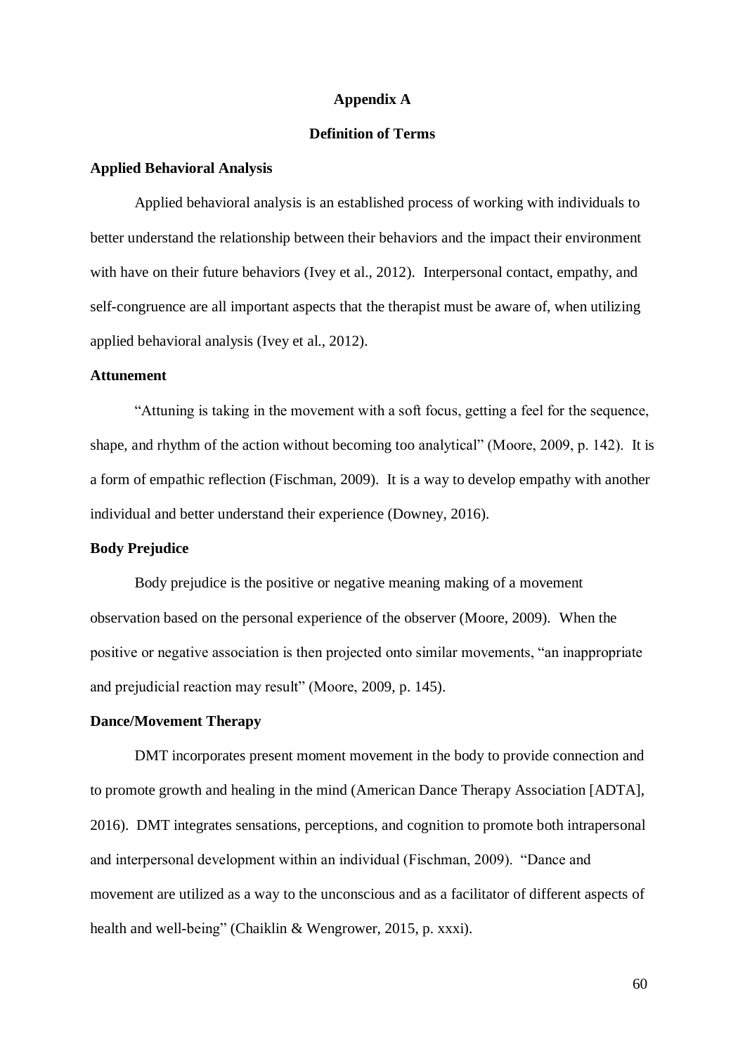# Appendix A

## Definition of Terms

### Applied Behavioral Analysis

Applied behavioral analysis is an established process of working with individuals to better understand the relationship between their behaviors and the impact their environment with have on their future behaviors (Ivey et al., 2012). Interpersonal contact, empathy, and self-congruence are all important aspects that the therapist must be aware of, when utilizing applied behavioral analysis (Ivey et al., 2012).

### Attunement

"Attuning is taking in the movement with a soft focus, getting a feel for the sequence, shape, and rhythm of the action without becoming too analytical" (Moore, 2009, p. 142). It is a form of empathic reflection (Fischman, 2009). It is a way to develop empathy with another individual and better understand their experience (Downey, 2016).

### Body Prejudice

Body prejudice is the positive or negative meaning making of a movement observation based on the personal experience of the observer (Moore, 2009). When the positive or negative association is then projected onto similar movements, "an inappropriate and prejudicial reaction may result" (Moore, 2009, p. 145).

### Dance/Movement Therapy

DMT incorporates present moment movement in the body to provide connection and to promote growth and healing in the mind (American Dance Therapy Association [ADTA], 2016). DMT integrates sensations, perceptions, and cognition to promote both intrapersonal and interpersonal development within an individual (Fischman, 2009). "Dance and movement are utilized as a way to the unconscious and as a facilitator of different aspects of health and well-being" (Chaiklin & Wengrower, 2015, p. xxxi).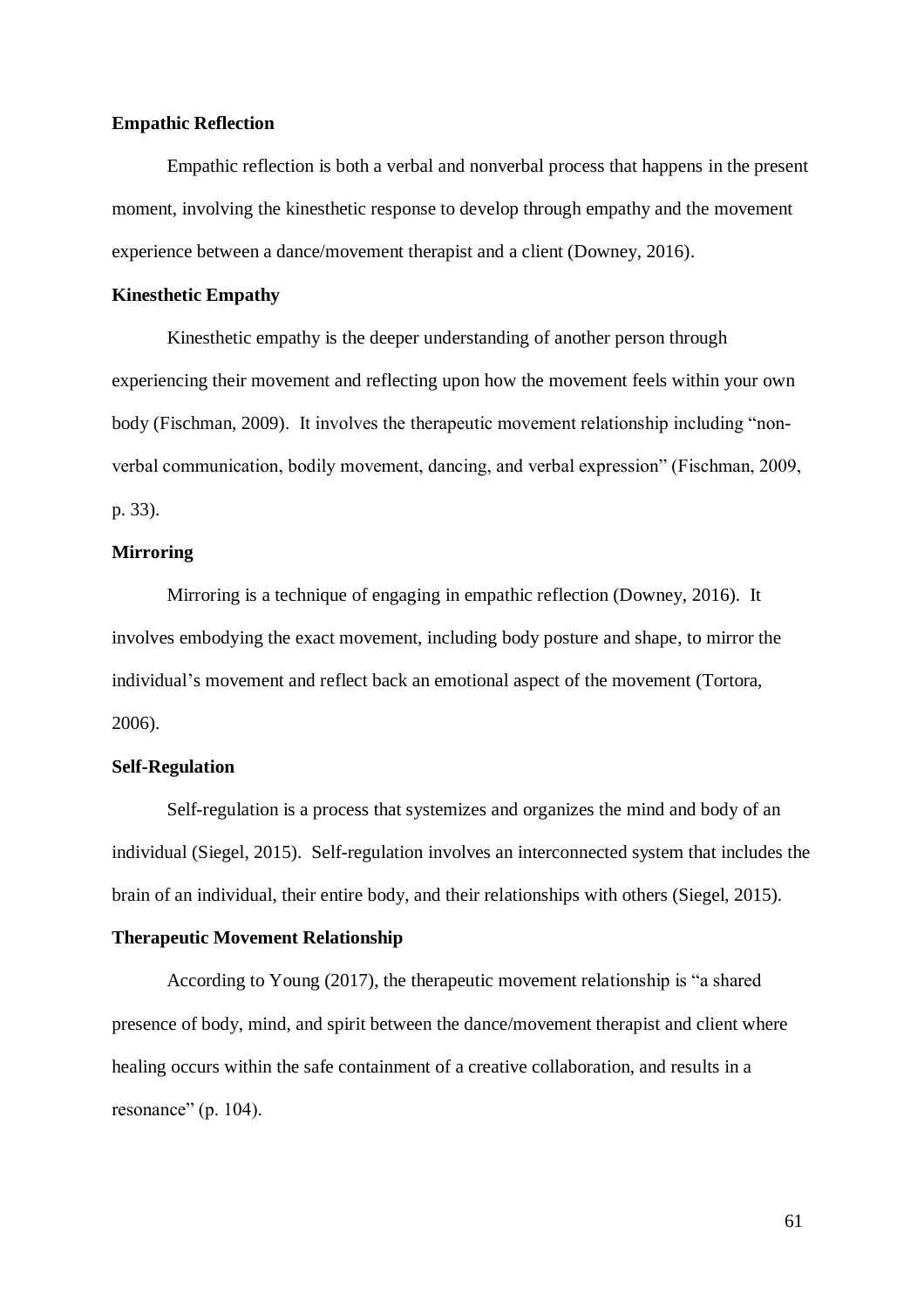**Empathic Reflection**

Empathic reflection is both a verbal and nonverbal process that happens in the present moment, involving the kinesthetic response to develop through empathy and the movement experience between a dance/movement therapist and a client (Downey, 2016).

**Kinesthetic Empathy**

Kinesthetic empathy is the deeper understanding of another person through experiencing their movement and reflecting upon how the movement feels within your own body (Fischman, 2009). It involves the therapeutic movement relationship including "non-verbal communication, bodily movement, dancing, and verbal expression" (Fischman, 2009, p. 33).

**Mirroring**

Mirroring is a technique of engaging in empathic reflection (Downey, 2016). It involves embodying the exact movement, including body posture and shape, to mirror the individual's movement and reflect back an emotional aspect of the movement (Tortora, 2006).

**Self-Regulation**

Self-regulation is a process that systemizes and organizes the mind and body of an individual (Siegel, 2015). Self-regulation involves an interconnected system that includes the brain of an individual, their entire body, and their relationships with others (Siegel, 2015).

**Therapeutic Movement Relationship**

According to Young (2017), the therapeutic movement relationship is "a shared presence of body, mind, and spirit between the dance/movement therapist and client where healing occurs within the safe containment of a creative collaboration, and results in a resonance" (p. 104).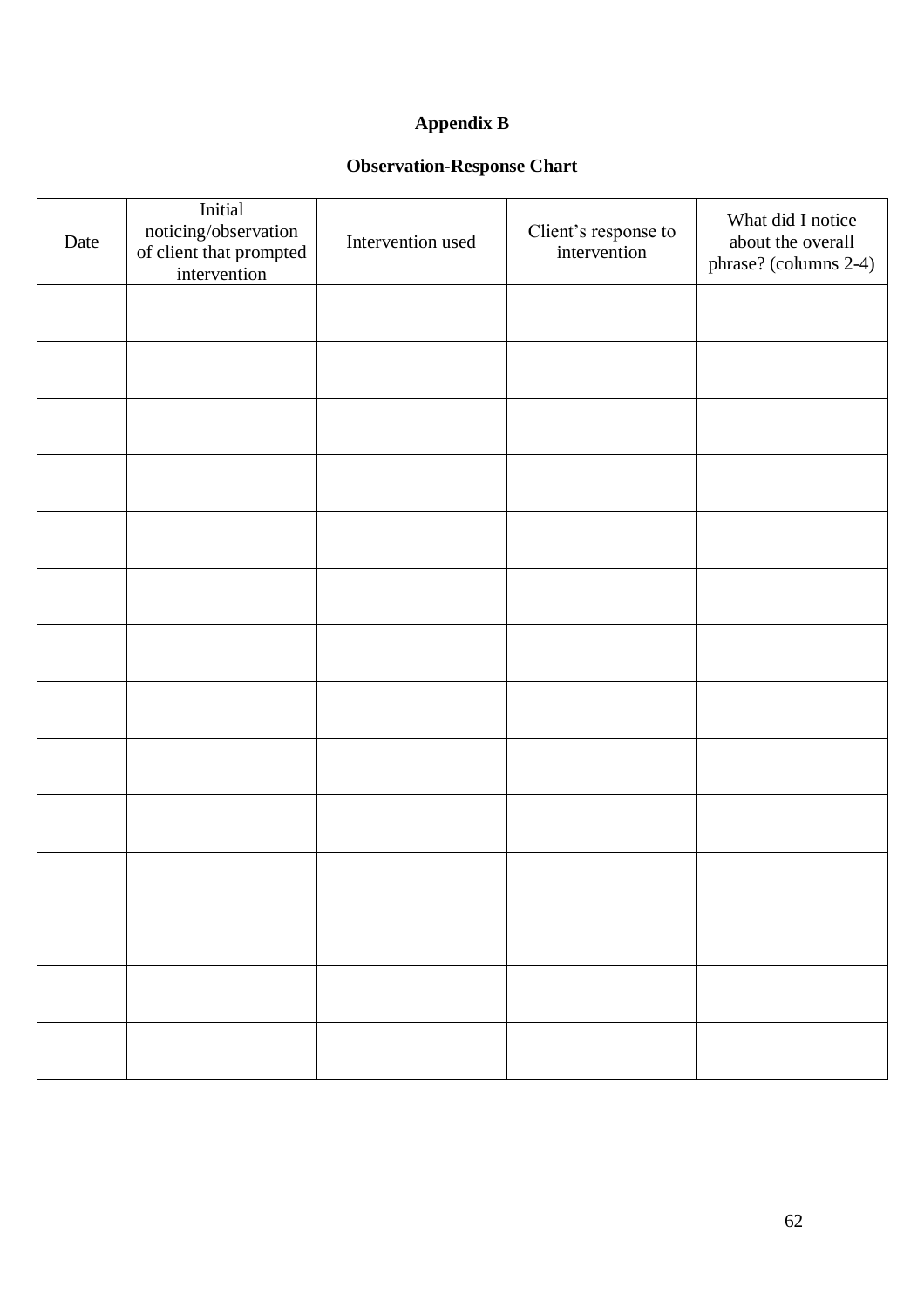# Appendix B

## Observation-Response Chart

| Date | Initial noticing/observation of client that prompted intervention | Intervention used | Client's response to intervention | What did I notice about the overall phrase? (columns 2-4) |
|---|---|---|---|---|
| | | | | |
| | | | | |
| | | | | |
| | | | | |
| | | | | |
| | | | | |
| | | | | |
| | | | | |
| | | | | |
| | | | | |
| | | | | |
| | | | | |
| | | | | |
| | | | | |